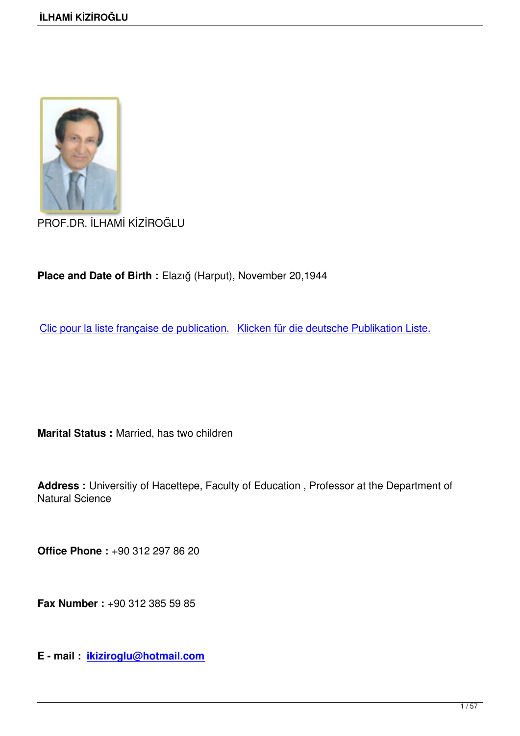PROF.DR. İLHAMİ KİZİROĞLU

**Place and Date of Birth :** Elazığ (Harput), November 20,1944

Clic pour la liste française de publication. Klicken für die deutsche Publikation Liste.

**Marital Status :** Married, has two children

**Address :** Universitiy of Hacettepe, Faculty of Education , Professor at the Department of Natural Science

**Office Phone :** +90 312 297 86 20

**Fax Number :** +90 312 385 59 85

**E - mail :** **ikiziroglu@hotmail.com**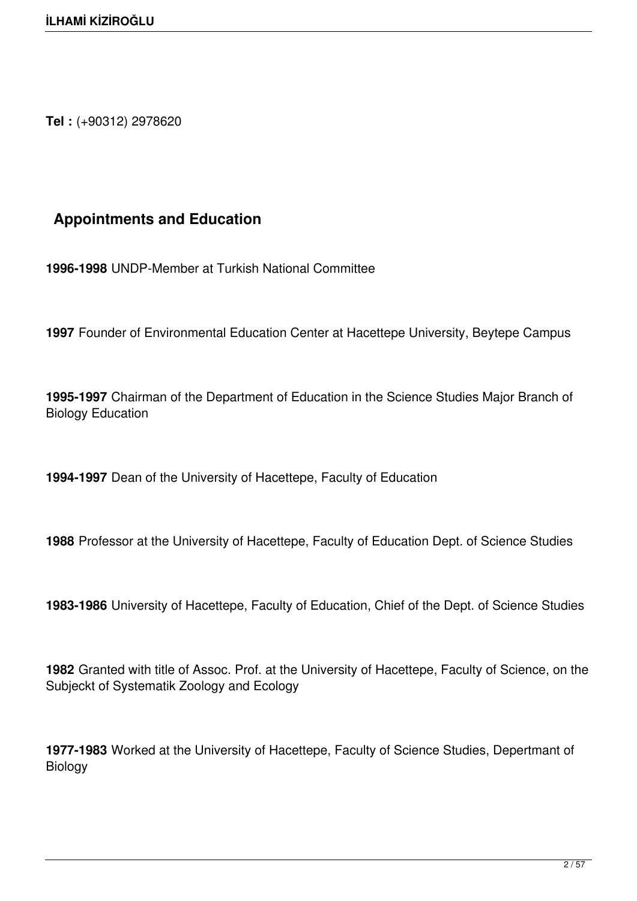**Tel :** (+90312) 2978620

## Appointments and Education

**1996-1998** UNDP-Member at Turkish National Committee

**1997** Founder of Environmental Education Center at Hacettepe University, Beytepe Campus

**1995-1997** Chairman of the Department of Education in the Science Studies Major Branch of Biology Education

**1994-1997** Dean of the University of Hacettepe, Faculty of Education

**1988** Professor at the University of Hacettepe, Faculty of Education Dept. of Science Studies

**1983-1986** University of Hacettepe, Faculty of Education, Chief of the Dept. of Science Studies

**1982** Granted with title of Assoc. Prof. at the University of Hacettepe, Faculty of Science, on the Subjeckt of Systematik Zoology and Ecology

**1977-1983** Worked at the University of Hacettepe, Faculty of Science Studies, Depertmant of Biology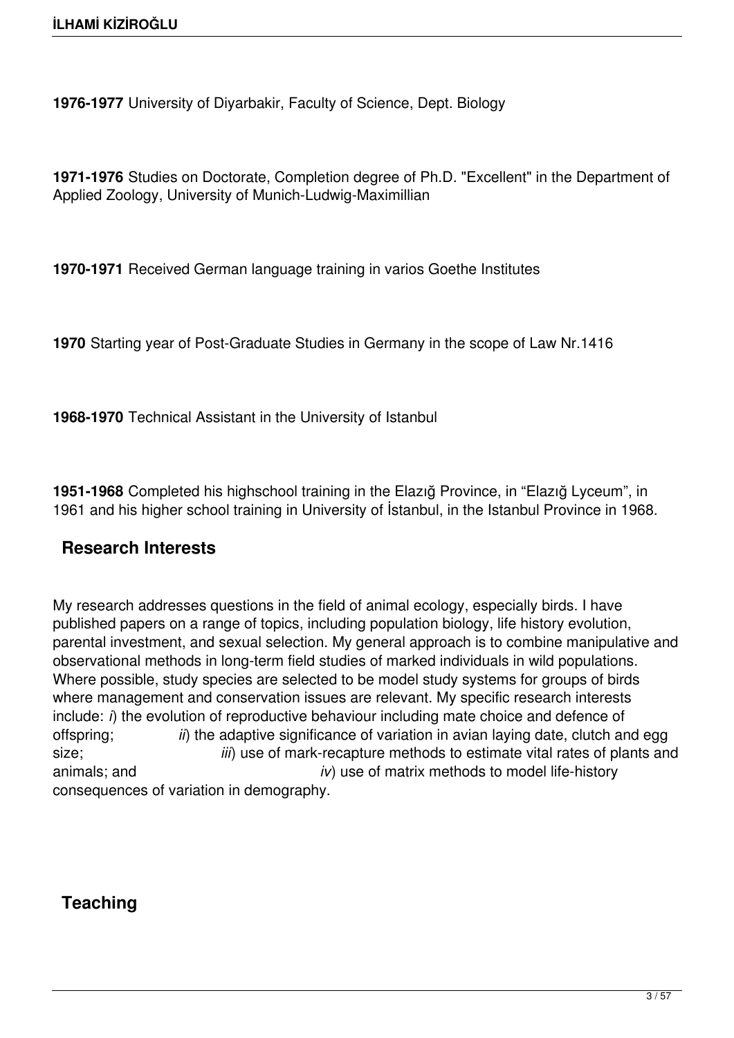**1976-1977** University of Diyarbakir, Faculty of Science, Dept. Biology

**1971-1976** Studies on Doctorate, Completion degree of Ph.D. "Excellent" in the Department of Applied Zoology, University of Munich-Ludwig-Maximillian

**1970-1971** Received German language training in varios Goethe Institutes

**1970** Starting year of Post-Graduate Studies in Germany in the scope of Law Nr.1416

**1968-1970** Technical Assistant in the University of Istanbul

**1951-1968** Completed his highschool training in the Elazığ Province, in “Elazığ Lyceum”, in 1961 and his higher school training in University of İstanbul, in the Istanbul Province in 1968.

## Research Interests

My research addresses questions in the field of animal ecology, especially birds. I have published papers on a range of topics, including population biology, life history evolution, parental investment, and sexual selection. My general approach is to combine manipulative and observational methods in long-term field studies of marked individuals in wild populations. Where possible, study species are selected to be model study systems for groups of birds where management and conservation issues are relevant. My specific research interests include: *i*) the evolution of reproductive behaviour including mate choice and defence of offspring; *ii*) the adaptive significance of variation in avian laying date, clutch and egg size; *iii*) use of mark-recapture methods to estimate vital rates of plants and animals; and *iv*) use of matrix methods to model life-history consequences of variation in demography.

## Teaching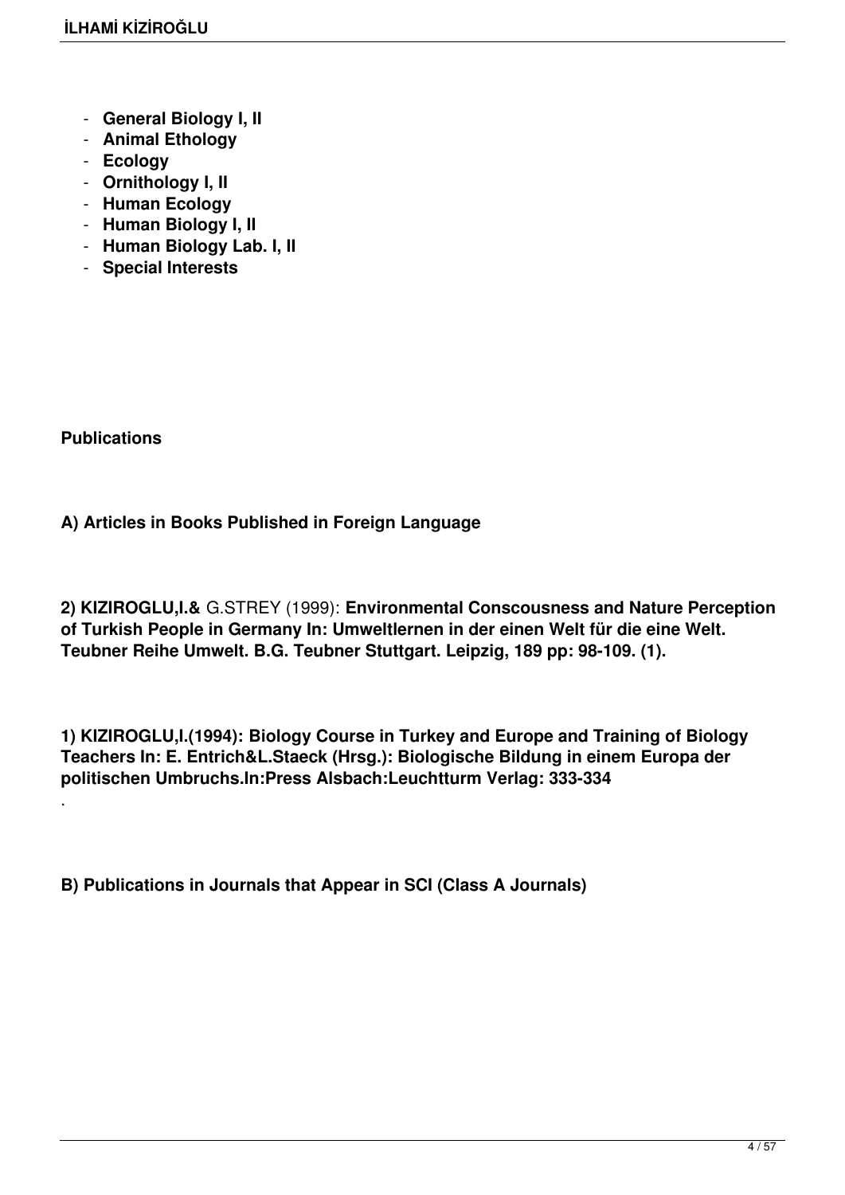- **General Biology I, II**
- **Animal Ethology**
- **Ecology**
- **Ornithology I, II**
- **Human Ecology**
- **Human Biology I, II**
- **Human Biology Lab. I, II**
- **Special Interests**

**Publications**

**A) Articles in Books Published in Foreign Language**

**2) KIZIROGLU,I.&** G.STREY (1999): **Environmental Conscousness and Nature Perception of Turkish People in Germany In: Umweltlernen in der einen Welt für die eine Welt. Teubner Reihe Umwelt. B.G. Teubner Stuttgart. Leipzig, 189 pp: 98-109. (1).**

**1) KIZIROGLU,I.(1994): Biology Course in Turkey and Europe and Training of Biology Teachers In: E. Entrich&L.Staeck (Hrsg.): Biologische Bildung in einem Europa der politischen Umbruchs.In:Press Alsbach:Leuchtturm Verlag: 333-334**

.

**B) Publications in Journals that Appear in SCI (Class A Journals)**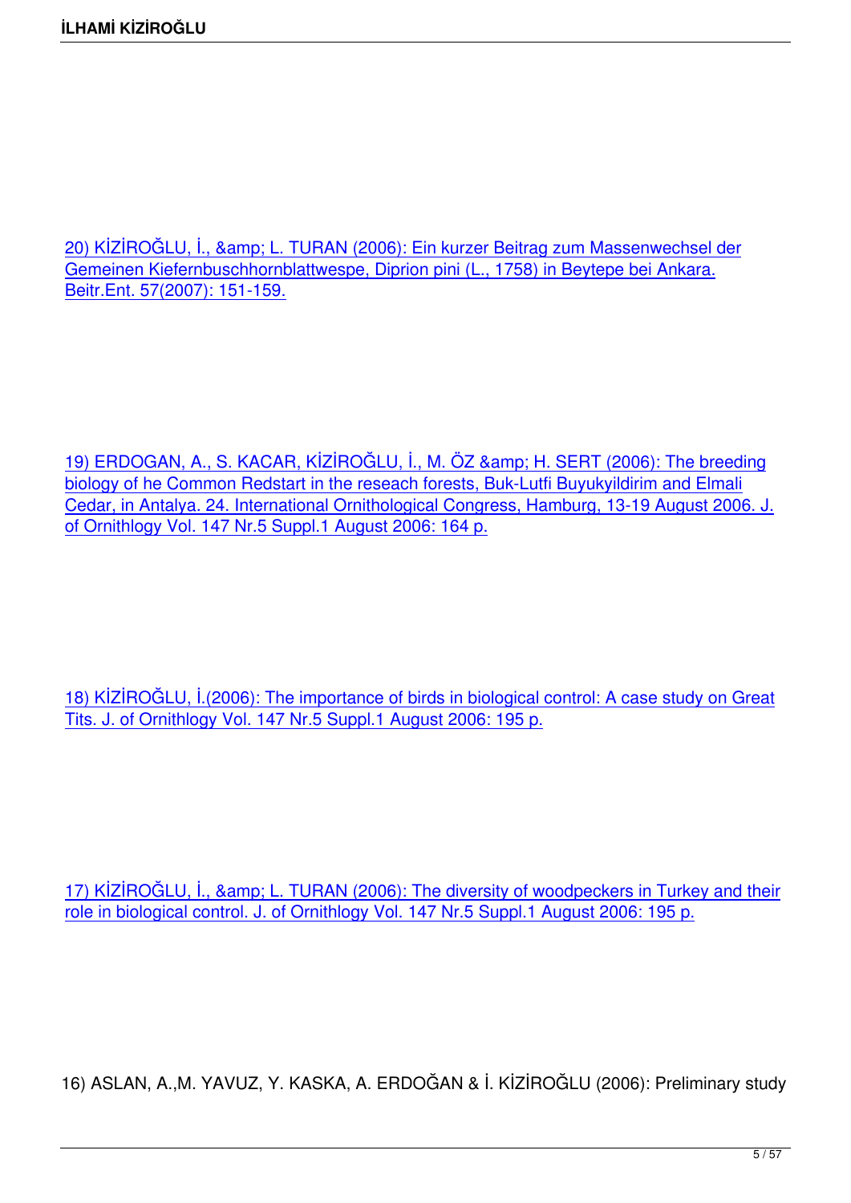20) KİZİROĞLU, İ., &amp; L. TURAN (2006): Ein kurzer Beitrag zum Massenwechsel der Gemeinen Kiefernbuschhornblattwespe, Diprion pini (L., 1758) in Beytepe bei Ankara. Beitr.Ent. 57(2007): 151-159.

19) ERDOGAN, A., S. KACAR, KİZİROĞLU, İ., M. ÖZ &amp; H. SERT (2006): The breeding biology of he Common Redstart in the reseach forests, Buk-Lutfi Buyukyildirim and Elmali Cedar, in Antalya. 24. International Ornithological Congress, Hamburg, 13-19 August 2006. J. of Ornithlogy Vol. 147 Nr.5 Suppl.1 August 2006: 164 p.

18) KİZİROĞLU, İ.(2006): The importance of birds in biological control: A case study on Great Tits. J. of Ornithlogy Vol. 147 Nr.5 Suppl.1 August 2006: 195 p.

17) KİZİROĞLU, İ., &amp; L. TURAN (2006): The diversity of woodpeckers in Turkey and their role in biological control. J. of Ornithlogy Vol. 147 Nr.5 Suppl.1 August 2006: 195 p.

16) ASLAN, A.,M. YAVUZ, Y. KASKA, A. ERDOĞAN & İ. KİZİROĞLU (2006): Preliminary study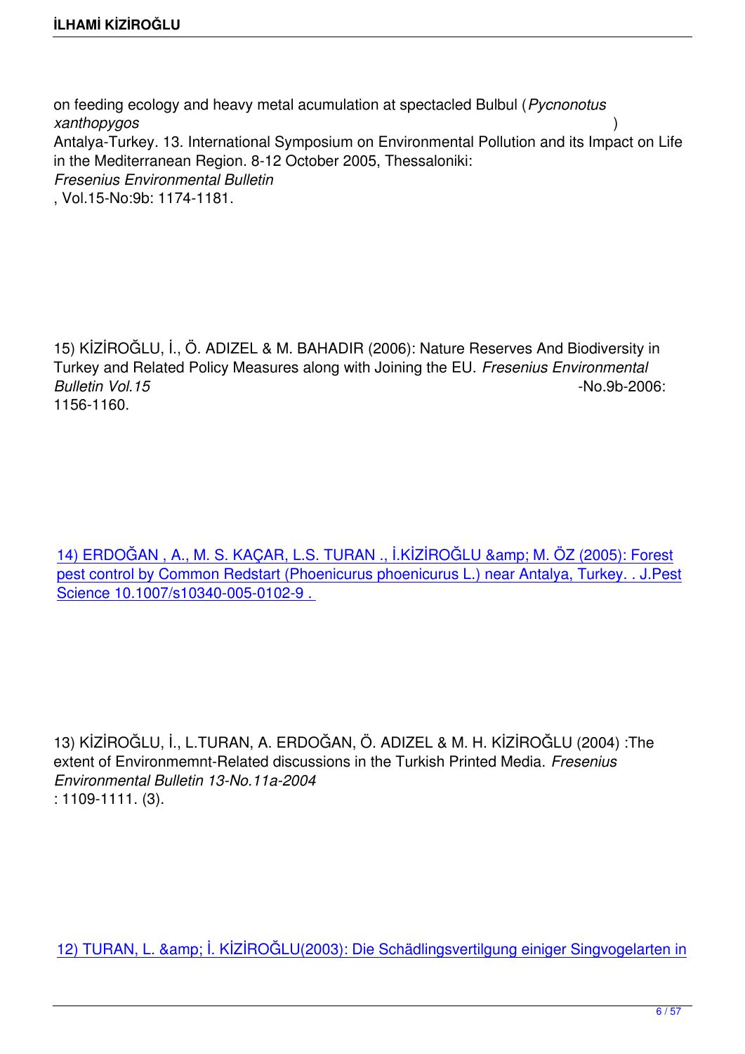on feeding ecology and heavy metal acumulation at spectacled Bulbul (*Pycnonotus xanthopygos*) Antalya-Turkey. 13. International Symposium on Environmental Pollution and its Impact on Life in the Mediterranean Region. 8-12 October 2005, Thessaloniki: *Fresenius Environmental Bulletin*, Vol.15-No:9b: 1174-1181.

15) KİZİROĞLU, İ., Ö. ADIZEL & M. BAHADIR (2006): Nature Reserves And Biodiversity in Turkey and Related Policy Measures along with Joining the EU. *Fresenius Environmental Bulletin Vol.15* -No.9b-2006: 1156-1160.

14) ERDOĞAN , A., M. S. KAÇAR, L.S. TURAN ., İ.KİZİROĞLU &amp; M. ÖZ (2005): Forest pest control by Common Redstart (Phoenicurus phoenicurus L.) near Antalya, Turkey. . J.Pest Science 10.1007/s10340-005-0102-9 .

13) KİZİROĞLU, İ., L.TURAN, A. ERDOĞAN, Ö. ADIZEL & M. H. KİZİROĞLU (2004) :The extent of Environmemnt-Related discussions in the Turkish Printed Media. *Fresenius Environmental Bulletin 13-No.11a-2004*: 1109-1111. (3).

12) TURAN, L. &amp; İ. KİZİROĞLU(2003): Die Schädlingsvertilgung einiger Singvogelarten in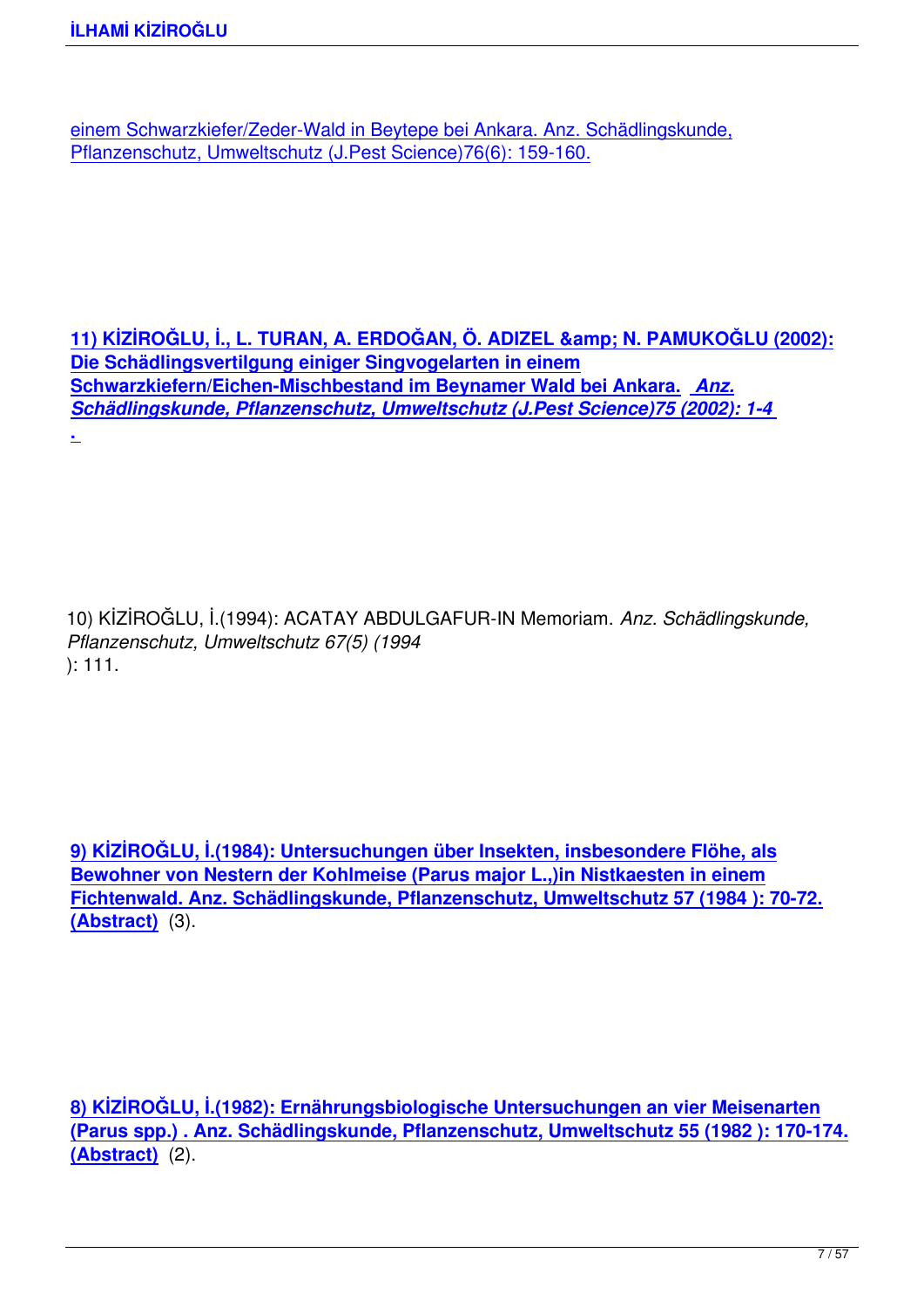einem Schwarzkiefer/Zeder-Wald in Beytepe bei Ankara. Anz. Schädlingskunde, Pflanzenschutz, Umweltschutz (J.Pest Science)76(6): 159-160.

**11) KİZİROĞLU, İ., L. TURAN, A. ERDOĞAN, Ö. ADIZEL &amp; N. PAMUKOĞLU (2002): Die Schädlingsvertilgung einiger Singvogelarten in einem Schwarzkiefern/Eichen-Mischbestand im Beynamer Wald bei Ankara.** ***Anz. Schädlingskunde, Pflanzenschutz, Umweltschutz (J.Pest Science)75 (2002): 1-4*** **.**

10) KİZİROĞLU, İ.(1994): ACATAY ABDULGAFUR-IN Memoriam. *Anz. Schädlingskunde, Pflanzenschutz, Umweltschutz 67(5) (1994* ): 111.

**9) KİZİROĞLU, İ.(1984): Untersuchungen über Insekten, insbesondere Flöhe, als Bewohner von Nestern der Kohlmeise (Parus major L.,)in Nistkaesten in einem Fichtenwald. Anz. Schädlingskunde, Pflanzenschutz, Umweltschutz 57 (1984 ): 70-72. (Abstract)** (3).

**8) KİZİROĞLU, İ.(1982): Ernährungsbiologische Untersuchungen an vier Meisenarten (Parus spp.) . Anz. Schädlingskunde, Pflanzenschutz, Umweltschutz 55 (1982 ): 170-174. (Abstract)** (2).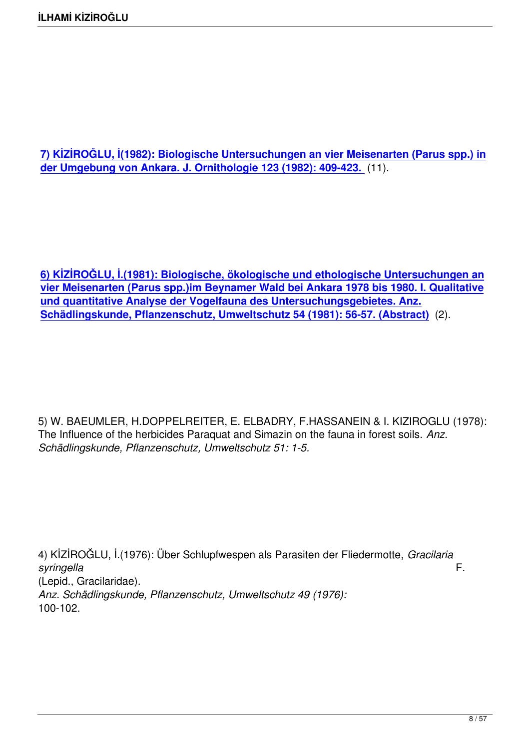**7) KİZİROĞLU, İ(1982): Biologische Untersuchungen an vier Meisenarten (Parus spp.) in der Umgebung von Ankara. J. Ornithologie 123 (1982): 409-423.** (11).

**6) KİZİROĞLU, İ.(1981): Biologische, ökologische und ethologische Untersuchungen an vier Meisenarten (Parus spp.)im Beynamer Wald bei Ankara 1978 bis 1980. I. Qualitative und quantitative Analyse der Vogelfauna des Untersuchungsgebietes. Anz. Schädlingskunde, Pflanzenschutz, Umweltschutz 54 (1981): 56-57. (Abstract)** (2).

5) W. BAEUMLER, H.DOPPELREITER, E. ELBADRY, F.HASSANEIN & I. KIZIROGLU (1978): The Influence of the herbicides Paraquat and Simazin on the fauna in forest soils. *Anz. Schädlingskunde, Pflanzenschutz, Umweltschutz 51: 1-5.*

4) KİZİROĞLU, İ.(1976): Über Schlupfwespen als Parasiten der Fliedermotte, *Gracilaria syringella* F. (Lepid., Gracilaridae). *Anz. Schädlingskunde, Pflanzenschutz, Umweltschutz 49 (1976):* 100-102.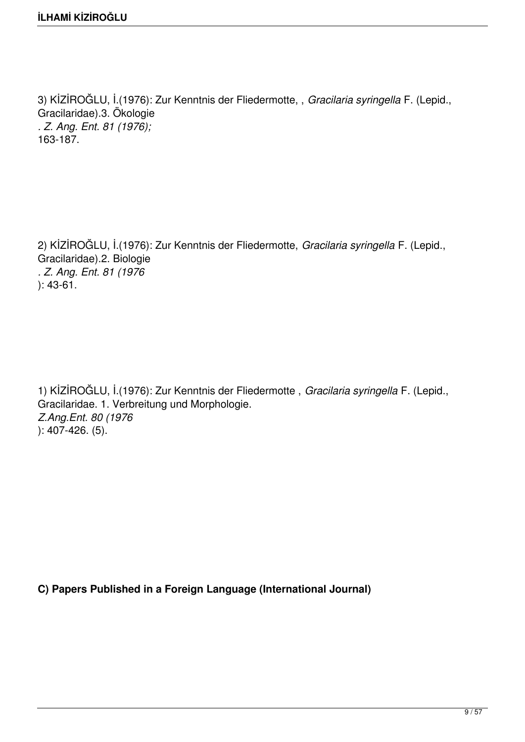3) KİZİROĞLU, İ.(1976): Zur Kenntnis der Fliedermotte, , *Gracilaria syringella* F. (Lepid., Gracilaridae).3. Ökologie *. Z. Ang. Ent. 81 (1976);* 163-187.

2) KİZİROĞLU, İ.(1976): Zur Kenntnis der Fliedermotte, *Gracilaria syringella* F. (Lepid., Gracilaridae).2. Biologie *. Z. Ang. Ent. 81 (1976* ): 43-61.

1) KİZİROĞLU, İ.(1976): Zur Kenntnis der Fliedermotte , *Gracilaria syringella* F. (Lepid., Gracilaridae. 1. Verbreitung und Morphologie. *Z.Ang.Ent. 80 (1976* ): 407-426. (5).

**C) Papers Published in a Foreign Language (International Journal)**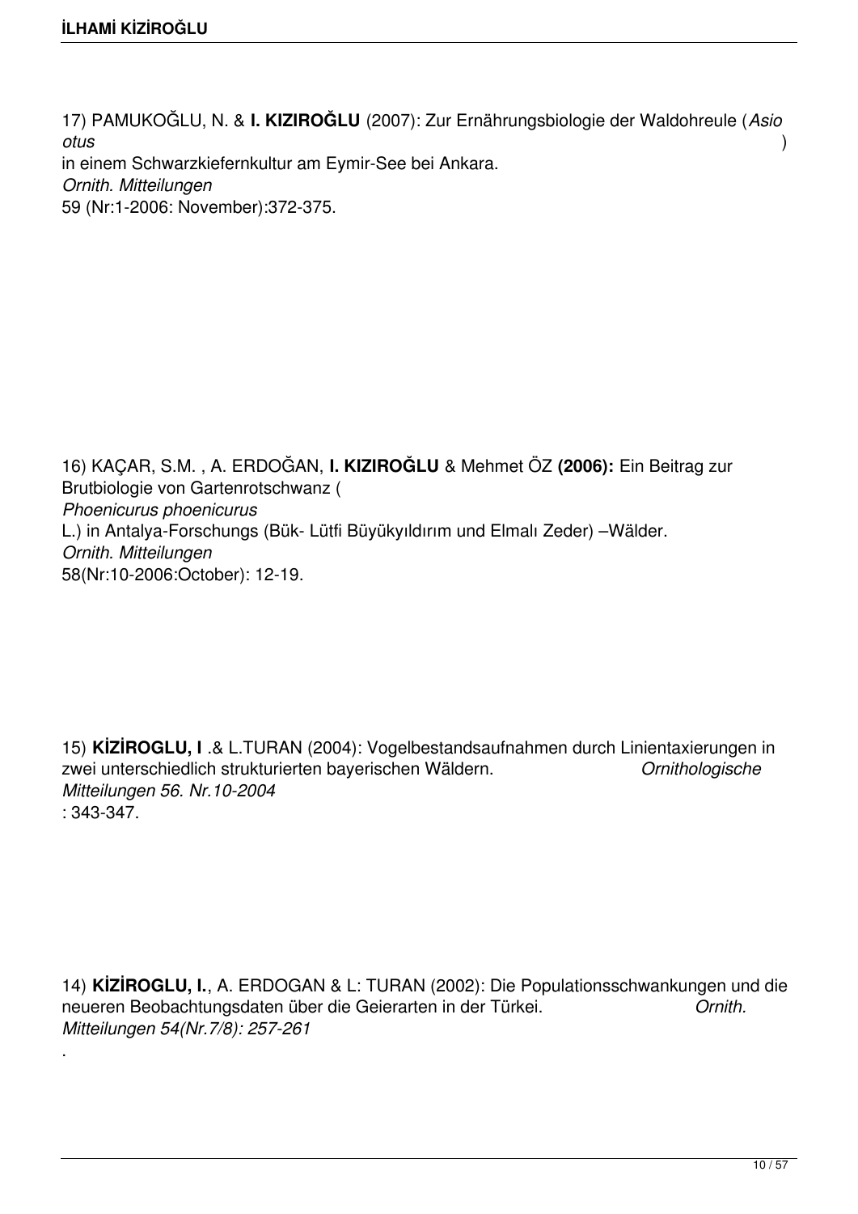17) PAMUKOĞLU, N. & **I. KIZIROĞLU** (2007): Zur Ernährungsbiologie der Waldohreule (*Asio otus*) in einem Schwarzkiefernkultur am Eymir-See bei Ankara. *Ornith. Mitteilungen* 59 (Nr:1-2006: November):372-375.

16) KAÇAR, S.M. , A. ERDOĞAN, **I. KIZIROĞLU** & Mehmet ÖZ **(2006):** Ein Beitrag zur Brutbiologie von Gartenrotschwanz (*Phoenicurus phoenicurus* L.) in Antalya-Forschungs (Bük- Lütfi Büyükyıldırım und Elmalı Zeder) –Wälder. *Ornith. Mitteilungen* 58(Nr:10-2006:October): 12-19.

15) **KİZİROGLU, I** .& L.TURAN (2004): Vogelbestandsaufnahmen durch Linientaxierungen in zwei unterschiedlich strukturierten bayerischen Wäldern. *Ornithologische Mitteilungen 56. Nr.10-2004* : 343-347.

14) **KİZİROGLU, I.**, A. ERDOGAN & L: TURAN (2002): Die Populationsschwankungen und die neueren Beobachtungsdaten über die Geierarten in der Türkei. *Ornith. Mitteilungen 54(Nr.7/8): 257-261*

.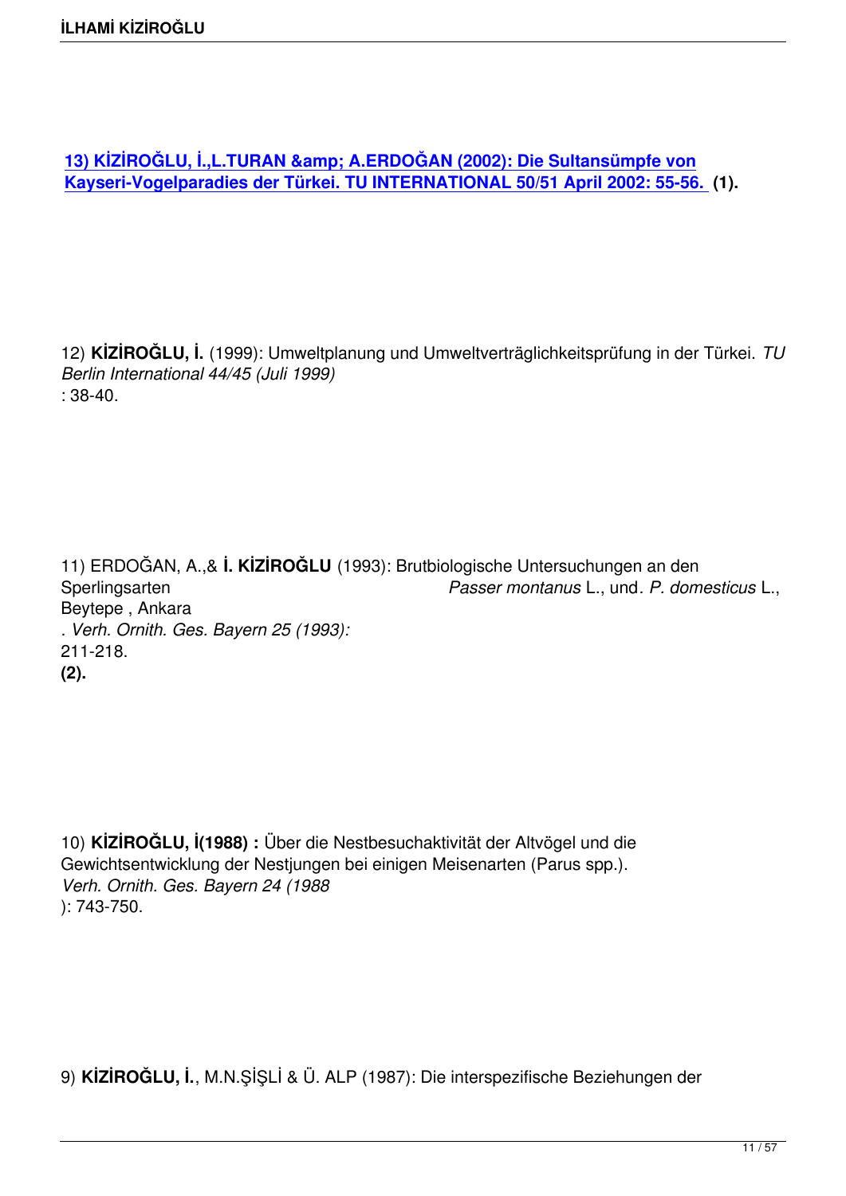**13) KİZİROĞLU, İ.,L.TURAN &amp; A.ERDOĞAN (2002): Die Sultansümpfe von Kayseri-Vogelparadies der Türkei. TU INTERNATIONAL 50/51 April 2002: 55-56. (1).**

12) **KİZİROĞLU, İ.** (1999): Umweltplanung und Umweltverträglichkeitsprüfung in der Türkei. *TU Berlin International 44/45 (Juli 1999)* : 38-40.

11) ERDOĞAN, A.,& **İ. KİZİROĞLU** (1993): Brutbiologische Untersuchungen an den Sperlingsarten *Passer montanus* L., und. *P. domesticus* L., Beytepe , Ankara . *Verh. Ornith. Ges. Bayern 25 (1993):* 211-218. **(2).**

10) **KİZİROĞLU, İ(1988) :** Über die Nestbesuchaktivität der Altvögel und die Gewichtsentwicklung der Nestjungen bei einigen Meisenarten (Parus spp.). *Verh. Ornith. Ges. Bayern 24 (1988*): 743-750.

9) **KİZİROĞLU, İ.**, M.N.ŞİŞLİ & Ü. ALP (1987): Die interspezifische Beziehungen der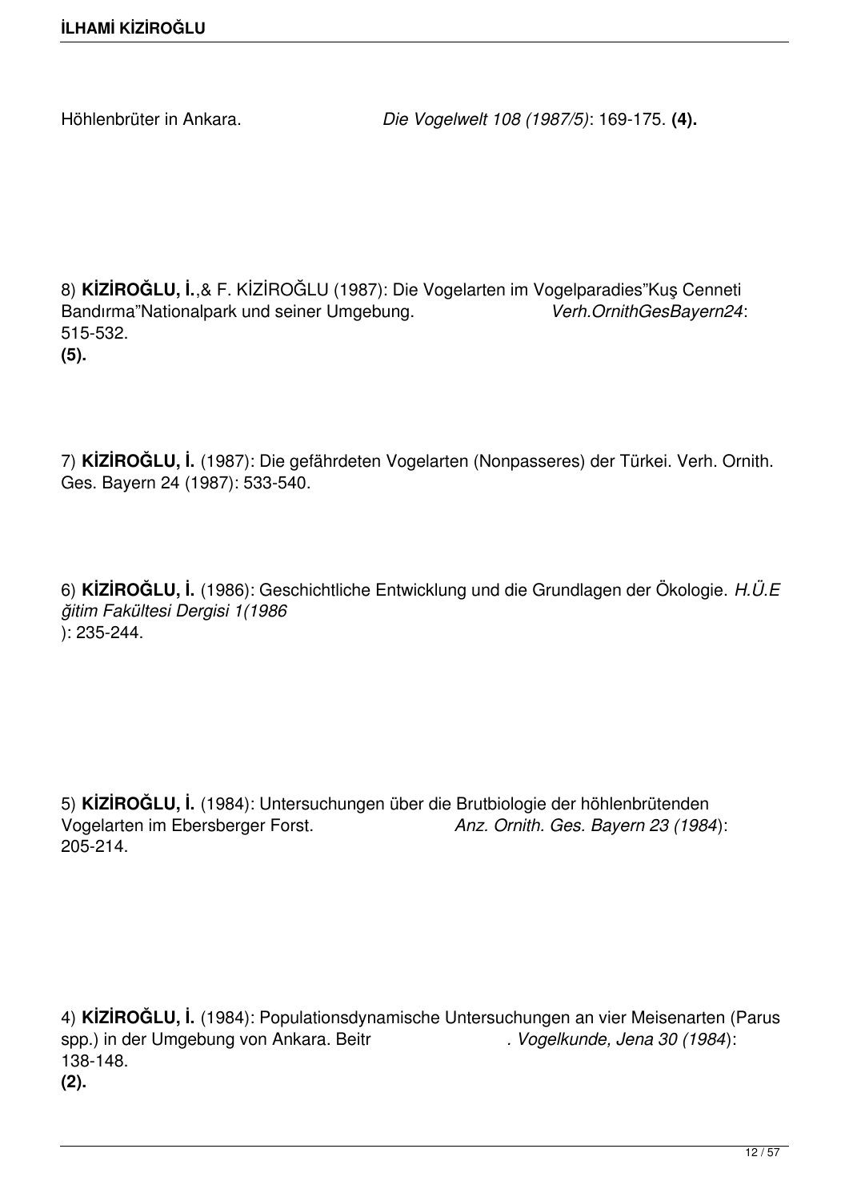Höhlenbrüter in Ankara. *Die Vogelwelt 108 (1987/5)*: 169-175. **(4).**

8) **KİZİROĞLU, İ.**,& F. KİZİROĞLU (1987): Die Vogelarten im Vogelparadies"Kuş Cenneti Bandırma"Nationalpark und seiner Umgebung. *Verh.OrnithGesBayern24*: 515-532.
**(5).**

7) **KİZİROĞLU, İ.** (1987): Die gefährdeten Vogelarten (Nonpasseres) der Türkei. Verh. Ornith. Ges. Bayern 24 (1987): 533-540.

6) **KİZİROĞLU, İ.** (1986): Geschichtliche Entwicklung und die Grundlagen der Ökologie. *H.Ü.Eğitim Fakültesi Dergisi 1(1986*): 235-244.

5) **KİZİROĞLU, İ.** (1984): Untersuchungen über die Brutbiologie der höhlenbrütenden Vogelarten im Ebersberger Forst. *Anz. Ornith. Ges. Bayern 23 (1984*): 205-214.

4) **KİZİROĞLU, İ.** (1984): Populationsdynamische Untersuchungen an vier Meisenarten (Parus spp.) in der Umgebung von Ankara. Beitr*. Vogelkunde, Jena 30 (1984*): 138-148.
**(2).**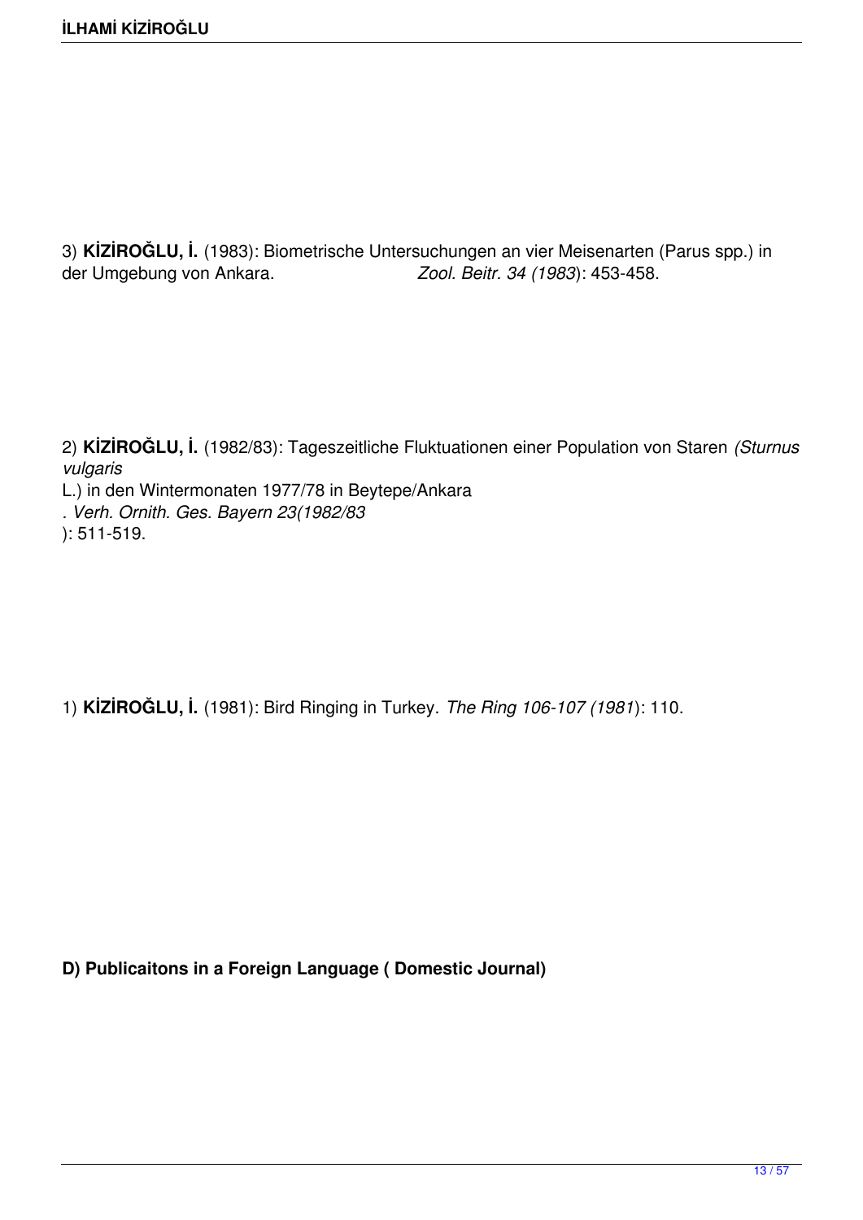3) **KİZİROĞLU, İ.** (1983): Biometrische Untersuchungen an vier Meisenarten (Parus spp.) in der Umgebung von Ankara. *Zool. Beitr. 34 (1983*): 453-458.

2) **KİZİROĞLU, İ.** (1982/83): Tageszeitliche Fluktuationen einer Population von Staren *(Sturnus vulgaris* L.) in den Wintermonaten 1977/78 in Beytepe/Ankara. *Verh. Ornith. Ges. Bayern 23(1982/83*): 511-519.

1) **KİZİROĞLU, İ.** (1981): Bird Ringing in Turkey. *The Ring 106-107 (1981*): 110.

**D) Publicaitons in a Foreign Language ( Domestic Journal)**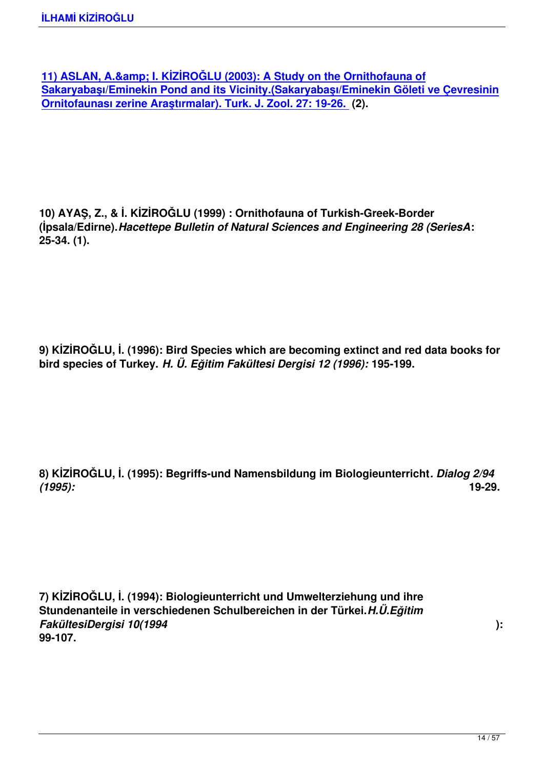**11) ASLAN, A.&amp; I. KİZİROĞLU (2003): A Study on the Ornithofauna of Sakaryabaşı/Eminekin Pond and its Vicinity.(Sakaryabaşı/Eminekin Göleti ve Çevresinin Ornitofaunası zerine Araştırmalar). Turk. J. Zool. 27: 19-26. (2).**

**10) AYAŞ, Z., & İ. KİZİROĞLU (1999) : Ornithofauna of Turkish-Greek-Border (İpsala/Edirne).*Hacettepe Bulletin of Natural Sciences and Engineering 28 (SeriesA*: 25-34. (1).**

**9) KİZİROĞLU, İ. (1996): Bird Species which are becoming extinct and red data books for bird species of Turkey. *H. Ü. Eğitim Fakültesi Dergisi 12 (1996):* 195-199.**

**8) KİZİROĞLU, İ. (1995): Begriffs-und Namensbildung im Biologieunterricht*. Dialog 2/94 (1995):* 19-29.**

**7) KİZİROĞLU, İ. (1994): Biologieunterricht und Umwelterziehung und ihre Stundenanteile in verschiedenen Schulbereichen in der Türkei.*H.Ü.Eğitim FakültesiDergisi 10(1994* ): 99-107.**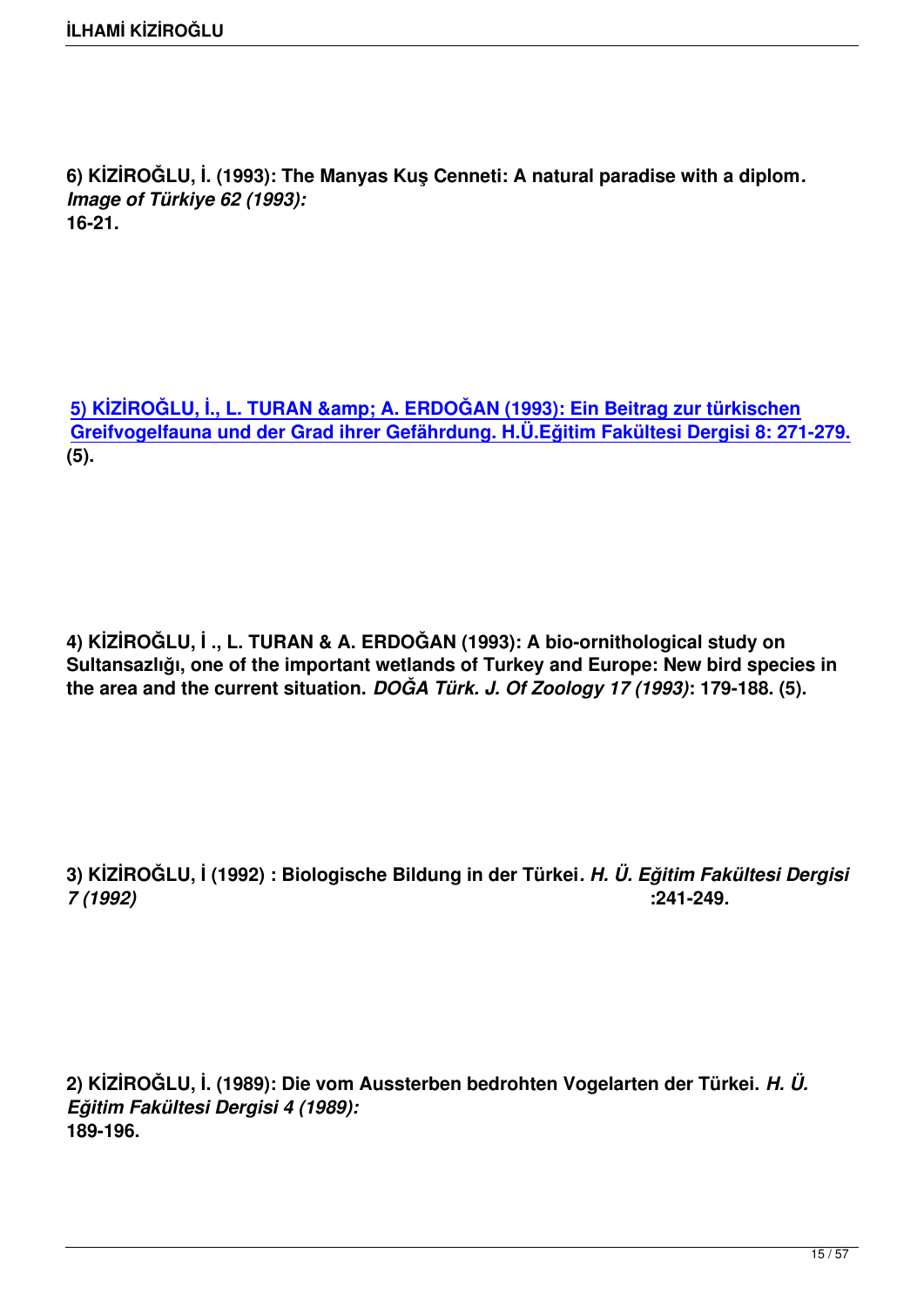**6) KİZİROĞLU, İ. (1993): The Manyas Kuş Cenneti: A natural paradise with a diplom*. Image of Türkiye 62 (1993):*
16-21.**

**5) KİZİROĞLU, İ., L. TURAN &amp; A. ERDOĞAN (1993): Ein Beitrag zur türkischen Greifvogelfauna und der Grad ihrer Gefährdung. H.Ü.Eğitim Fakültesi Dergisi 8: 271-279.
(5).**

**4) KİZİROĞLU, İ ., L. TURAN & A. ERDOĞAN (1993): A bio-ornithological study on Sultansazlığı, one of the important wetlands of Turkey and Europe: New bird species in the area and the current situation. *DOĞA Türk. J. Of Zoology 17 (1993)*: 179-188. (5).**

**3) KİZİROĞLU, İ (1992) : Biologische Bildung in der Türkei*. H. Ü. Eğitim Fakültesi Dergisi 7 (1992)* :241-249.**

**2) KİZİROĞLU, İ. (1989): Die vom Aussterben bedrohten Vogelarten der Türkei. *H. Ü. Eğitim Fakültesi Dergisi 4 (1989):*
189-196.**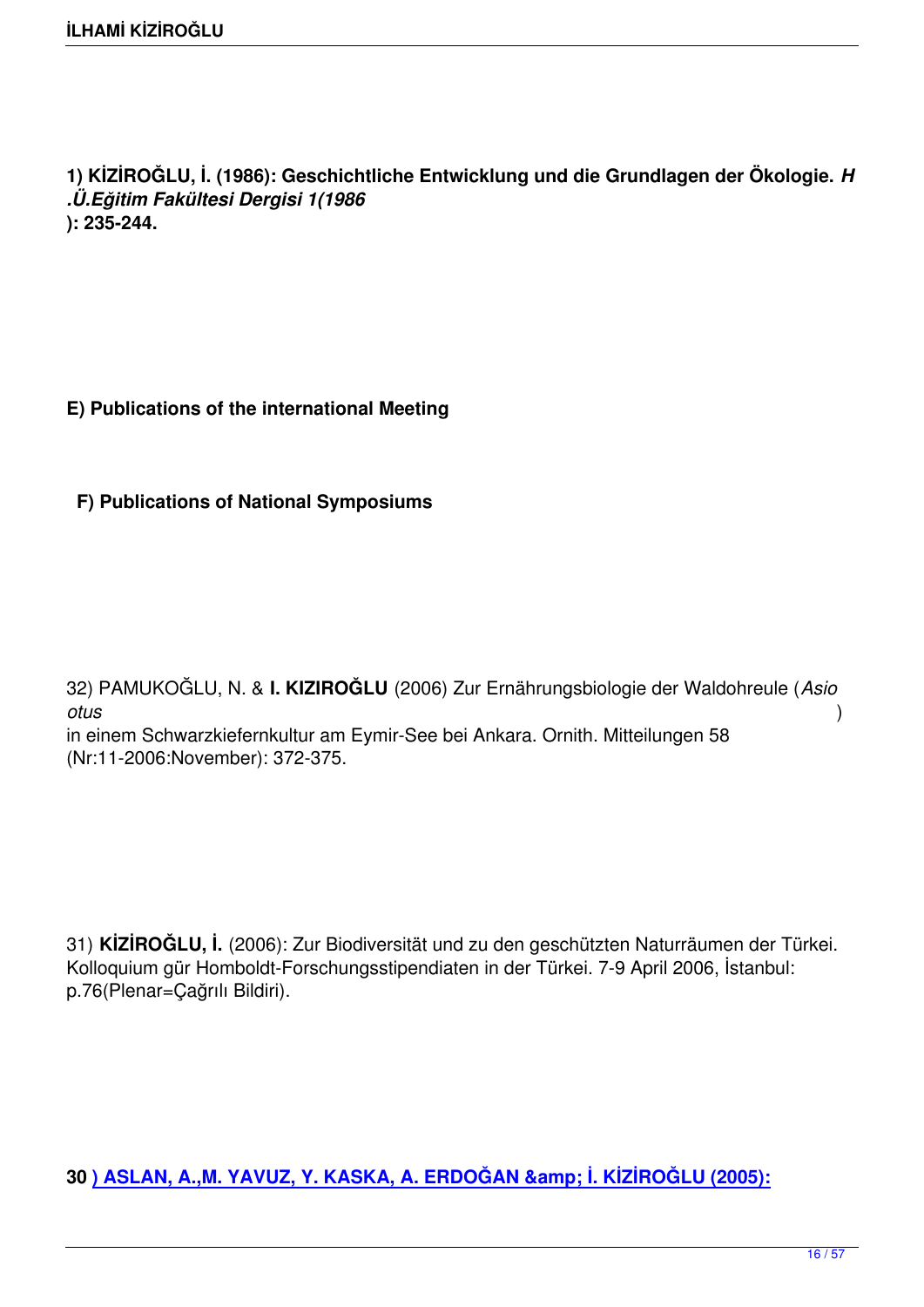**1) KİZİROĞLU, İ. (1986): Geschichtliche Entwicklung und die Grundlagen der Ökologie.** ***H.Ü.Eğitim Fakültesi Dergisi 1(1986*****): 235-244.**

**E) Publications of the international Meeting**

**F) Publications of National Symposiums**

32) PAMUKOĞLU, N. & **I. KIZIROĞLU** (2006) Zur Ernährungsbiologie der Waldohreule (*Asio otus*) in einem Schwarzkiefernkultur am Eymir-See bei Ankara. Ornith. Mitteilungen 58 (Nr:11-2006:November): 372-375.

31) **KİZİROĞLU, İ.** (2006): Zur Biodiversität und zu den geschützten Naturräumen der Türkei. Kolloquium gür Homboldt-Forschungsstipendiaten in der Türkei. 7-9 April 2006, İstanbul: p.76(Plenar=Çağrılı Bildiri).

**30 ) ASLAN, A.,M. YAVUZ, Y. KASKA, A. ERDOĞAN &amp; İ. KİZİROĞLU (2005):**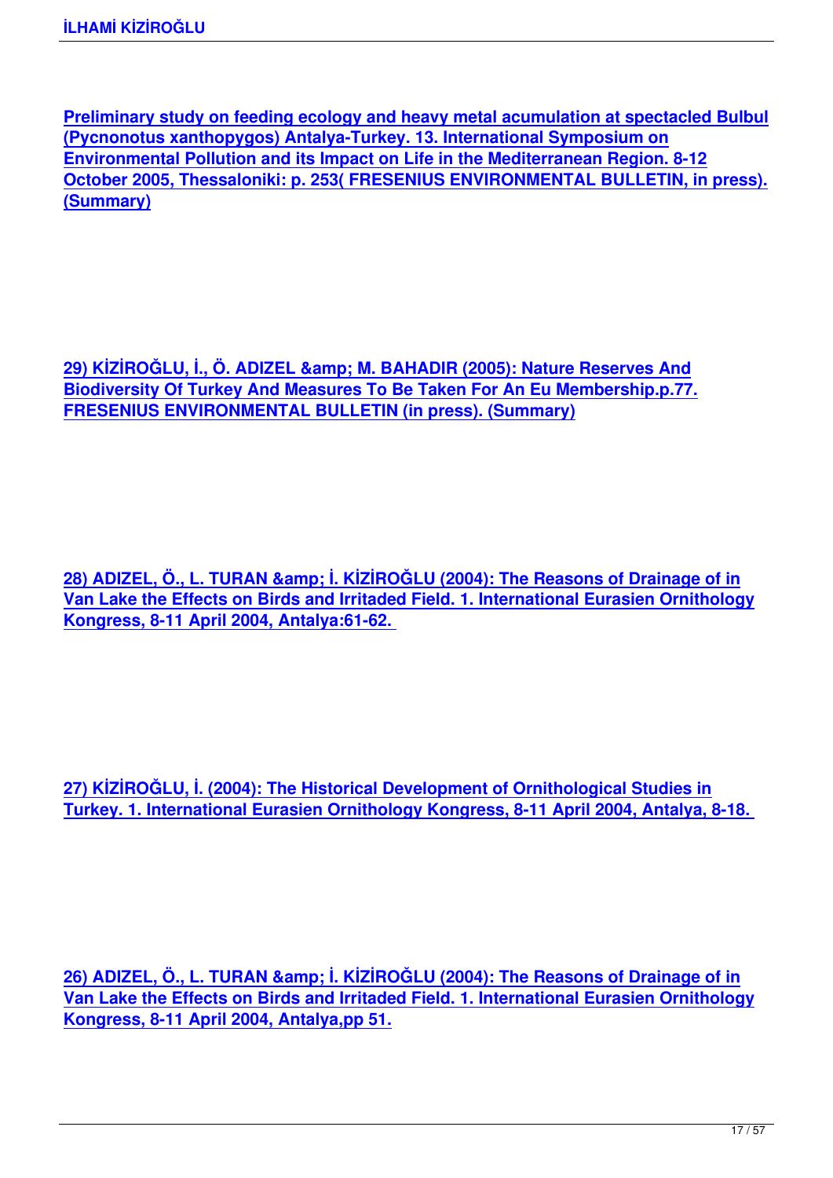**Preliminary study on feeding ecology and heavy metal acumulation at spectacled Bulbul (Pycnonotus xanthopygos) Antalya-Turkey. 13. International Symposium on Environmental Pollution and its Impact on Life in the Mediterranean Region. 8-12 October 2005, Thessaloniki: p. 253( FRESENIUS ENVIRONMENTAL BULLETIN, in press). (Summary)**

**29) KİZİROĞLU, İ., Ö. ADIZEL &amp; M. BAHADIR (2005): Nature Reserves And Biodiversity Of Turkey And Measures To Be Taken For An Eu Membership.p.77. FRESENIUS ENVIRONMENTAL BULLETIN (in press). (Summary)**

**28) ADIZEL, Ö., L. TURAN &amp; İ. KİZİROĞLU (2004): The Reasons of Drainage of in Van Lake the Effects on Birds and Irritaded Field. 1. International Eurasien Ornithology Kongress, 8-11 April 2004, Antalya:61-62.**

**27) KİZİROĞLU, İ. (2004): The Historical Development of Ornithological Studies in Turkey. 1. International Eurasien Ornithology Kongress, 8-11 April 2004, Antalya, 8-18.**

**26) ADIZEL, Ö., L. TURAN &amp; İ. KİZİROĞLU (2004): The Reasons of Drainage of in Van Lake the Effects on Birds and Irritaded Field. 1. International Eurasien Ornithology Kongress, 8-11 April 2004, Antalya,pp 51.**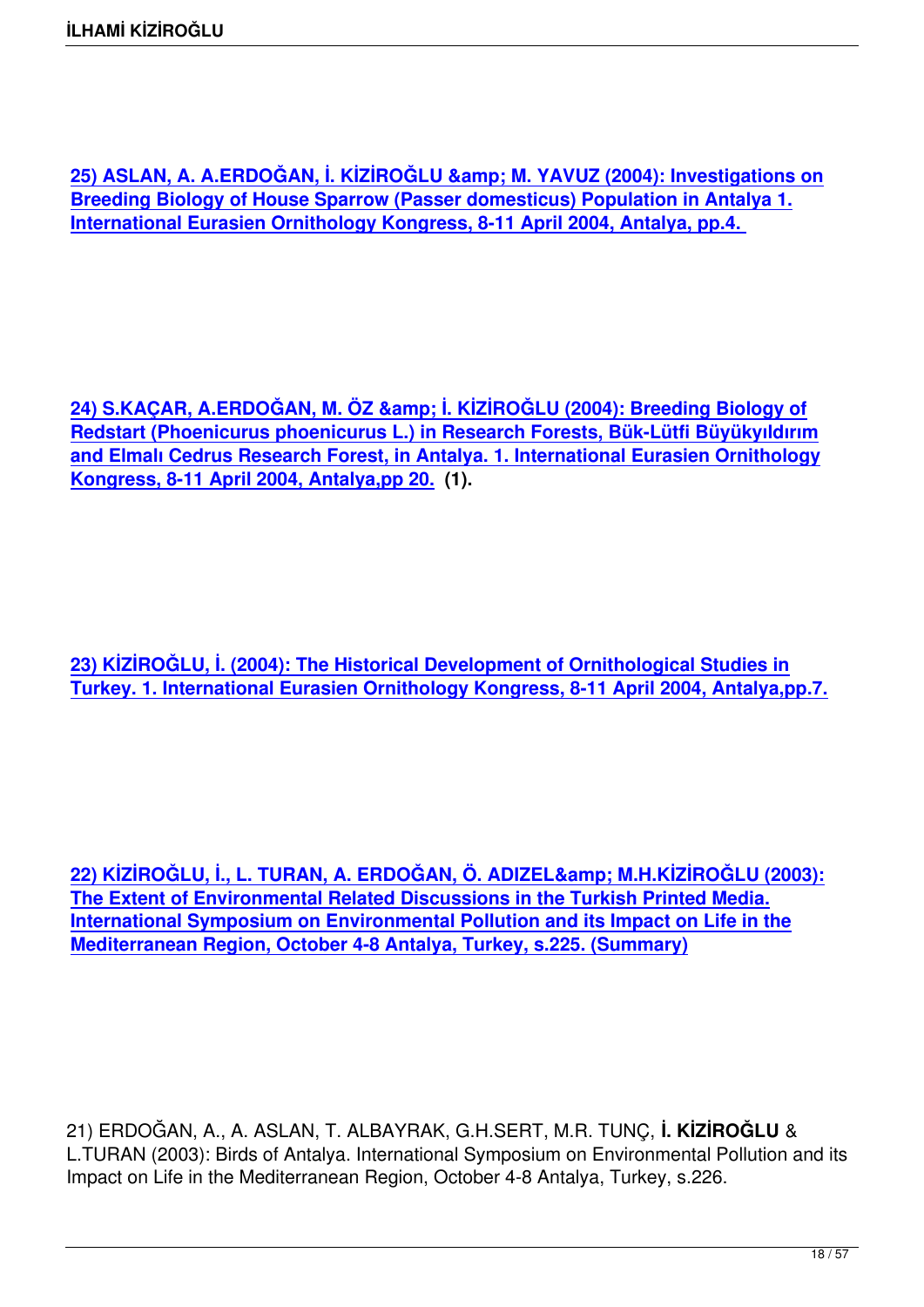**25) ASLAN, A. A.ERDOĞAN, İ. KİZİROĞLU &amp; M. YAVUZ (2004): Investigations on Breeding Biology of House Sparrow (Passer domesticus) Population in Antalya 1. International Eurasien Ornithology Kongress, 8-11 April 2004, Antalya, pp.4.**

**24) S.KAÇAR, A.ERDOĞAN, M. ÖZ &amp; İ. KİZİROĞLU (2004): Breeding Biology of Redstart (Phoenicurus phoenicurus L.) in Research Forests, Bük-Lütfi Büyükyıldırım and Elmalı Cedrus Research Forest, in Antalya. 1. International Eurasien Ornithology Kongress, 8-11 April 2004, Antalya,pp 20. (1).**

**23) KİZİROĞLU, İ. (2004): The Historical Development of Ornithological Studies in Turkey. 1. International Eurasien Ornithology Kongress, 8-11 April 2004, Antalya,pp.7.**

**22) KİZİROĞLU, İ., L. TURAN, A. ERDOĞAN, Ö. ADIZEL&amp; M.H.KİZİROĞLU (2003): The Extent of Environmental Related Discussions in the Turkish Printed Media. International Symposium on Environmental Pollution and its Impact on Life in the Mediterranean Region, October 4-8 Antalya, Turkey, s.225. (Summary)**

21) ERDOĞAN, A., A. ASLAN, T. ALBAYRAK, G.H.SERT, M.R. TUNÇ, **İ. KİZİROĞLU** & L.TURAN (2003): Birds of Antalya. International Symposium on Environmental Pollution and its Impact on Life in the Mediterranean Region, October 4-8 Antalya, Turkey, s.226.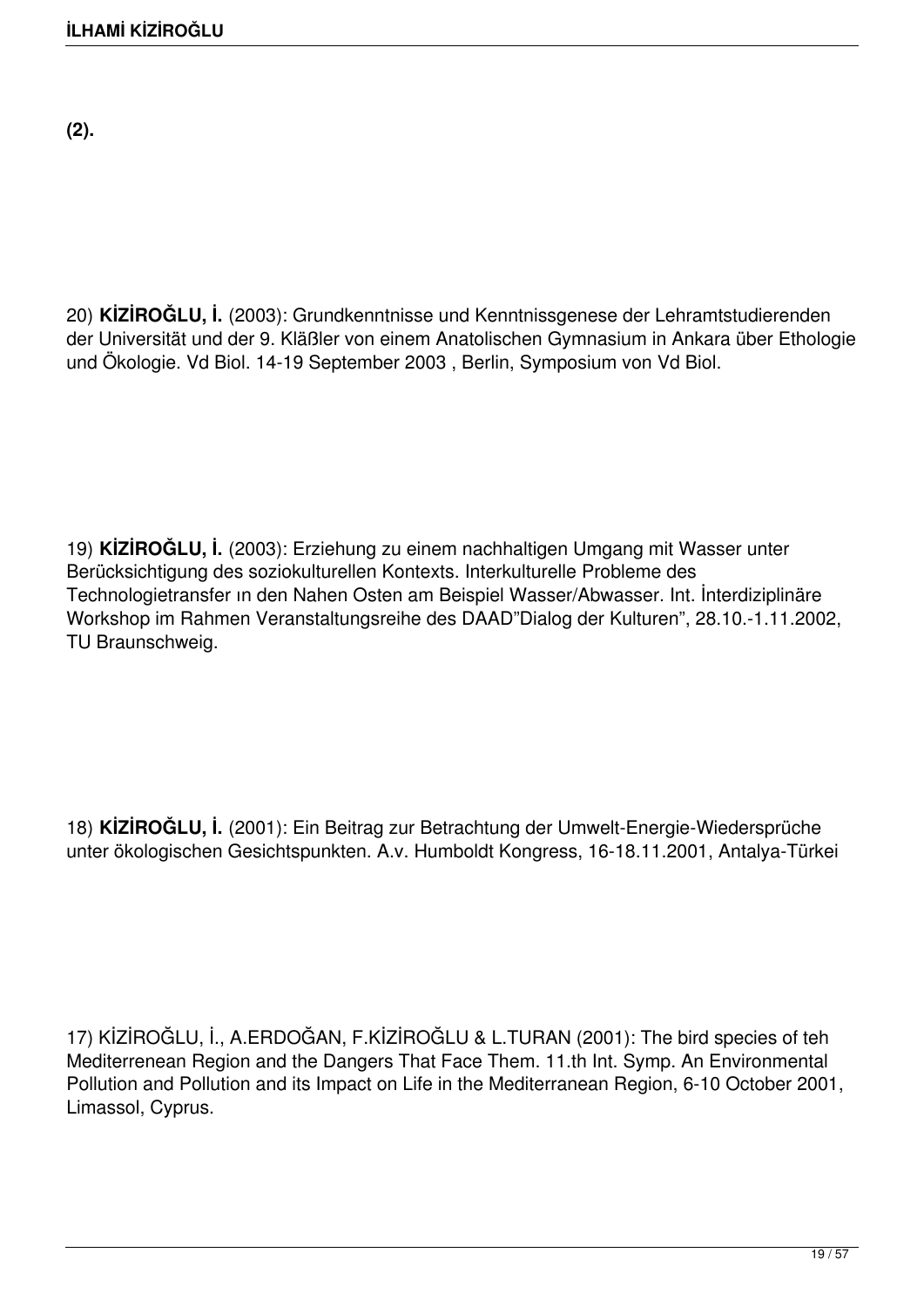**(2).**

20) **KİZİROĞLU, İ.** (2003): Grundkenntnisse und Kenntnissgenese der Lehramtstudierenden der Universität und der 9. Kläßler von einem Anatolischen Gymnasium in Ankara über Ethologie und Ökologie. Vd Biol. 14-19 September 2003 , Berlin, Symposium von Vd Biol.

19) **KİZİROĞLU, İ.** (2003): Erziehung zu einem nachhaltigen Umgang mit Wasser unter Berücksichtigung des soziokulturellen Kontexts. Interkulturelle Probleme des Technologietransfer ın den Nahen Osten am Beispiel Wasser/Abwasser. Int. İnterdiziplinäre Workshop im Rahmen Veranstaltungsreihe des DAAD"Dialog der Kulturen", 28.10.-1.11.2002, TU Braunschweig.

18) **KİZİROĞLU, İ.** (2001): Ein Beitrag zur Betrachtung der Umwelt-Energie-Wiedersprüche unter ökologischen Gesichtspunkten. A.v. Humboldt Kongress, 16-18.11.2001, Antalya-Türkei

17) KİZİROĞLU, İ., A.ERDOĞAN, F.KİZİROĞLU & L.TURAN (2001): The bird species of teh Mediterrenean Region and the Dangers That Face Them. 11.th Int. Symp. An Environmental Pollution and Pollution and its Impact on Life in the Mediterranean Region, 6-10 October 2001, Limassol, Cyprus.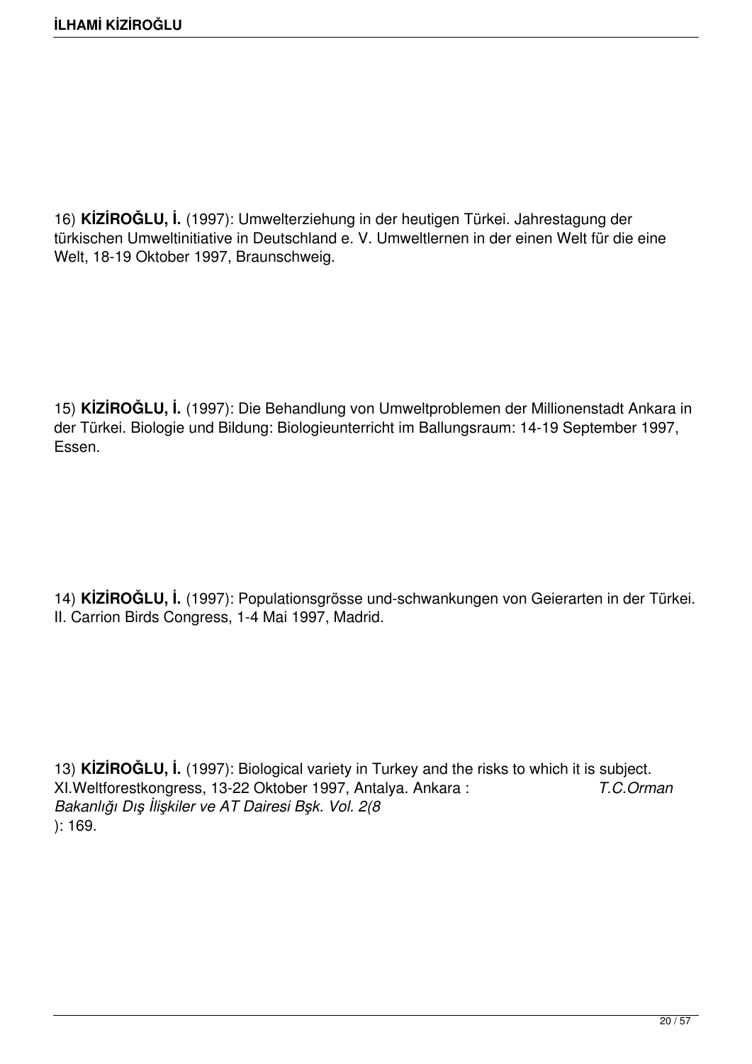16) **KİZİROĞLU, İ.** (1997): Umwelterziehung in der heutigen Türkei. Jahrestagung der türkischen Umweltinitiative in Deutschland e. V. Umweltlernen in der einen Welt für die eine Welt, 18-19 Oktober 1997, Braunschweig.

15) **KİZİROĞLU, İ.** (1997): Die Behandlung von Umweltproblemen der Millionenstadt Ankara in der Türkei. Biologie und Bildung: Biologieunterricht im Ballungsraum: 14-19 September 1997, Essen.

14) **KİZİROĞLU, İ.** (1997): Populationsgrösse und-schwankungen von Geierarten in der Türkei. II. Carrion Birds Congress, 1-4 Mai 1997, Madrid.

13) **KİZİROĞLU, İ.** (1997): Biological variety in Turkey and the risks to which it is subject. XI.Weltforestkongress, 13-22 Oktober 1997, Antalya. Ankara : *T.C.Orman Bakanlığı Dış İlişkiler ve AT Dairesi Bşk. Vol. 2(8*): 169.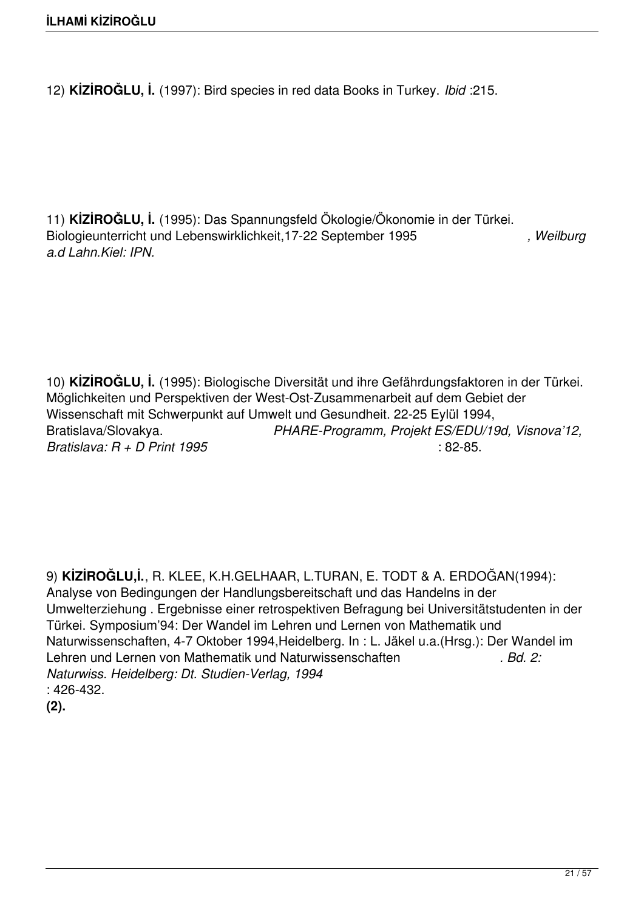12) **KİZİROĞLU, İ.** (1997): Bird species in red data Books in Turkey. *Ibid* :215.

11) **KİZİROĞLU, İ.** (1995): Das Spannungsfeld Ökologie/Ökonomie in der Türkei. Biologieunterricht und Lebenswirklichkeit,17-22 September 1995 *, Weilburg a.d Lahn.Kiel: IPN.*

10) **KİZİROĞLU, İ.** (1995): Biologische Diversität und ihre Gefährdungsfaktoren in der Türkei. Möglichkeiten und Perspektiven der West-Ost-Zusammenarbeit auf dem Gebiet der Wissenschaft mit Schwerpunkt auf Umwelt und Gesundheit. 22-25 Eylül 1994, Bratislava/Slovakya. *PHARE-Programm, Projekt ES/EDU/19d, Visnova'12, Bratislava: R + D Print 1995* : 82-85.

9) **KİZİROĞLU,İ.**, R. KLEE, K.H.GELHAAR, L.TURAN, E. TODT & A. ERDOĞAN(1994): Analyse von Bedingungen der Handlungsbereitschaft und das Handelns in der Umwelterziehung . Ergebnisse einer retrospektiven Befragung bei Universitätstudenten in der Türkei. Symposium'94: Der Wandel im Lehren und Lernen von Mathematik und Naturwissenschaften, 4-7 Oktober 1994,Heidelberg. In : L. Jäkel u.a.(Hrsg.): Der Wandel im Lehren und Lernen von Mathematik und Naturwissenschaften *. Bd. 2: Naturwiss. Heidelberg: Dt. Studien-Verlag, 1994*
: 426-432.
**(2).**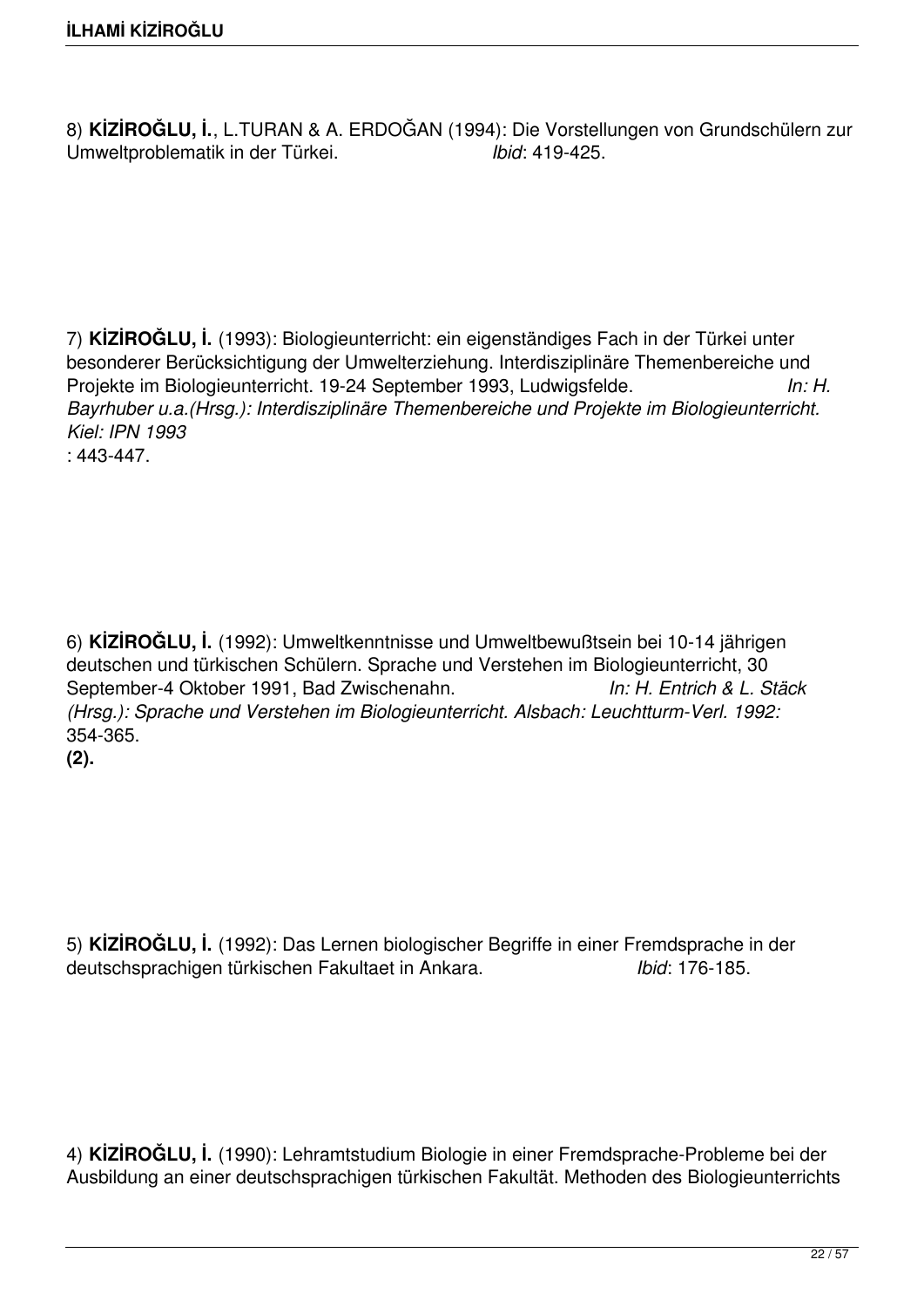8) **KİZİROĞLU, İ.**, L.TURAN & A. ERDOĞAN (1994): Die Vorstellungen von Grundschülern zur Umweltproblematik in der Türkei. *Ibid*: 419-425.

7) **KİZİROĞLU, İ.** (1993): Biologieunterricht: ein eigenständiges Fach in der Türkei unter besonderer Berücksichtigung der Umwelterziehung. Interdisziplinäre Themenbereiche und Projekte im Biologieunterricht. 19-24 September 1993, Ludwigsfelde. *In: H. Bayrhuber u.a.(Hrsg.): Interdisziplinäre Themenbereiche und Projekte im Biologieunterricht. Kiel: IPN 1993*
: 443-447.

6) **KİZİROĞLU, İ.** (1992): Umweltkenntnisse und Umweltbewußtsein bei 10-14 jährigen deutschen und türkischen Schülern. Sprache und Verstehen im Biologieunterricht, 30 September-4 Oktober 1991, Bad Zwischenahn. *In: H. Entrich & L. Stäck (Hrsg.): Sprache und Verstehen im Biologieunterricht. Alsbach: Leuchtturm-Verl. 1992:* 354-365.
**(2).**

5) **KİZİROĞLU, İ.** (1992): Das Lernen biologischer Begriffe in einer Fremdsprache in der deutschsprachigen türkischen Fakultaet in Ankara. *Ibid*: 176-185.

4) **KİZİROĞLU, İ.** (1990): Lehramtstudium Biologie in einer Fremdsprache-Probleme bei der Ausbildung an einer deutschsprachigen türkischen Fakultät. Methoden des Biologieunterrichts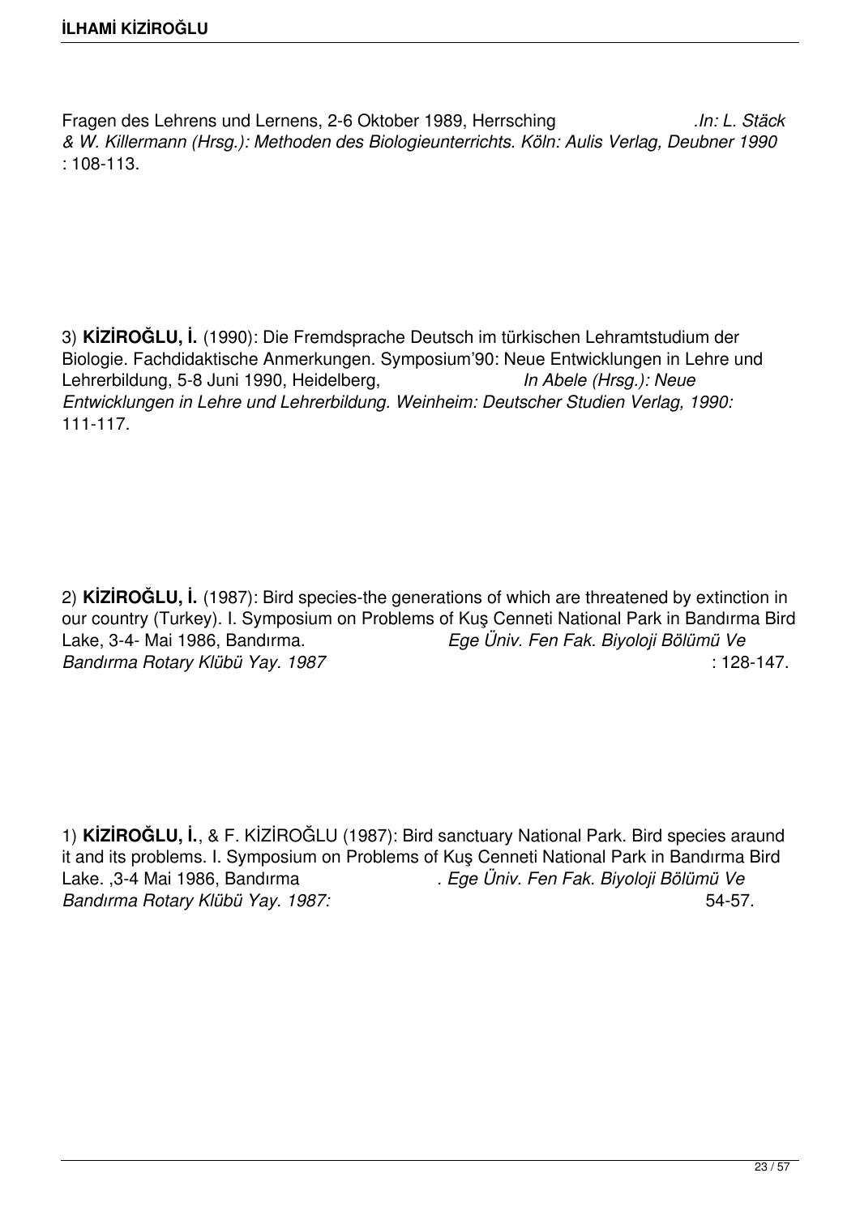Fragen des Lehrens und Lernens, 2-6 Oktober 1989, Herrsching *.In: L. Stäck & W. Killermann (Hrsg.): Methoden des Biologieunterrichts. Köln: Aulis Verlag, Deubner 1990* : 108-113.

3) **KİZİROĞLU, İ.** (1990): Die Fremdsprache Deutsch im türkischen Lehramtstudium der Biologie. Fachdidaktische Anmerkungen. Symposium'90: Neue Entwicklungen in Lehre und Lehrerbildung, 5-8 Juni 1990, Heidelberg, *In Abele (Hrsg.): Neue Entwicklungen in Lehre und Lehrerbildung. Weinheim: Deutscher Studien Verlag, 1990:* 111-117.

2) **KİZİROĞLU, İ.** (1987): Bird species-the generations of which are threatened by extinction in our country (Turkey). I. Symposium on Problems of Kuş Cenneti National Park in Bandırma Bird Lake, 3-4- Mai 1986, Bandırma. *Ege Üniv. Fen Fak. Biyoloji Bölümü Ve Bandırma Rotary Klübü Yay. 1987* : 128-147.

1) **KİZİROĞLU, İ.**, & F. KİZİROĞLU (1987): Bird sanctuary National Park. Bird species araund it and its problems. I. Symposium on Problems of Kuş Cenneti National Park in Bandırma Bird Lake. ,3-4 Mai 1986, Bandırma *. Ege Üniv. Fen Fak. Biyoloji Bölümü Ve Bandırma Rotary Klübü Yay. 1987:* 54-57.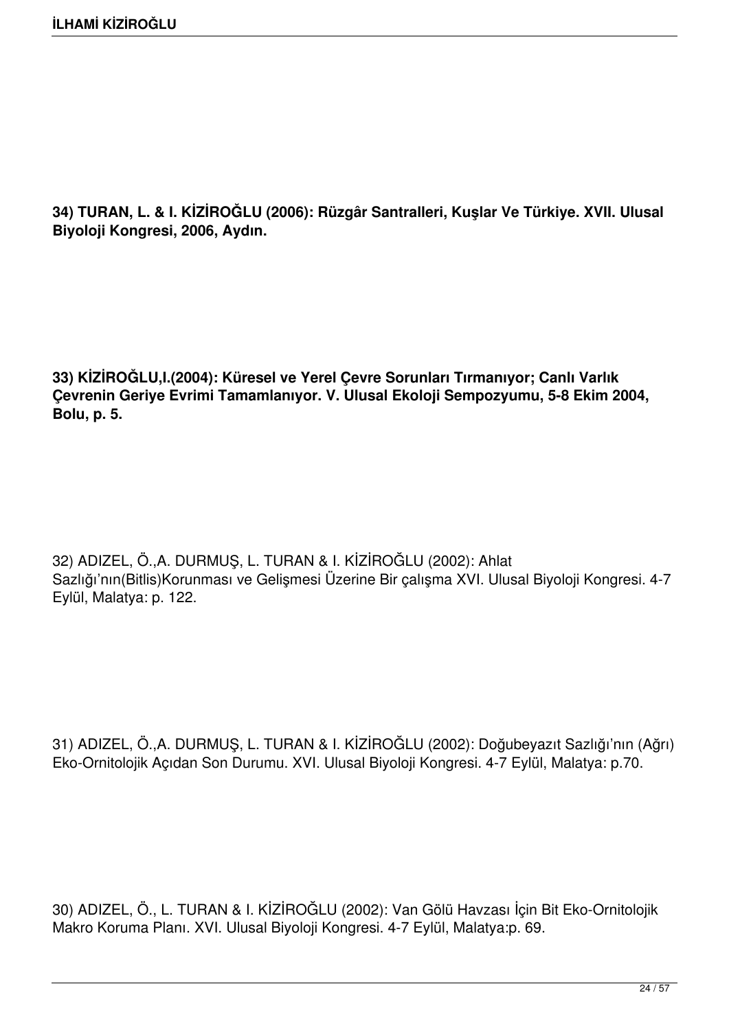**34) TURAN, L. & I. KİZİROĞLU (2006): Rüzgâr Santralleri, Kuşlar Ve Türkiye. XVII. Ulusal Biyoloji Kongresi, 2006, Aydın.**

**33) KİZİROĞLU,I.(2004): Küresel ve Yerel Çevre Sorunları Tırmanıyor; Canlı Varlık Çevrenin Geriye Evrimi Tamamlanıyor. V. Ulusal Ekoloji Sempozyumu, 5-8 Ekim 2004, Bolu, p. 5.**

32) ADIZEL, Ö.,A. DURMUŞ, L. TURAN & I. KİZİROĞLU (2002): Ahlat Sazlığı'nın(Bitlis)Korunması ve Gelişmesi Üzerine Bir çalışma XVI. Ulusal Biyoloji Kongresi. 4-7 Eylül, Malatya: p. 122.

31) ADIZEL, Ö.,A. DURMUŞ, L. TURAN & I. KİZİROĞLU (2002): Doğubeyazıt Sazlığı'nın (Ağrı) Eko-Ornitolojik Açıdan Son Durumu. XVI. Ulusal Biyoloji Kongresi. 4-7 Eylül, Malatya: p.70.

30) ADIZEL, Ö., L. TURAN & I. KİZİROĞLU (2002): Van Gölü Havzası İçin Bit Eko-Ornitolojik Makro Koruma Planı. XVI. Ulusal Biyoloji Kongresi. 4-7 Eylül, Malatya:p. 69.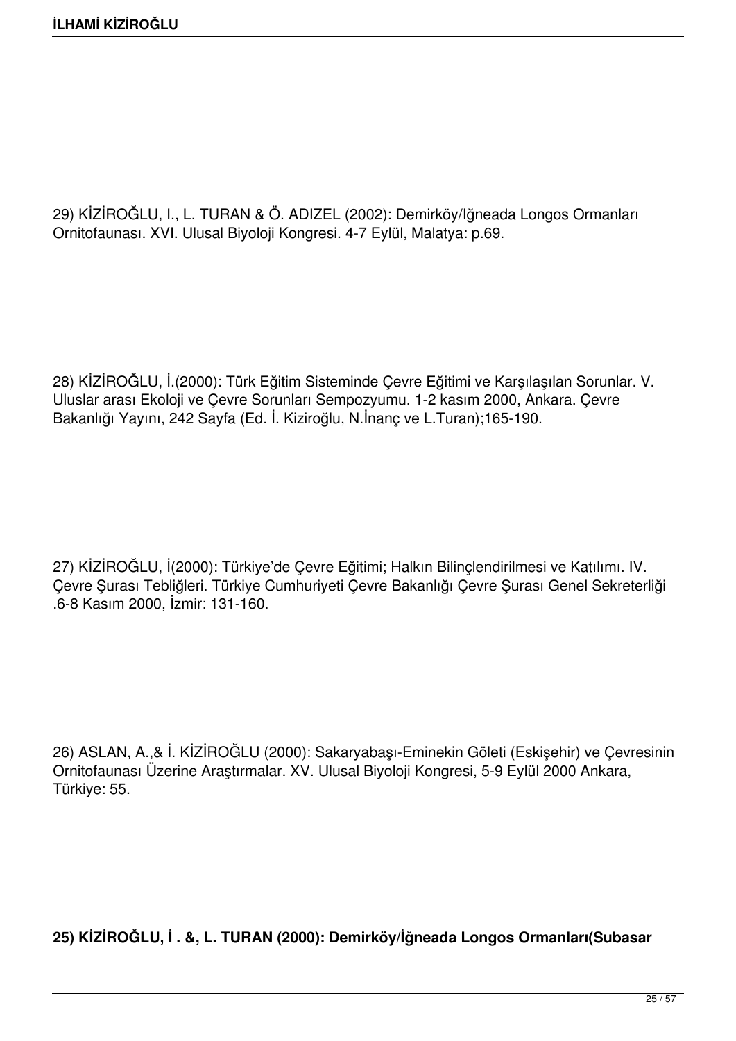29) KİZİROĞLU, I., L. TURAN & Ö. ADIZEL (2002): Demirköy/Iğneada Longos Ormanları Ornitofaunası. XVI. Ulusal Biyoloji Kongresi. 4-7 Eylül, Malatya: p.69.

28) KİZİROĞLU, İ.(2000): Türk Eğitim Sisteminde Çevre Eğitimi ve Karşılaşılan Sorunlar. V. Uluslar arası Ekoloji ve Çevre Sorunları Sempozyumu. 1-2 kasım 2000, Ankara. Çevre Bakanlığı Yayını, 242 Sayfa (Ed. İ. Kiziroğlu, N.İnanç ve L.Turan);165-190.

27) KİZİROĞLU, İ(2000): Türkiye'de Çevre Eğitimi; Halkın Bilinçlendirilmesi ve Katılımı. IV. Çevre Şurası Tebliğleri. Türkiye Cumhuriyeti Çevre Bakanlığı Çevre Şurası Genel Sekreterliği .6-8 Kasım 2000, İzmir: 131-160.

26) ASLAN, A.,& İ. KİZİROĞLU (2000): Sakaryabaşı-Eminekin Göleti (Eskişehir) ve Çevresinin Ornitofaunası Üzerine Araştırmalar. XV. Ulusal Biyoloji Kongresi, 5-9 Eylül 2000 Ankara, Türkiye: 55.

**25) KİZİROĞLU, İ . &, L. TURAN (2000): Demirköy/İğneada Longos Ormanları(Subasar**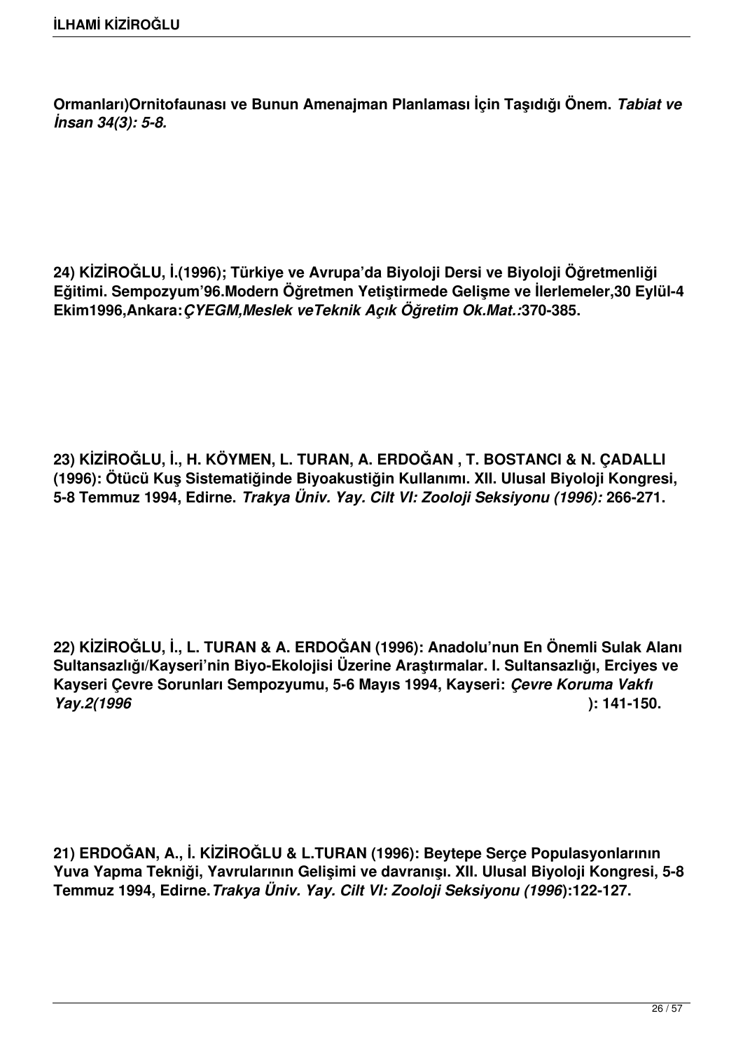**Ormanları)Ornitofaunası ve Bunun Amenajman Planlaması İçin Taşıdığı Önem.** ***Tabiat ve İnsan 34(3): 5-8.***

**24) KİZİROĞLU, İ.(1996); Türkiye ve Avrupa'da Biyoloji Dersi ve Biyoloji Öğretmenliği Eğitimi. Sempozyum'96.Modern Öğretmen Yetiştirmede Gelişme ve İlerlemeler,30 Eylül-4 Ekim1996,Ankara:*ÇYEGM,Meslek veTeknik Açık Öğretim Ok.Mat.:*370-385.**

**23) KİZİROĞLU, İ., H. KÖYMEN, L. TURAN, A. ERDOĞAN , T. BOSTANCI & N. ÇADALLI (1996): Ötücü Kuş Sistematiğinde Biyoakustiğin Kullanımı. XII. Ulusal Biyoloji Kongresi, 5-8 Temmuz 1994, Edirne. *Trakya Üniv. Yay. Cilt VI: Zooloji Seksiyonu (1996):* 266-271.**

**22) KİZİROĞLU, İ., L. TURAN & A. ERDOĞAN (1996): Anadolu'nun En Önemli Sulak Alanı Sultansazlığı/Kayseri'nin Biyo-Ekolojisi Üzerine Araştırmalar. I. Sultansazlığı, Erciyes ve Kayseri Çevre Sorunları Sempozyumu, 5-6 Mayıs 1994, Kayseri: *Çevre Koruma Vakfı Yay.2(1996*): 141-150.**

**21) ERDOĞAN, A., İ. KİZİROĞLU & L.TURAN (1996): Beytepe Serçe Populasyonlarının Yuva Yapma Tekniği, Yavrularının Gelişimi ve davranışı. XII. Ulusal Biyoloji Kongresi, 5-8 Temmuz 1994, Edirne.*Trakya Üniv. Yay. Cilt VI: Zooloji Seksiyonu (1996*):122-127.**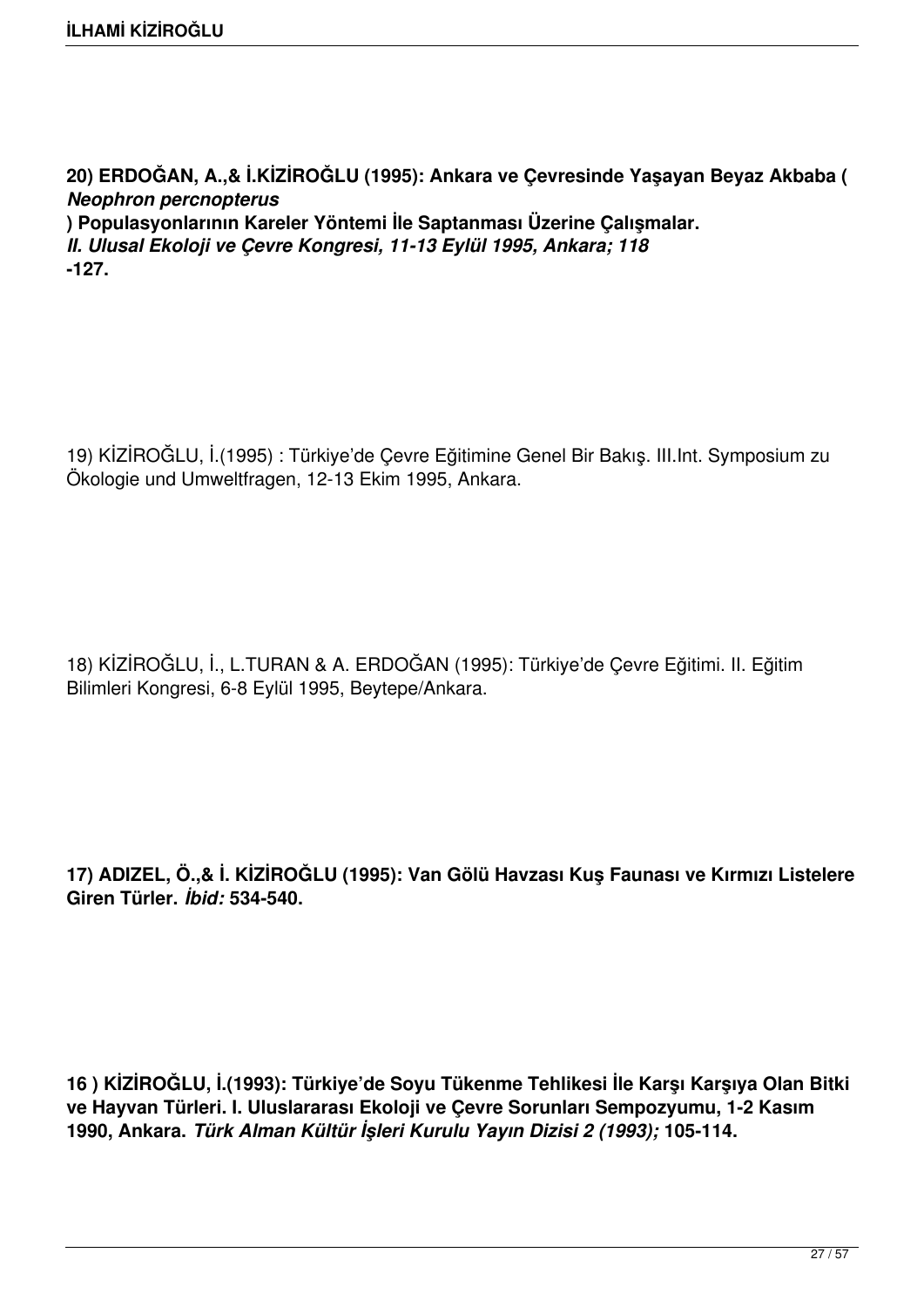**20) ERDOĞAN, A.,& İ.KİZİROĞLU (1995): Ankara ve Çevresinde Yaşayan Beyaz Akbaba ( *Neophron percnopterus* ) Populasyonlarının Kareler Yöntemi İle Saptanması Üzerine Çalışmalar. *II. Ulusal Ekoloji ve Çevre Kongresi, 11-13 Eylül 1995, Ankara; 118* -127.**

19) KİZİROĞLU, İ.(1995) : Türkiye'de Çevre Eğitimine Genel Bir Bakış. III.Int. Symposium zu Ökologie und Umweltfragen, 12-13 Ekim 1995, Ankara.

18) KİZİROĞLU, İ., L.TURAN & A. ERDOĞAN (1995): Türkiye'de Çevre Eğitimi. II. Eğitim Bilimleri Kongresi, 6-8 Eylül 1995, Beytepe/Ankara.

**17) ADIZEL, Ö.,& İ. KİZİROĞLU (1995): Van Gölü Havzası Kuş Faunası ve Kırmızı Listelere Giren Türler. *İbid:* 534-540.**

**16 ) KİZİROĞLU, İ.(1993): Türkiye'de Soyu Tükenme Tehlikesi İle Karşı Karşıya Olan Bitki ve Hayvan Türleri. I. Uluslararası Ekoloji ve Çevre Sorunları Sempozyumu, 1-2 Kasım 1990, Ankara. *Türk Alman Kültür İşleri Kurulu Yayın Dizisi 2 (1993);* 105-114.**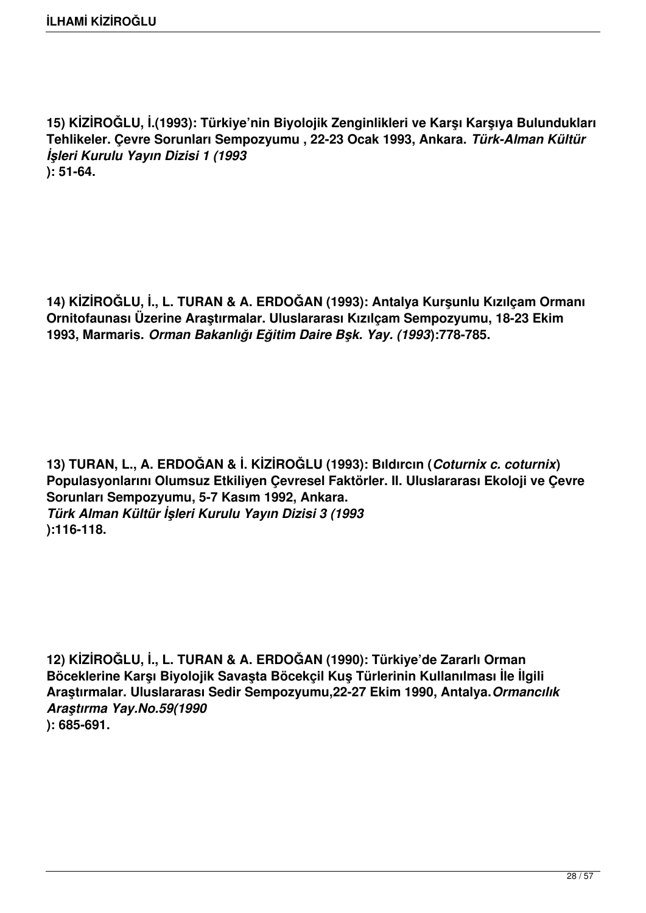**15) KİZİROĞLU, İ.(1993): Türkiye'nin Biyolojik Zenginlikleri ve Karşı Karşıya Bulundukları Tehlikeler. Çevre Sorunları Sempozyumu , 22-23 Ocak 1993, Ankara. *Türk-Alman Kültür İşleri Kurulu Yayın Dizisi 1 (1993* ): 51-64.**

**14) KİZİROĞLU, İ., L. TURAN & A. ERDOĞAN (1993): Antalya Kurşunlu Kızılçam Ormanı Ornitofaunası Üzerine Araştırmalar. Uluslararası Kızılçam Sempozyumu, 18-23 Ekim 1993, Marmaris. *Orman Bakanlığı Eğitim Daire Bşk. Yay. (1993*):778-785.**

**13) TURAN, L., A. ERDOĞAN & İ. KİZİROĞLU (1993): Bıldırcın (*Coturnix c. coturnix*) Populasyonlarını Olumsuz Etkiliyen Çevresel Faktörler. II. Uluslararası Ekoloji ve Çevre Sorunları Sempozyumu, 5-7 Kasım 1992, Ankara. *Türk Alman Kültür İşleri Kurulu Yayın Dizisi 3 (1993* ):116-118.**

**12) KİZİROĞLU, İ., L. TURAN & A. ERDOĞAN (1990): Türkiye'de Zararlı Orman Böceklerine Karşı Biyolojik Savaşta Böcekçil Kuş Türlerinin Kullanılması İle İlgili Araştırmalar. Uluslararası Sedir Sempozyumu,22-27 Ekim 1990, Antalya.*Ormancılık Araştırma Yay.No.59(1990* ): 685-691.**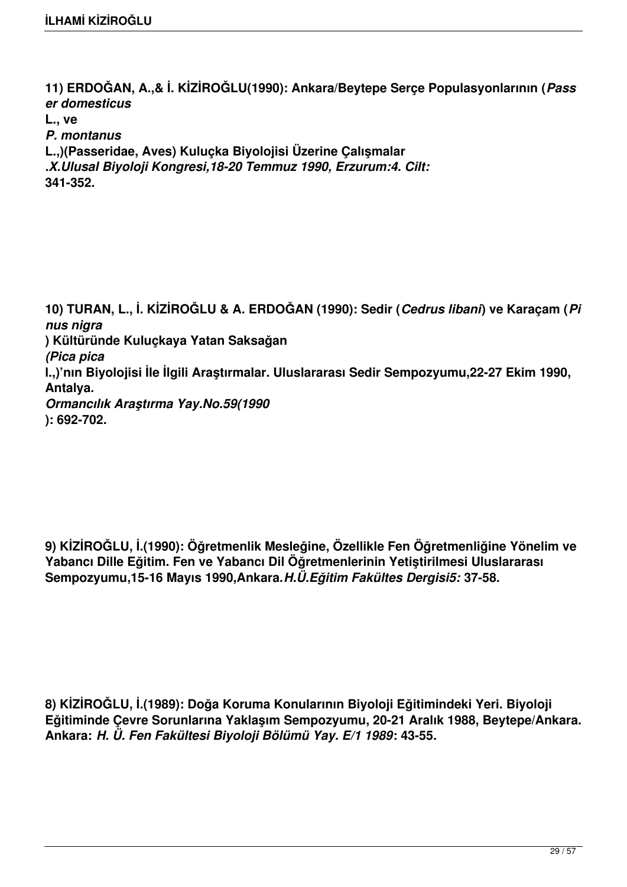**11) ERDOĞAN, A.,& İ. KİZİROĞLU(1990): Ankara/Beytepe Serçe Populasyonlarının (*Passer domesticus* L., ve *P. montanus* L.,)(Passeridae, Aves) Kuluçka Biyolojisi Üzerine Çalışmalar *.X.Ulusal Biyoloji Kongresi,18-20 Temmuz 1990, Erzurum:4. Cilt:* 341-352.**

**10) TURAN, L., İ. KİZİROĞLU & A. ERDOĞAN (1990): Sedir (*Cedrus libani*) ve Karaçam (*Pinus nigra*) Kültüründe Kuluçkaya Yatan Saksağan *(Pica pica* l.,)'nın Biyolojisi İle İlgili Araştırmalar. Uluslararası Sedir Sempozyumu,22-27 Ekim 1990, Antalya. *Ormancılık Araştırma Yay.No.59(1990*): 692-702.**

**9) KİZİROĞLU, İ.(1990): Öğretmenlik Mesleğine, Özellikle Fen Öğretmenliğine Yönelim ve Yabancı Dille Eğitim. Fen ve Yabancı Dil Öğretmenlerinin Yetiştirilmesi Uluslararası Sempozyumu,15-16 Mayıs 1990,Ankara.*H.Ü.Eğitim Fakültes Dergisi5:* 37-58.**

**8) KİZİROĞLU, İ.(1989): Doğa Koruma Konularının Biyoloji Eğitimindeki Yeri. Biyoloji Eğitiminde Çevre Sorunlarına Yaklaşım Sempozyumu, 20-21 Aralık 1988, Beytepe/Ankara. Ankara: *H. Ü. Fen Fakültesi Biyoloji Bölümü Yay. E/1 1989*: 43-55.**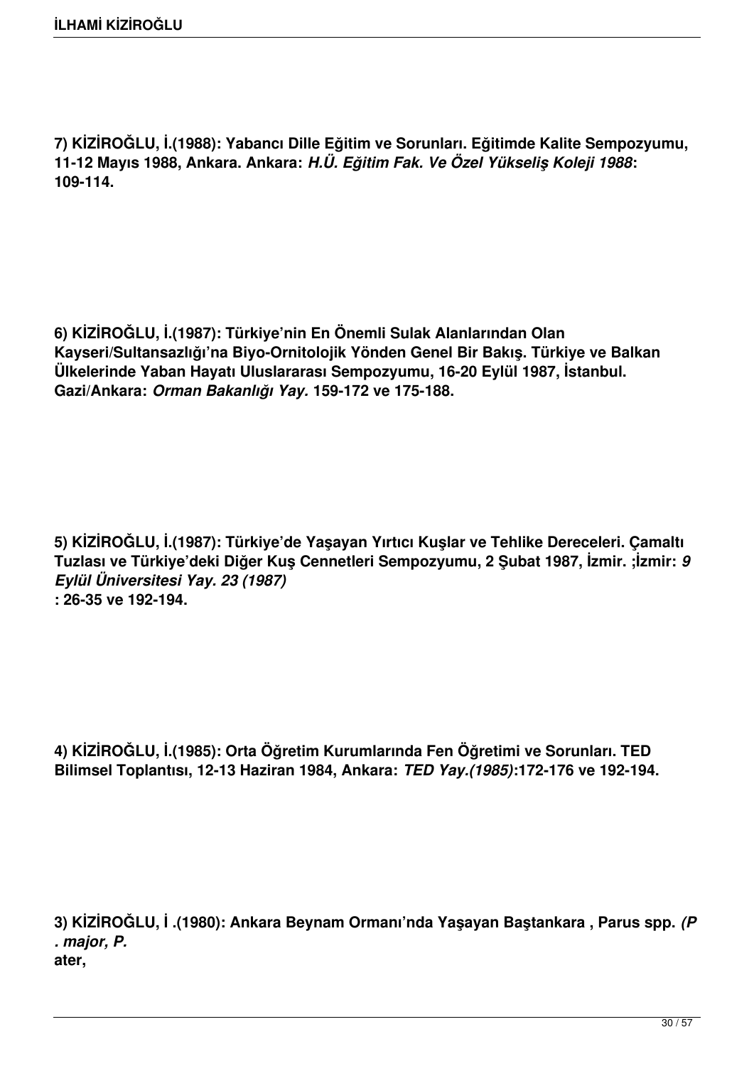**7) KİZİROĞLU, İ.(1988): Yabancı Dille Eğitim ve Sorunları. Eğitimde Kalite Sempozyumu, 11-12 Mayıs 1988, Ankara. Ankara: *H.Ü. Eğitim Fak. Ve Özel Yükseliş Koleji 1988*: 109-114.**

**6) KİZİROĞLU, İ.(1987): Türkiye'nin En Önemli Sulak Alanlarından Olan Kayseri/Sultansazlığı'na Biyo-Ornitolojik Yönden Genel Bir Bakış. Türkiye ve Balkan Ülkelerinde Yaban Hayatı Uluslararası Sempozyumu, 16-20 Eylül 1987, İstanbul. Gazi/Ankara: *Orman Bakanlığı Yay.* 159-172 ve 175-188.**

**5) KİZİROĞLU, İ.(1987): Türkiye'de Yaşayan Yırtıcı Kuşlar ve Tehlike Dereceleri. Çamaltı Tuzlası ve Türkiye'deki Diğer Kuş Cennetleri Sempozyumu, 2 Şubat 1987, İzmir. ;İzmir: *9 Eylül Üniversitesi Yay. 23 (1987)***
**: 26-35 ve 192-194.**

**4) KİZİROĞLU, İ.(1985): Orta Öğretim Kurumlarında Fen Öğretimi ve Sorunları. TED Bilimsel Toplantısı, 12-13 Haziran 1984, Ankara: *TED Yay.(1985)*:172-176 ve 192-194.**

**3) KİZİROĞLU, İ .(1980): Ankara Beynam Ormanı'nda Yaşayan Baştankara , Parus spp. *(P . major, P.***
**ater,**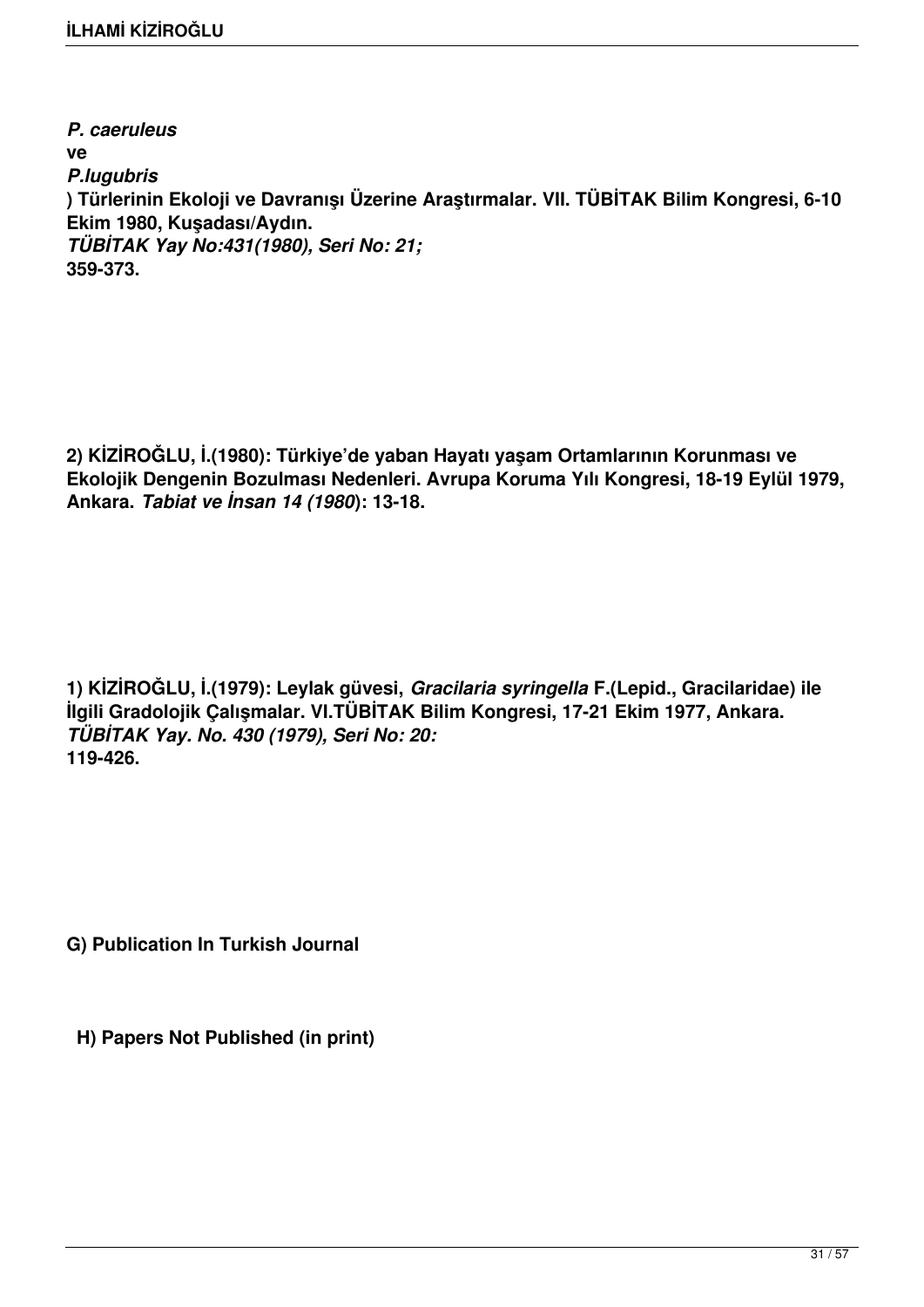***P. caeruleus* ve *P.lugubris*) Türlerinin Ekoloji ve Davranışı Üzerine Araştırmalar. VII. TÜBİTAK Bilim Kongresi, 6-10 Ekim 1980, Kuşadası/Aydın. *TÜBİTAK Yay No:431(1980), Seri No: 21;* 359-373.**

**2) KİZİROĞLU, İ.(1980): Türkiye'de yaban Hayatı yaşam Ortamlarının Korunması ve Ekolojik Dengenin Bozulması Nedenleri. Avrupa Koruma Yılı Kongresi, 18-19 Eylül 1979, Ankara. *Tabiat ve İnsan 14 (1980*): 13-18.**

**1) KİZİROĞLU, İ.(1979): Leylak güvesi, *Gracilaria syringella* F.(Lepid., Gracilaridae) ile İlgili Gradolojik Çalışmalar. VI.TÜBİTAK Bilim Kongresi, 17-21 Ekim 1977, Ankara. *TÜBİTAK Yay. No. 430 (1979), Seri No: 20:* 119-426.**

**G) Publication In Turkish Journal**

**H) Papers Not Published (in print)**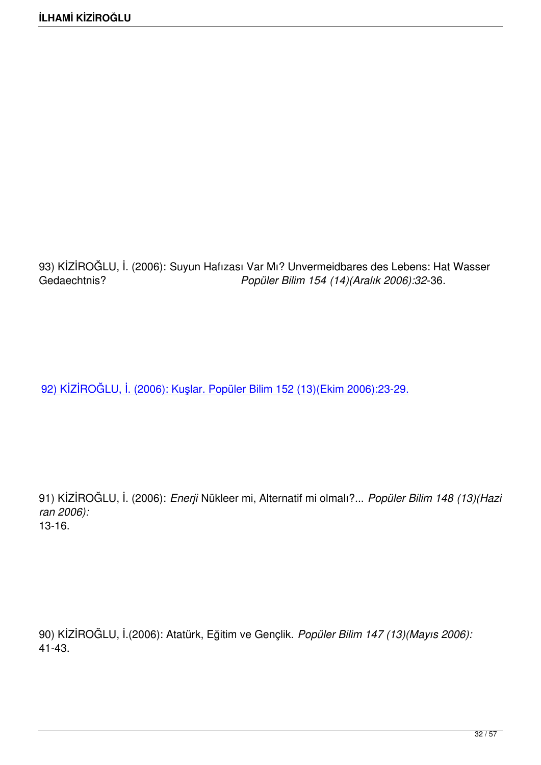93) KİZİROĞLU, İ. (2006): Suyun Hafızası Var Mı? Unvermeidbares des Lebens: Hat Wasser Gedaechtnis? *Popüler Bilim 154 (14)(Aralık 2006):32*-36.

92) KİZİROĞLU, İ. (2006): Kuşlar. Popüler Bilim 152 (13)(Ekim 2006):23-29.

91) KİZİROĞLU, İ. (2006): *Enerji* Nükleer mi, Alternatif mi olmalı?... *Popüler Bilim 148 (13)(Haziran 2006):* 13-16.

90) KİZİROĞLU, İ.(2006): Atatürk, Eğitim ve Gençlik. *Popüler Bilim 147 (13)(Mayıs 2006):* 41-43.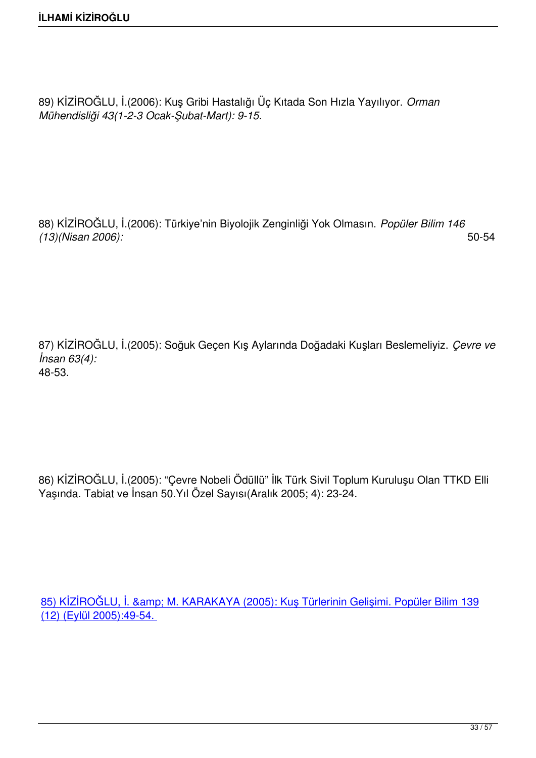89) KİZİROĞLU, İ.(2006): Kuş Gribi Hastalığı Üç Kıtada Son Hızla Yayılıyor. *Orman Mühendisliği 43(1-2-3 Ocak-Şubat-Mart): 9-15.*

88) KİZİROĞLU, İ.(2006): Türkiye'nin Biyolojik Zenginliği Yok Olmasın. *Popüler Bilim 146 (13)(Nisan 2006):* 50-54

87) KİZİROĞLU, İ.(2005): Soğuk Geçen Kış Aylarında Doğadaki Kuşları Beslemeliyiz. *Çevre ve İnsan 63(4):* 48-53.

86) KİZİROĞLU, İ.(2005): "Çevre Nobeli Ödüllü" İlk Türk Sivil Toplum Kuruluşu Olan TTKD Elli Yaşında. Tabiat ve İnsan 50.Yıl Özel Sayısı(Aralık 2005; 4): 23-24.

85) KİZİROĞLU, İ. &amp; M. KARAKAYA (2005): Kuş Türlerinin Gelişimi. Popüler Bilim 139 (12) (Eylül 2005):49-54.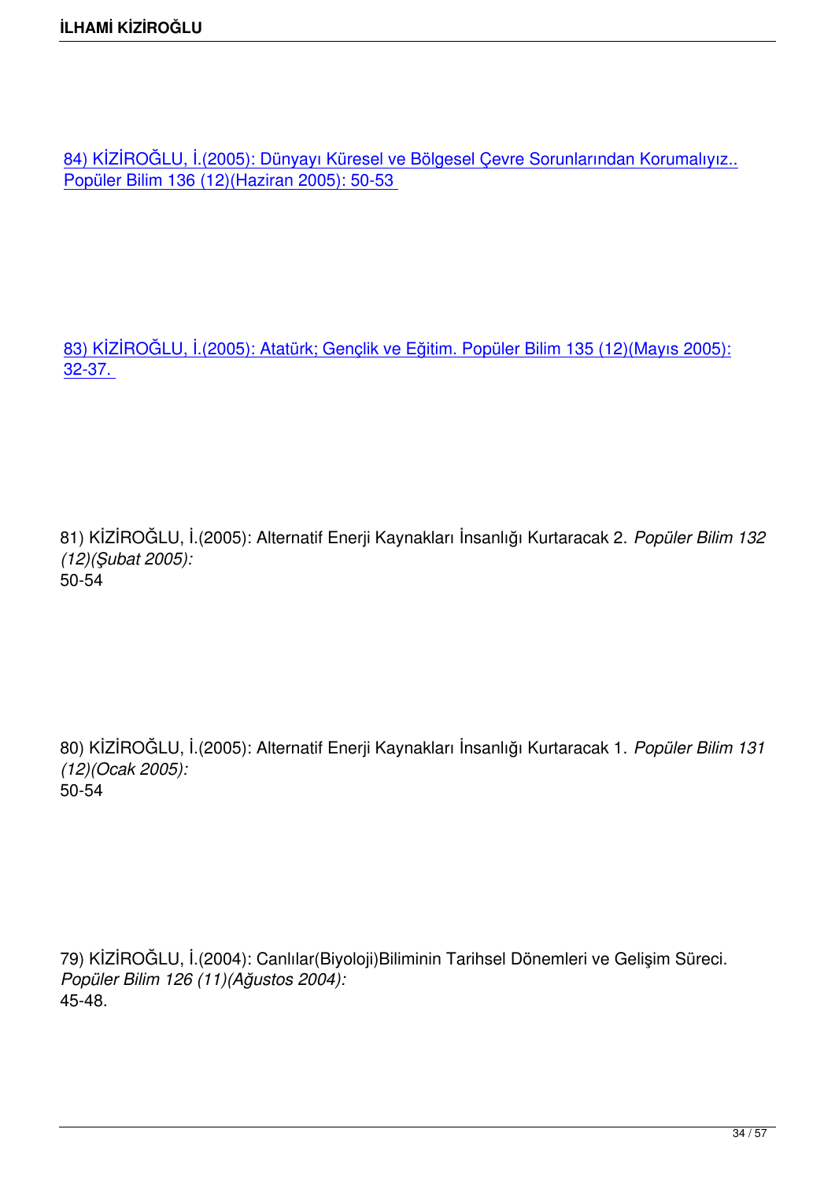84) KİZİROĞLU, İ.(2005): Dünyayı Küresel ve Bölgesel Çevre Sorunlarından Korumalıyız.. Popüler Bilim 136 (12)(Haziran 2005): 50-53

83) KİZİROĞLU, İ.(2005): Atatürk; Gençlik ve Eğitim. Popüler Bilim 135 (12)(Mayıs 2005): 32-37.

81) KİZİROĞLU, İ.(2005): Alternatif Enerji Kaynakları İnsanlığı Kurtaracak 2. *Popüler Bilim 132 (12)(Şubat 2005):* 50-54

80) KİZİROĞLU, İ.(2005): Alternatif Enerji Kaynakları İnsanlığı Kurtaracak 1. *Popüler Bilim 131 (12)(Ocak 2005):* 50-54

79) KİZİROĞLU, İ.(2004): Canlılar(Biyoloji)Biliminin Tarihsel Dönemleri ve Gelişim Süreci. *Popüler Bilim 126 (11)(Ağustos 2004):* 45-48.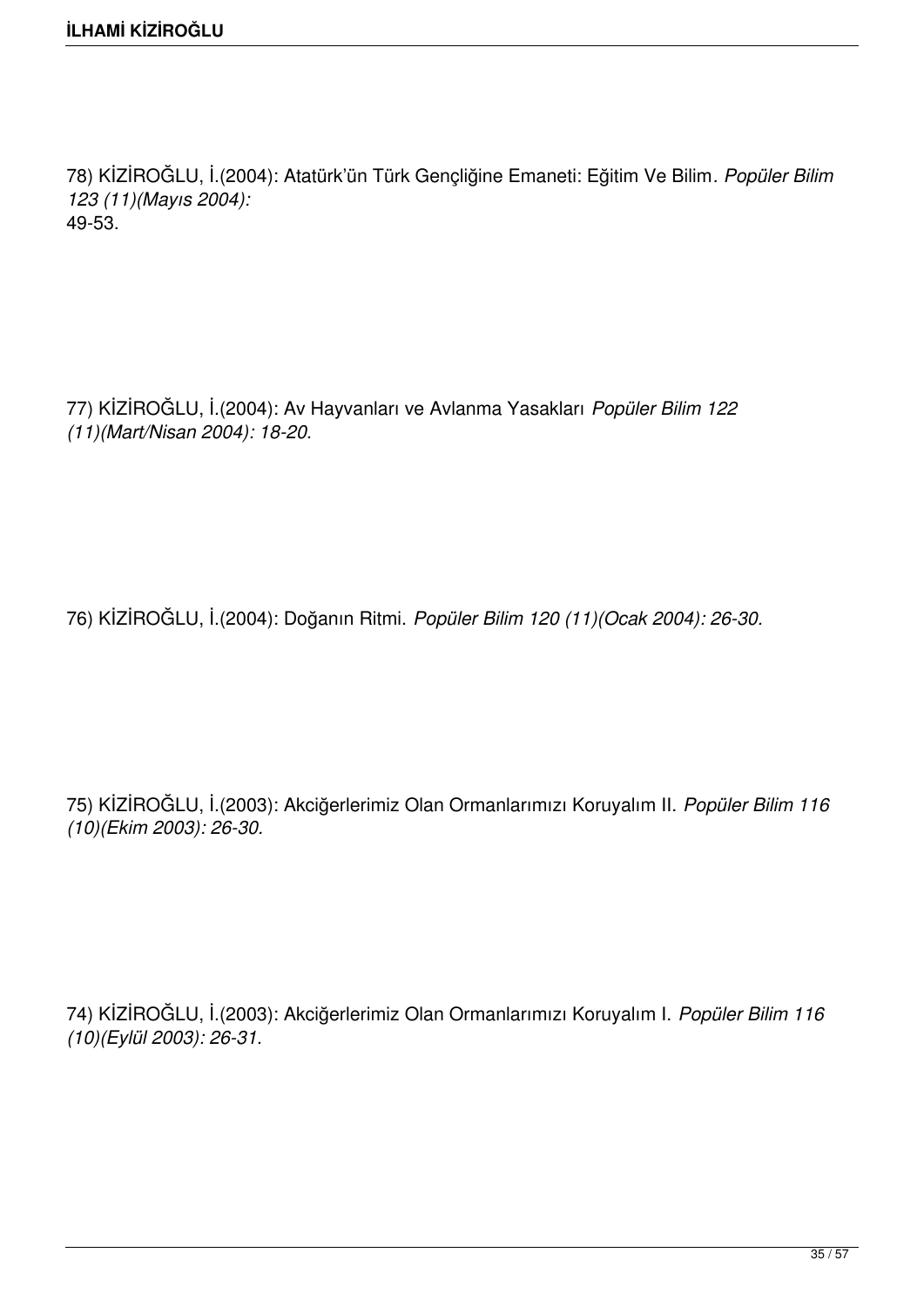78) KİZİROĞLU, İ.(2004): Atatürk'ün Türk Gençliğine Emaneti: Eğitim Ve Bilim. *Popüler Bilim 123 (11)(Mayıs 2004):* 49-53.

77) KİZİROĞLU, İ.(2004): Av Hayvanları ve Avlanma Yasakları *Popüler Bilim 122 (11)(Mart/Nisan 2004): 18-20.*

76) KİZİROĞLU, İ.(2004): Doğanın Ritmi. *Popüler Bilim 120 (11)(Ocak 2004): 26-30.*

75) KİZİROĞLU, İ.(2003): Akciğerlerimiz Olan Ormanlarımızı Koruyalım II. *Popüler Bilim 116 (10)(Ekim 2003): 26-30.*

74) KİZİROĞLU, İ.(2003): Akciğerlerimiz Olan Ormanlarımızı Koruyalım I. *Popüler Bilim 116 (10)(Eylül 2003): 26-31.*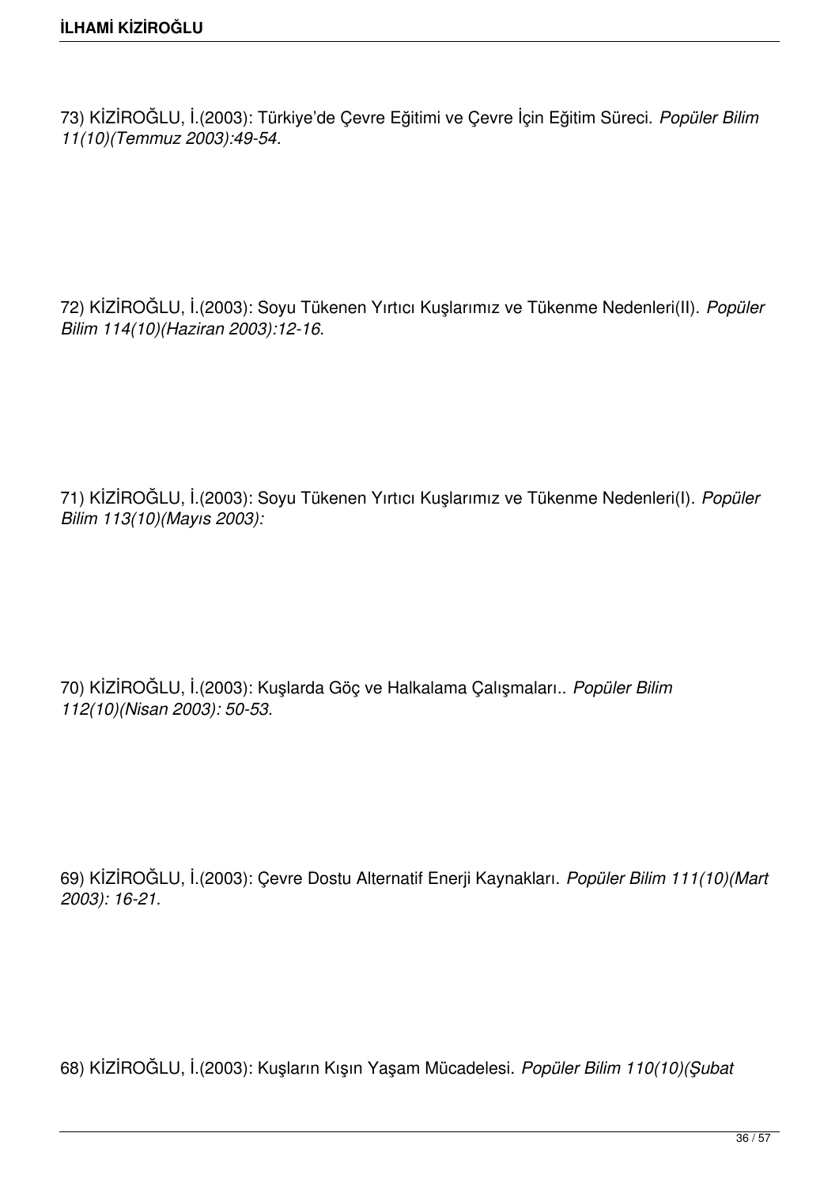73) KİZİROĞLU, İ.(2003): Türkiye'de Çevre Eğitimi ve Çevre İçin Eğitim Süreci. *Popüler Bilim 11(10)(Temmuz 2003):49-54.*

72) KİZİROĞLU, İ.(2003): Soyu Tükenen Yırtıcı Kuşlarımız ve Tükenme Nedenleri(II). *Popüler Bilim 114(10)(Haziran 2003):12-16.*

71) KİZİROĞLU, İ.(2003): Soyu Tükenen Yırtıcı Kuşlarımız ve Tükenme Nedenleri(I). *Popüler Bilim 113(10)(Mayıs 2003):*

70) KİZİROĞLU, İ.(2003): Kuşlarda Göç ve Halkalama Çalışmaları.. *Popüler Bilim 112(10)(Nisan 2003): 50-53.*

69) KİZİROĞLU, İ.(2003): Çevre Dostu Alternatif Enerji Kaynakları. *Popüler Bilim 111(10)(Mart 2003): 16-21.*

68) KİZİROĞLU, İ.(2003): Kuşların Kışın Yaşam Mücadelesi. *Popüler Bilim 110(10)(Şubat*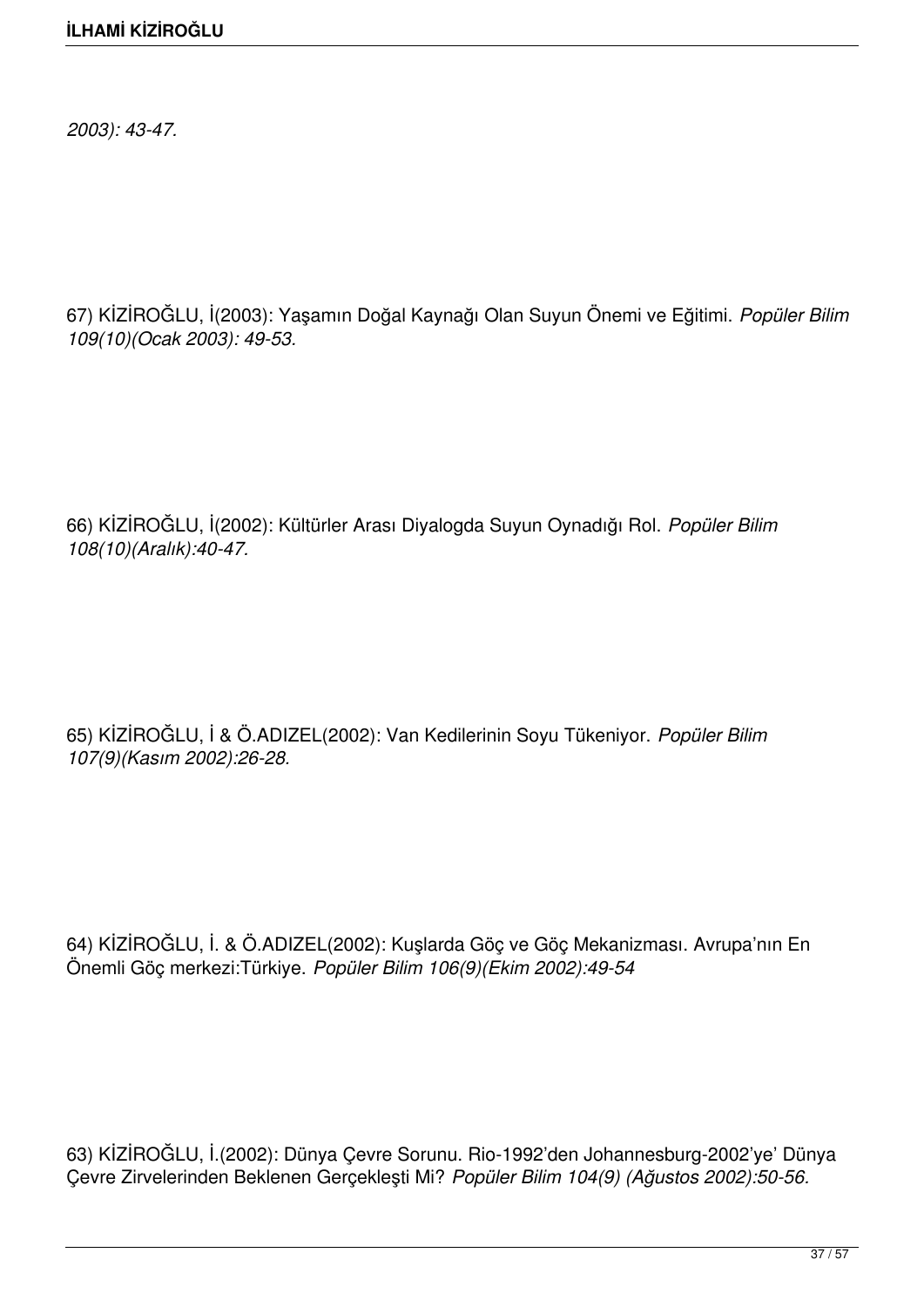*2003): 43-47.*

67) KİZİROĞLU, İ(2003): Yaşamın Doğal Kaynağı Olan Suyun Önemi ve Eğitimi. *Popüler Bilim 109(10)(Ocak 2003): 49-53.*

66) KİZİROĞLU, İ(2002): Kültürler Arası Diyalogda Suyun Oynadığı Rol. *Popüler Bilim 108(10)(Aralık):40-47.*

65) KİZİROĞLU, İ & Ö.ADIZEL(2002): Van Kedilerinin Soyu Tükeniyor. *Popüler Bilim 107(9)(Kasım 2002):26-28.*

64) KİZİROĞLU, İ. & Ö.ADIZEL(2002): Kuşlarda Göç ve Göç Mekanizması. Avrupa'nın En Önemli Göç merkezi:Türkiye. *Popüler Bilim 106(9)(Ekim 2002):49-54*

63) KİZİROĞLU, İ.(2002): Dünya Çevre Sorunu. Rio-1992'den Johannesburg-2002'ye' Dünya Çevre Zirvelerinden Beklenen Gerçekleşti Mi? *Popüler Bilim 104(9) (Ağustos 2002):50-56.*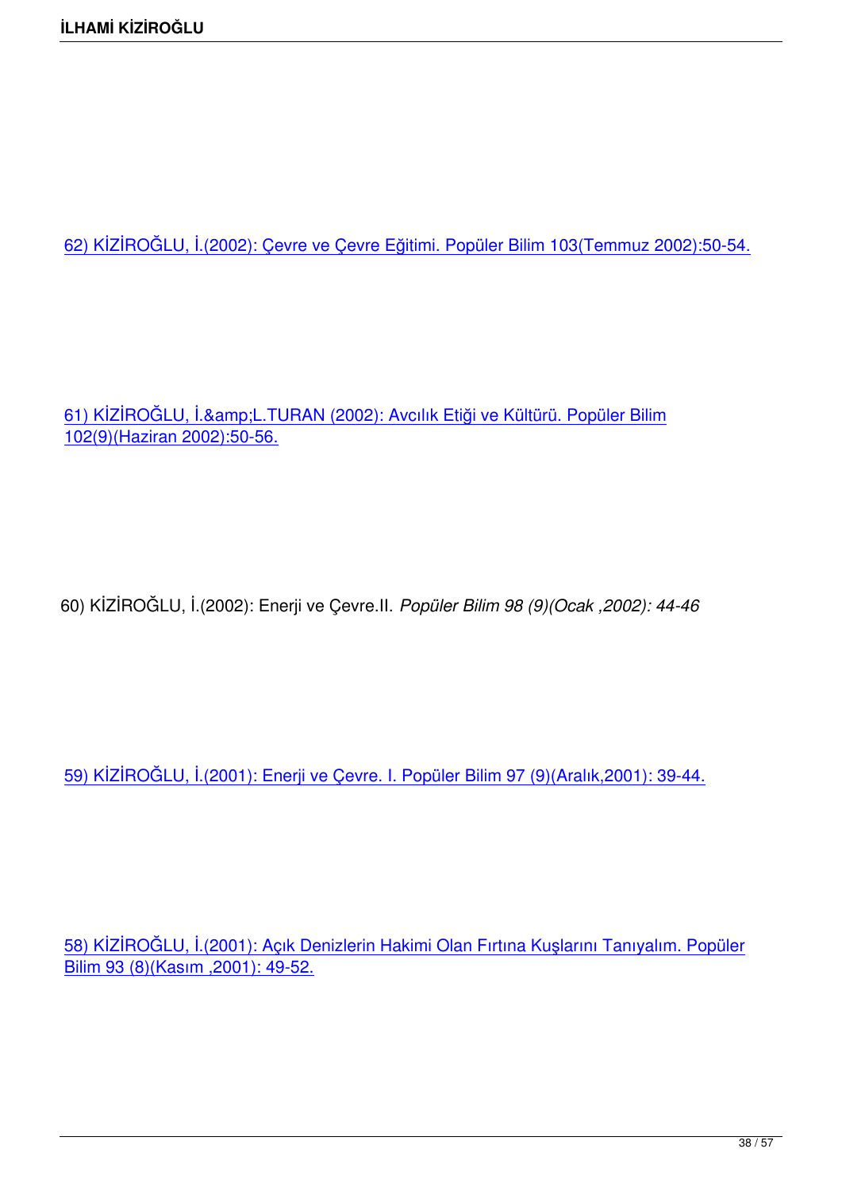62) KİZİROĞLU, İ.(2002): Çevre ve Çevre Eğitimi. Popüler Bilim 103(Temmuz 2002):50-54.

61) KİZİROĞLU, İ.&amp;L.TURAN (2002): Avcılık Etiği ve Kültürü. Popüler Bilim 102(9)(Haziran 2002):50-56.

60) KİZİROĞLU, İ.(2002): Enerji ve Çevre.II. *Popüler Bilim 98 (9)(Ocak ,2002): 44-46*

59) KİZİROĞLU, İ.(2001): Enerji ve Çevre. I. Popüler Bilim 97 (9)(Aralık,2001): 39-44.

58) KİZİROĞLU, İ.(2001): Açık Denizlerin Hakimi Olan Fırtına Kuşlarını Tanıyalım. Popüler Bilim 93 (8)(Kasım ,2001): 49-52.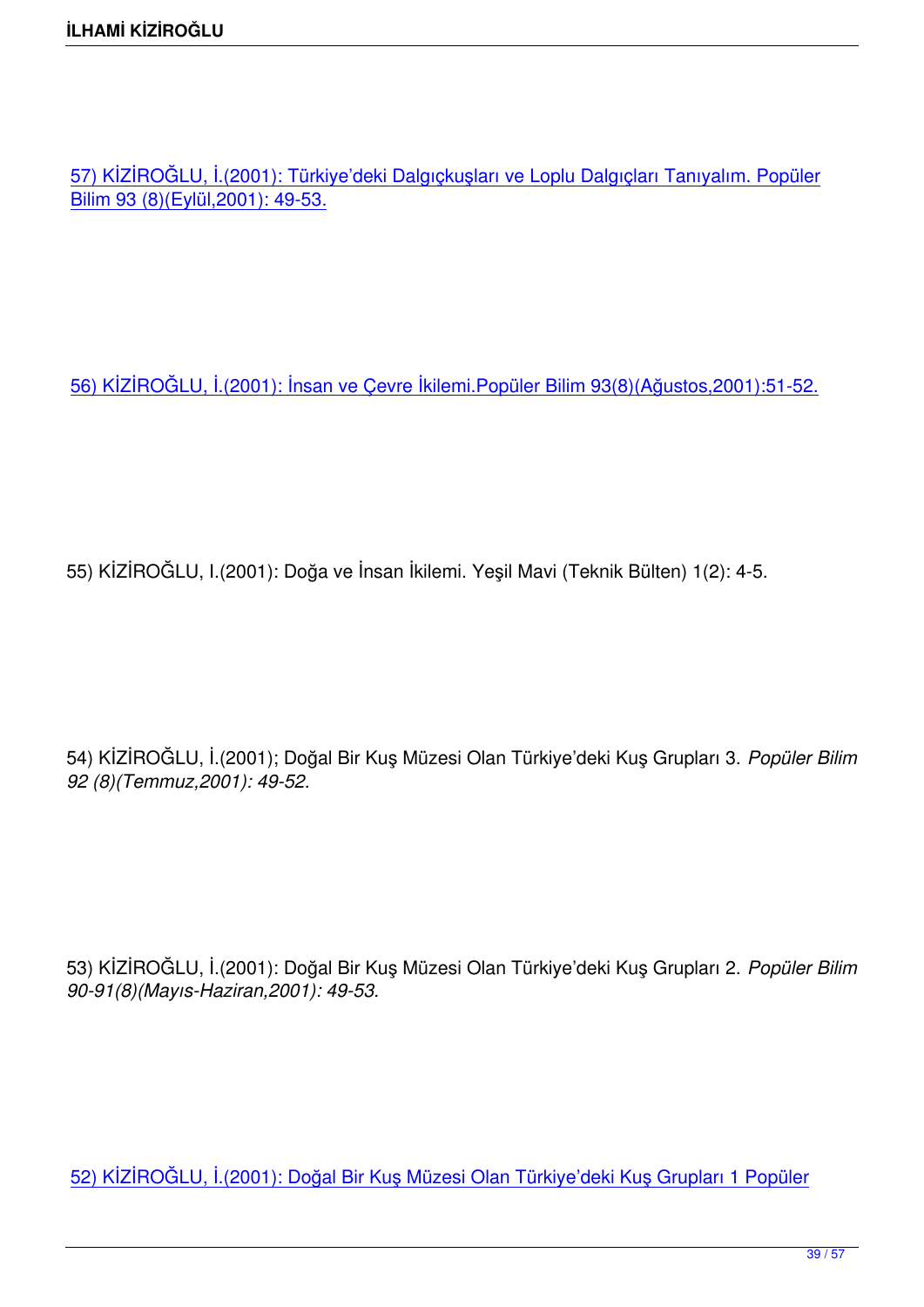57) KİZİROĞLU, İ.(2001): Türkiye'deki Dalgıçkuşları ve Loplu Dalgıçları Tanıyalım. Popüler Bilim 93 (8)(Eylül,2001): 49-53.

56) KİZİROĞLU, İ.(2001): İnsan ve Çevre İkilemi.Popüler Bilim 93(8)(Ağustos,2001):51-52.

55) KİZİROĞLU, I.(2001): Doğa ve İnsan İkilemi. Yeşil Mavi (Teknik Bülten) 1(2): 4-5.

54) KİZİROĞLU, İ.(2001); Doğal Bir Kuş Müzesi Olan Türkiye'deki Kuş Grupları 3. *Popüler Bilim 92 (8)(Temmuz,2001): 49-52.*

53) KİZİROĞLU, İ.(2001): Doğal Bir Kuş Müzesi Olan Türkiye'deki Kuş Grupları 2. *Popüler Bilim 90-91(8)(Mayıs-Haziran,2001): 49-53.*

52) KİZİROĞLU, İ.(2001): Doğal Bir Kuş Müzesi Olan Türkiye'deki Kuş Grupları 1 Popüler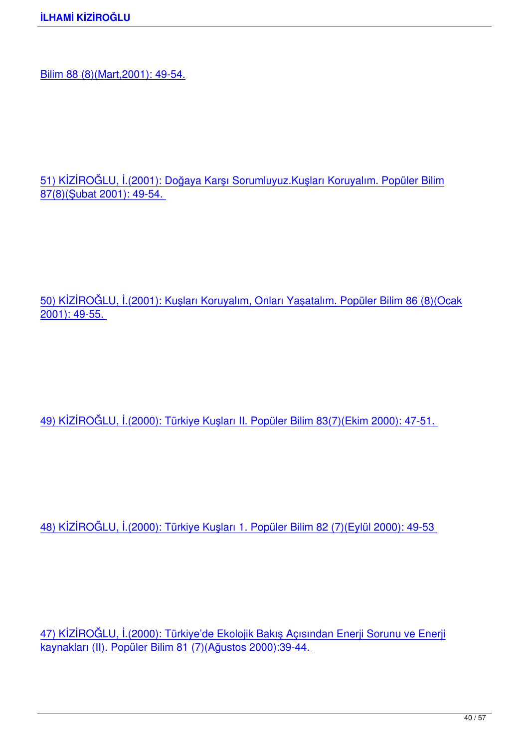Bilim 88 (8)(Mart,2001): 49-54.

51) KİZİROĞLU, İ.(2001): Doğaya Karşı Sorumluyuz.Kuşları Koruyalım. Popüler Bilim 87(8)(Şubat 2001): 49-54.

50) KİZİROĞLU, İ.(2001): Kuşları Koruyalım, Onları Yaşatalım. Popüler Bilim 86 (8)(Ocak 2001): 49-55.

49) KİZİROĞLU, İ.(2000): Türkiye Kuşları II. Popüler Bilim 83(7)(Ekim 2000): 47-51.

48) KİZİROĞLU, İ.(2000): Türkiye Kuşları 1. Popüler Bilim 82 (7)(Eylül 2000): 49-53

47) KİZİROĞLU, İ.(2000): Türkiye'de Ekolojik Bakış Açısından Enerji Sorunu ve Enerji kaynakları (II). Popüler Bilim 81 (7)(Ağustos 2000):39-44.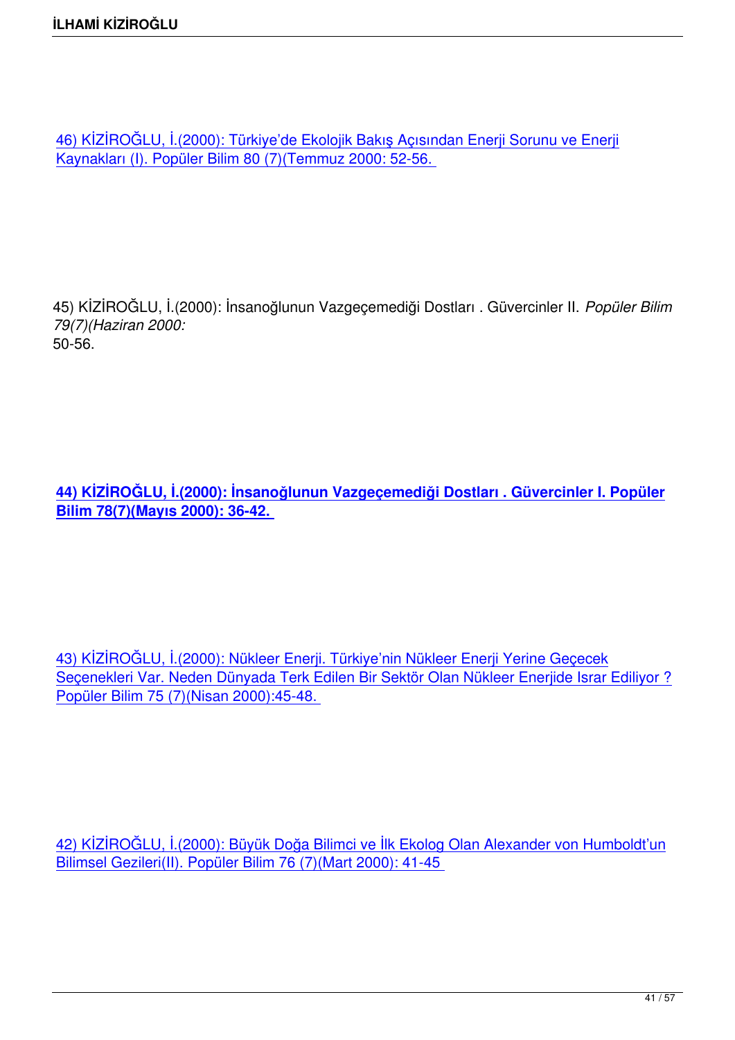46) KİZİROĞLU, İ.(2000): Türkiye'de Ekolojik Bakış Açısından Enerji Sorunu ve Enerji Kaynakları (I). Popüler Bilim 80 (7)(Temmuz 2000: 52-56.

45) KİZİROĞLU, İ.(2000): İnsanoğlunun Vazgeçemediği Dostları . Güvercinler II. *Popüler Bilim 79(7)(Haziran 2000:* 50-56.

**44) KİZİROĞLU, İ.(2000): İnsanoğlunun Vazgeçemediği Dostları . Güvercinler I. Popüler Bilim 78(7)(Mayıs 2000): 36-42.**

43) KİZİROĞLU, İ.(2000): Nükleer Enerji. Türkiye'nin Nükleer Enerji Yerine Geçecek Seçenekleri Var. Neden Dünyada Terk Edilen Bir Sektör Olan Nükleer Enerjide Israr Ediliyor ? Popüler Bilim 75 (7)(Nisan 2000):45-48.

42) KİZİROĞLU, İ.(2000): Büyük Doğa Bilimci ve İlk Ekolog Olan Alexander von Humboldt'un Bilimsel Gezileri(II). Popüler Bilim 76 (7)(Mart 2000): 41-45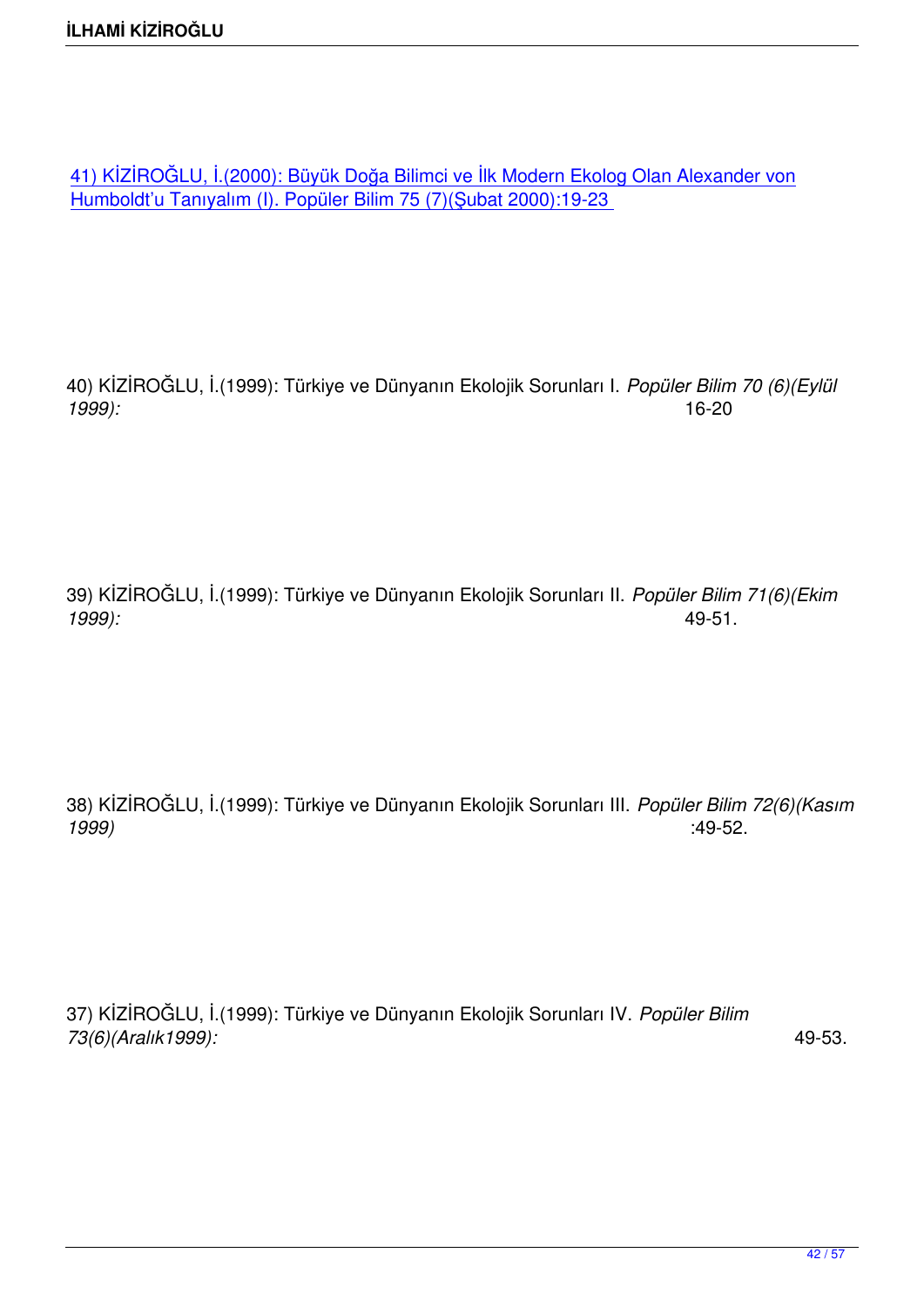41) KİZİROĞLU, İ.(2000): Büyük Doğa Bilimci ve İlk Modern Ekolog Olan Alexander von Humboldt'u Tanıyalım (I). Popüler Bilim 75 (7)(Şubat 2000):19-23

40) KİZİROĞLU, İ.(1999): Türkiye ve Dünyanın Ekolojik Sorunları I. *Popüler Bilim 70 (6)(Eylül 1999):* 16-20

39) KİZİROĞLU, İ.(1999): Türkiye ve Dünyanın Ekolojik Sorunları II. *Popüler Bilim 71(6)(Ekim 1999):* 49-51.

38) KİZİROĞLU, İ.(1999): Türkiye ve Dünyanın Ekolojik Sorunları III. *Popüler Bilim 72(6)(Kasım 1999)* :49-52.

37) KİZİROĞLU, İ.(1999): Türkiye ve Dünyanın Ekolojik Sorunları IV. *Popüler Bilim 73(6)(Aralık1999):* 49-53.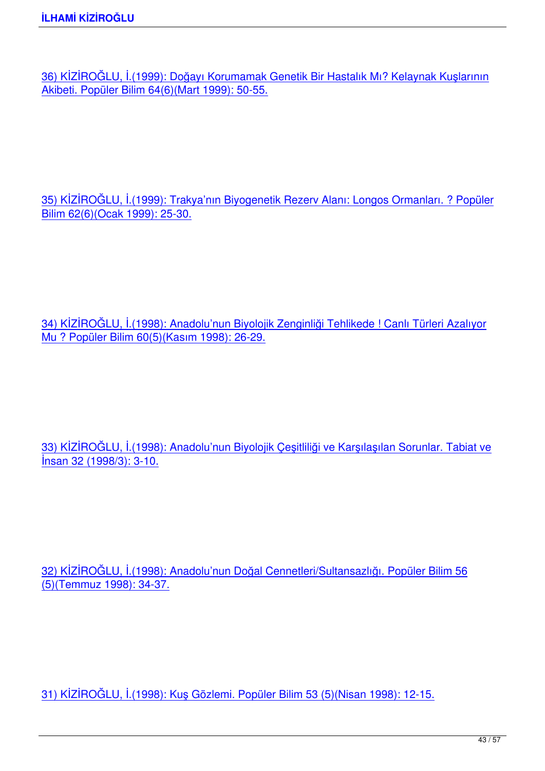36) KİZİROĞLU, İ.(1999): Doğayı Korumamak Genetik Bir Hastalık Mı? Kelaynak Kuşlarının Akibeti. Popüler Bilim 64(6)(Mart 1999): 50-55.

35) KİZİROĞLU, İ.(1999): Trakya'nın Biyogenetik Rezerv Alanı: Longos Ormanları. ? Popüler Bilim 62(6)(Ocak 1999): 25-30.

34) KİZİROĞLU, İ.(1998): Anadolu'nun Biyolojik Zenginliği Tehlikede ! Canlı Türleri Azalıyor Mu ? Popüler Bilim 60(5)(Kasım 1998): 26-29.

33) KİZİROĞLU, İ.(1998): Anadolu'nun Biyolojik Çeşitliliği ve Karşılaşılan Sorunlar. Tabiat ve İnsan 32 (1998/3): 3-10.

32) KİZİROĞLU, İ.(1998): Anadolu'nun Doğal Cennetleri/Sultansazlığı. Popüler Bilim 56 (5)(Temmuz 1998): 34-37.

31) KİZİROĞLU, İ.(1998): Kuş Gözlemi. Popüler Bilim 53 (5)(Nisan 1998): 12-15.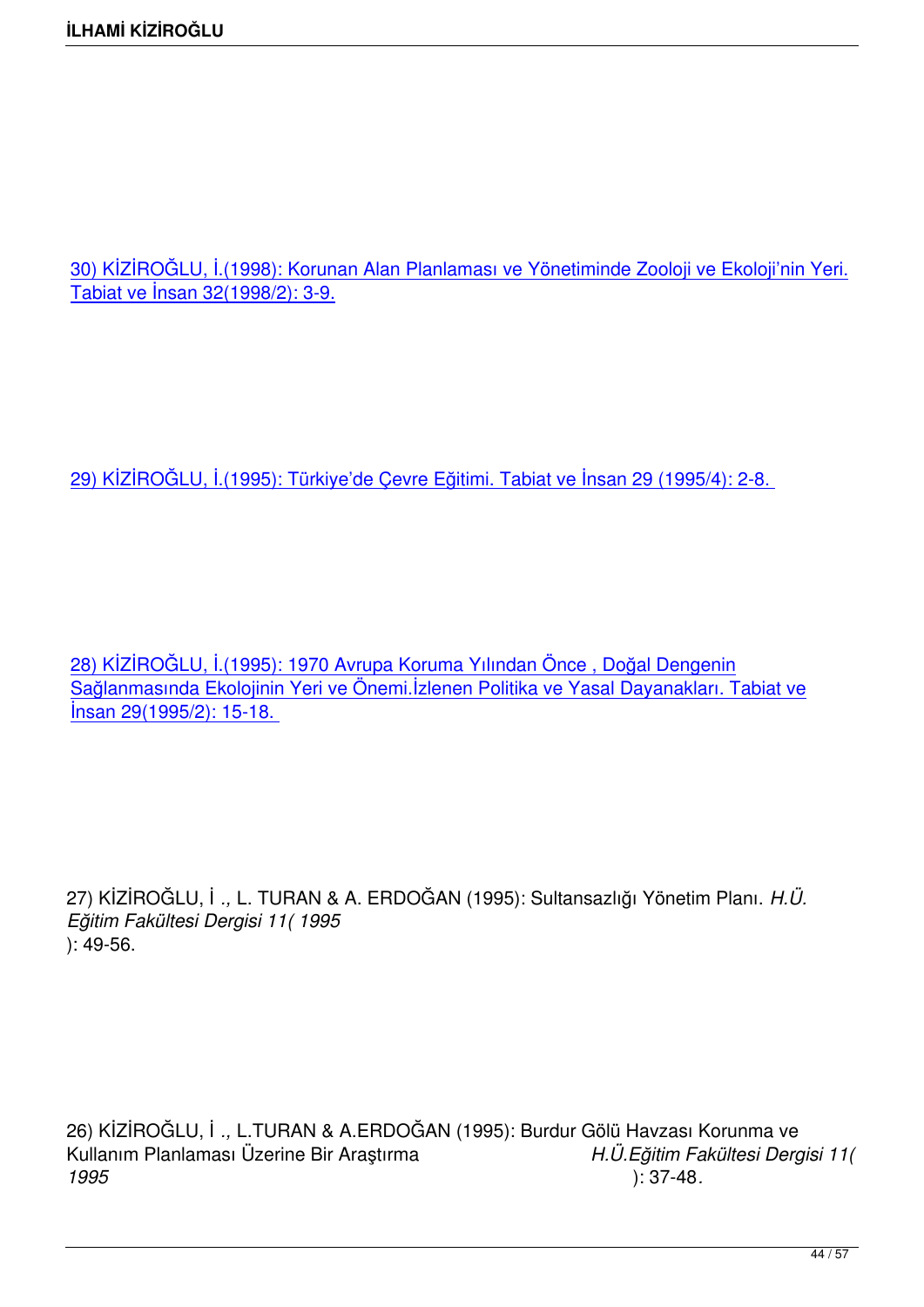30) KİZİROĞLU, İ.(1998): Korunan Alan Planlaması ve Yönetiminde Zooloji ve Ekoloji'nin Yeri. Tabiat ve İnsan 32(1998/2): 3-9.

29) KİZİROĞLU, İ.(1995): Türkiye'de Çevre Eğitimi. Tabiat ve İnsan 29 (1995/4): 2-8.

28) KİZİROĞLU, İ.(1995): 1970 Avrupa Koruma Yılından Önce , Doğal Dengenin Sağlanmasında Ekolojinin Yeri ve Önemi.İzlenen Politika ve Yasal Dayanakları. Tabiat ve İnsan 29(1995/2): 15-18.

27) KİZİROĞLU, İ ., L. TURAN & A. ERDOĞAN (1995): Sultansazlığı Yönetim Planı. *H.Ü. Eğitim Fakültesi Dergisi 11( 1995* ): 49-56.

26) KİZİROĞLU, İ ., L.TURAN & A.ERDOĞAN (1995): Burdur Gölü Havzası Korunma ve Kullanım Planlaması Üzerine Bir Araştırma *H.Ü.Eğitim Fakültesi Dergisi 11( 1995* ): 37-48.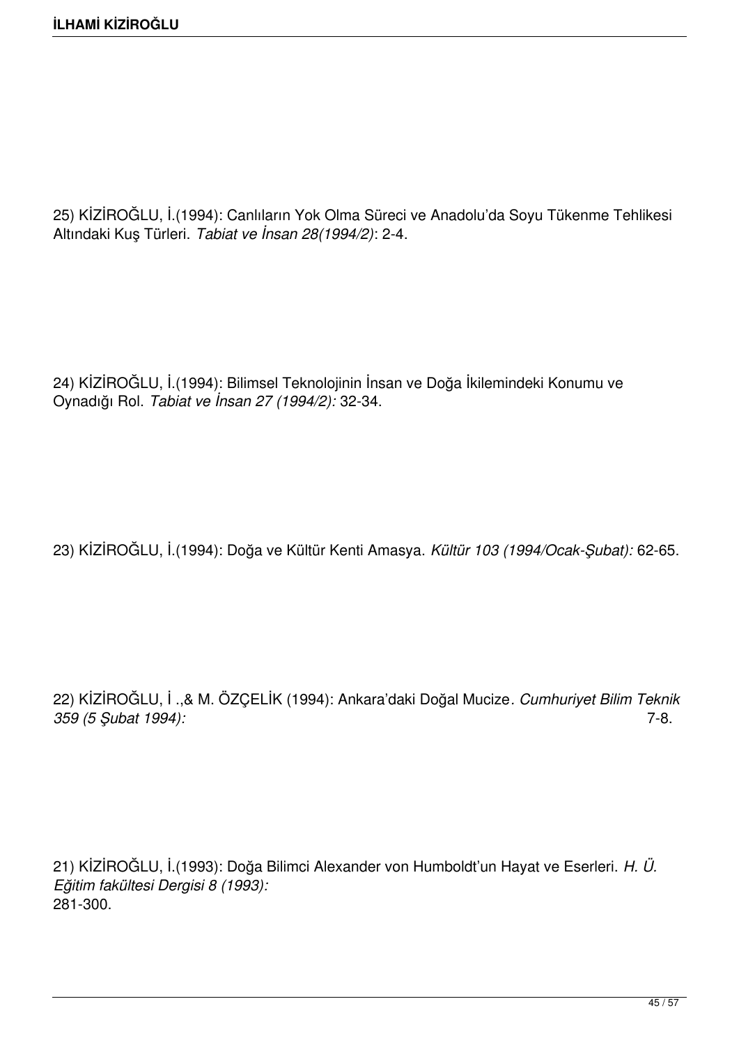25) KİZİROĞLU, İ.(1994): Canlıların Yok Olma Süreci ve Anadolu'da Soyu Tükenme Tehlikesi Altındaki Kuş Türleri. *Tabiat ve İnsan 28(1994/2)*: 2-4.

24) KİZİROĞLU, İ.(1994): Bilimsel Teknolojinin İnsan ve Doğa İkilemindeki Konumu ve Oynadığı Rol. *Tabiat ve İnsan 27 (1994/2):* 32-34.

23) KİZİROĞLU, İ.(1994): Doğa ve Kültür Kenti Amasya. *Kültür 103 (1994/Ocak-Şubat):* 62-65.

22) KİZİROĞLU, İ .,& M. ÖZÇELİK (1994): Ankara'daki Doğal Mucize. *Cumhuriyet Bilim Teknik 359 (5 Şubat 1994):* 7-8.

21) KİZİROĞLU, İ.(1993): Doğa Bilimci Alexander von Humboldt'un Hayat ve Eserleri. *H. Ü. Eğitim fakültesi Dergisi 8 (1993):* 281-300.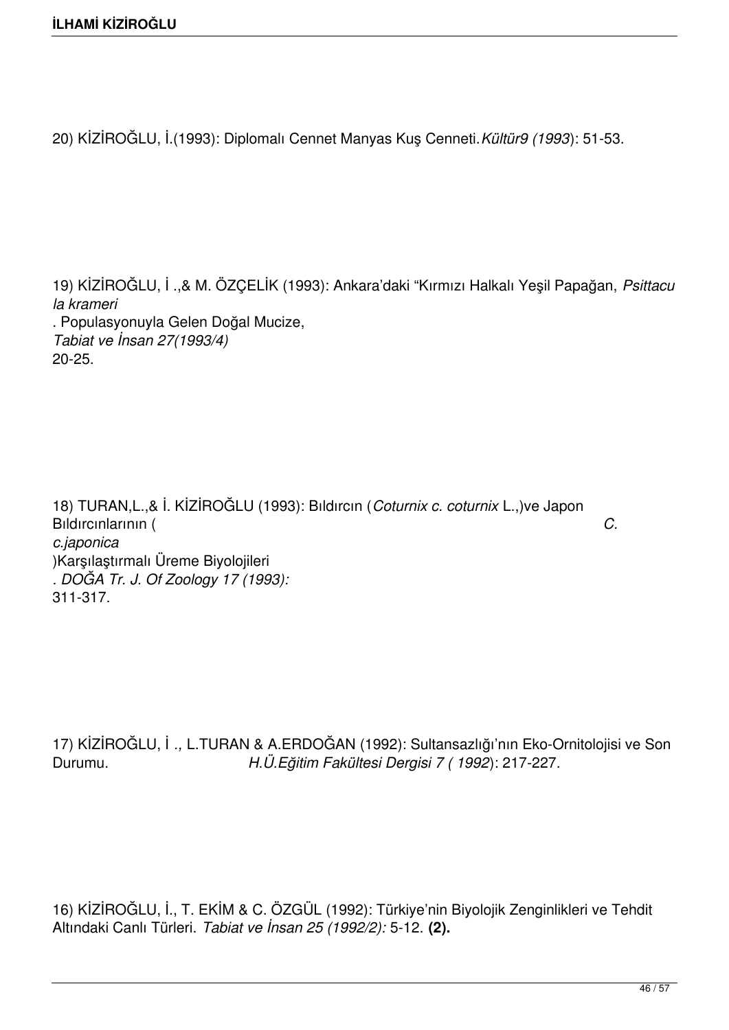20) KİZİROĞLU, İ.(1993): Diplomalı Cennet Manyas Kuş Cenneti.*Kültür9 (1993*): 51-53.

19) KİZİROĞLU, İ .,& M. ÖZÇELİK (1993): Ankara'daki "Kırmızı Halkalı Yeşil Papağan, *Psittacula krameri*. Populasyonuyla Gelen Doğal Mucize, *Tabiat ve İnsan 27(1993/4)* 20-25.

18) TURAN,L.,& İ. KİZİROĞLU (1993): Bıldırcın (*Coturnix c. coturnix* L.,)ve Japon Bıldırcınlarının (*C. c.japonica*)Karşılaştırmalı Üreme Biyolojileri*. DOĞA Tr. J. Of Zoology 17 (1993):* 311-317.

17) KİZİROĞLU, İ ., L.TURAN & A.ERDOĞAN (1992): Sultansazlığı'nın Eko-Ornitolojisi ve Son Durumu. *H.Ü.Eğitim Fakültesi Dergisi 7 ( 1992*): 217-227.

16) KİZİROĞLU, İ., T. EKİM & C. ÖZGÜL (1992): Türkiye'nin Biyolojik Zenginlikleri ve Tehdit Altındaki Canlı Türleri. *Tabiat ve İnsan 25 (1992/2):* 5-12. **(2).**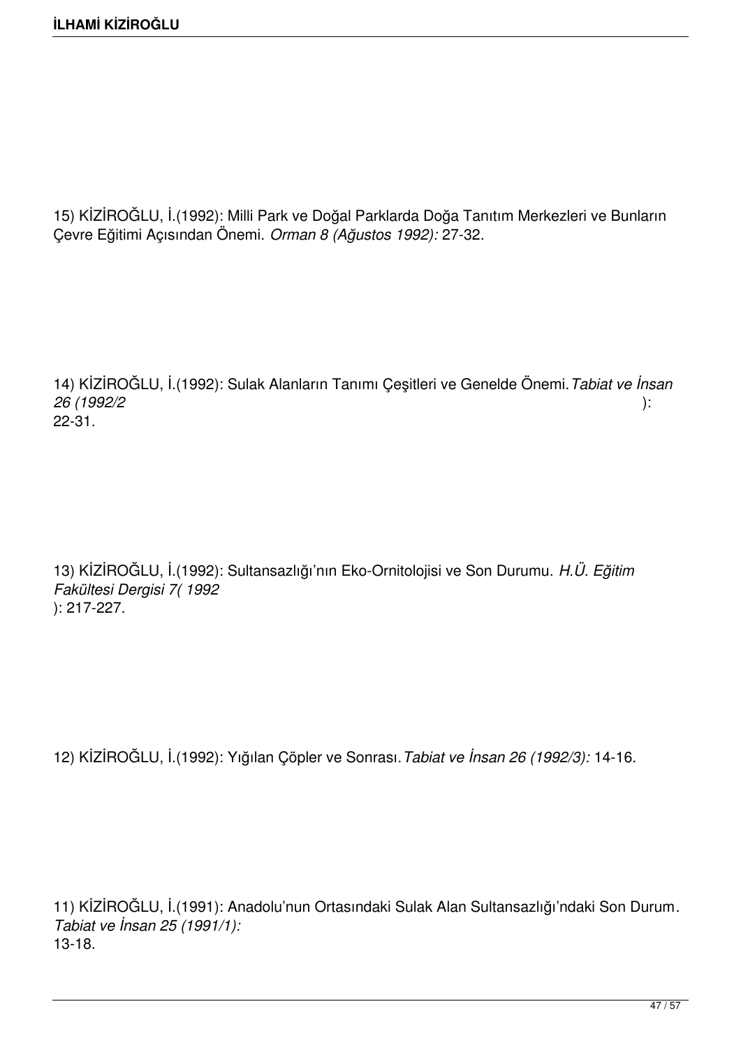15) KİZİROĞLU, İ.(1992): Milli Park ve Doğal Parklarda Doğa Tanıtım Merkezleri ve Bunların Çevre Eğitimi Açısından Önemi. *Orman 8 (Ağustos 1992):* 27-32.

14) KİZİROĞLU, İ.(1992): Sulak Alanların Tanımı Çeşitleri ve Genelde Önemi. *Tabiat ve İnsan 26 (1992/2*): 22-31.

13) KİZİROĞLU, İ.(1992): Sultansazlığı'nın Eko-Ornitolojisi ve Son Durumu. *H.Ü. Eğitim Fakültesi Dergisi 7( 1992*): 217-227.

12) KİZİROĞLU, İ.(1992): Yığılan Çöpler ve Sonrası. *Tabiat ve İnsan 26 (1992/3):* 14-16.

11) KİZİROĞLU, İ.(1991): Anadolu'nun Ortasındaki Sulak Alan Sultansazlığı'ndaki Son Durum. *Tabiat ve İnsan 25 (1991/1):* 13-18.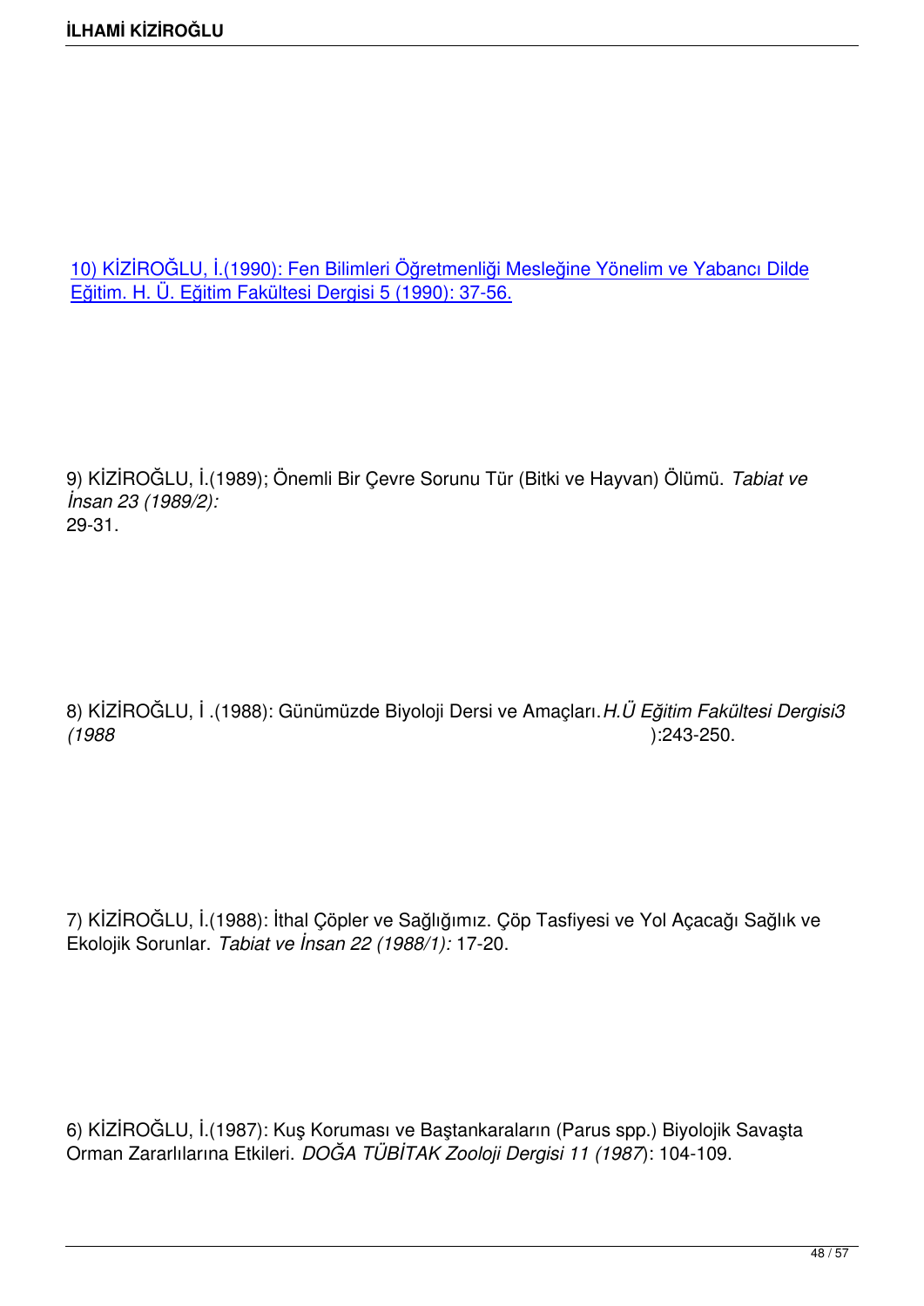10) KİZİROĞLU, İ.(1990): Fen Bilimleri Öğretmenliği Mesleğine Yönelim ve Yabancı Dilde Eğitim. H. Ü. Eğitim Fakültesi Dergisi 5 (1990): 37-56.

9) KİZİROĞLU, İ.(1989); Önemli Bir Çevre Sorunu Tür (Bitki ve Hayvan) Ölümü. *Tabiat ve İnsan 23 (1989/2):* 29-31.

8) KİZİROĞLU, İ .(1988): Günümüzde Biyoloji Dersi ve Amaçları. *H.Ü Eğitim Fakültesi Dergisi3 (1988* ):243-250.

7) KİZİROĞLU, İ.(1988): İthal Çöpler ve Sağlığımız. Çöp Tasfiyesi ve Yol Açacağı Sağlık ve Ekolojik Sorunlar. *Tabiat ve İnsan 22 (1988/1):* 17-20.

6) KİZİROĞLU, İ.(1987): Kuş Koruması ve Baştankaraların (Parus spp.) Biyolojik Savaşta Orman Zararlılarına Etkileri. *DOĞA TÜBİTAK Zooloji Dergisi 11 (1987*): 104-109.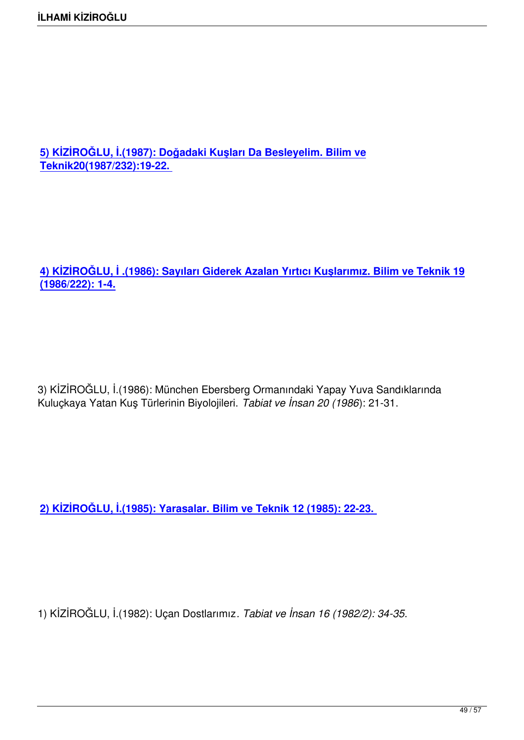**5) KİZİROĞLU, İ.(1987): Doğadaki Kuşları Da Besleyelim. Bilim ve Teknik20(1987/232):19-22.**

**4) KİZİROĞLU, İ .(1986): Sayıları Giderek Azalan Yırtıcı Kuşlarımız. Bilim ve Teknik 19 (1986/222): 1-4.**

3) KİZİROĞLU, İ.(1986): München Ebersberg Ormanındaki Yapay Yuva Sandıklarında Kuluçkaya Yatan Kuş Türlerinin Biyolojileri. *Tabiat ve İnsan 20 (1986*): 21-31.

**2) KİZİROĞLU, İ.(1985): Yarasalar. Bilim ve Teknik 12 (1985): 22-23.**

1) KİZİROĞLU, İ.(1982): Uçan Dostlarımız*. Tabiat ve İnsan 16 (1982/2): 34-35.*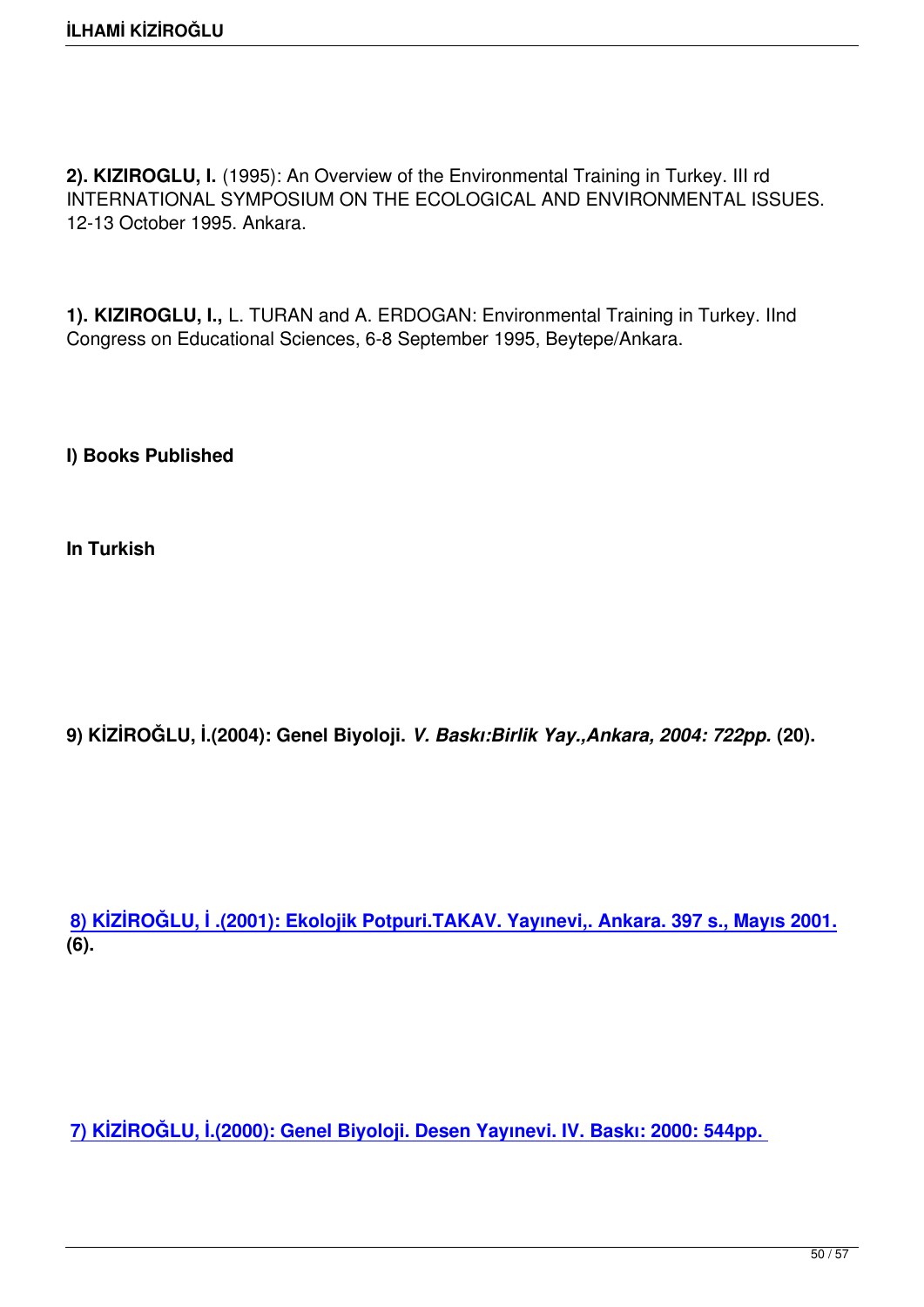2). **KIZIROGLU, I.** (1995): An Overview of the Environmental Training in Turkey. III rd INTERNATIONAL SYMPOSIUM ON THE ECOLOGICAL AND ENVIRONMENTAL ISSUES. 12-13 October 1995. Ankara.

1). **KIZIROGLU, I.,** L. TURAN and A. ERDOGAN: Environmental Training in Turkey. IInd Congress on Educational Sciences, 6-8 September 1995, Beytepe/Ankara.

**I) Books Published**

**In Turkish**

**9) KİZİROĞLU, İ.(2004): Genel Biyoloji.** ***V. Baskı:Birlik Yay.,Ankara, 2004: 722pp.*** **(20).**

**8) KİZİROĞLU, İ .(2001): Ekolojik Potpuri.TAKAV. Yayınevi,. Ankara. 397 s., Mayıs 2001. (6).**

**7) KİZİROĞLU, İ.(2000): Genel Biyoloji. Desen Yayınevi. IV. Baskı: 2000: 544pp.**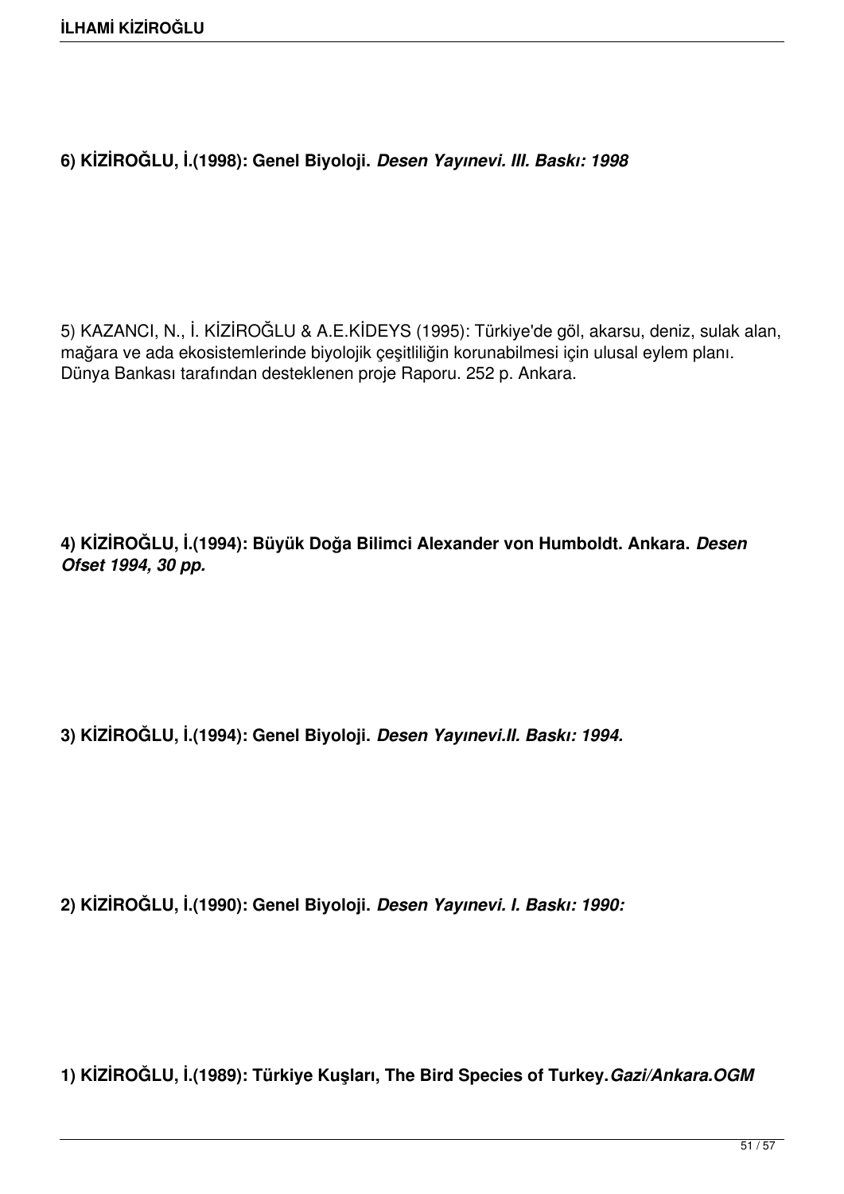**6) KİZİROĞLU, İ.(1998): Genel Biyoloji.** ***Desen Yayınevi. III. Baskı: 1998***

5) KAZANCI, N., İ. KİZİROĞLU & A.E.KİDEYS (1995): Türkiye'de göl, akarsu, deniz, sulak alan, mağara ve ada ekosistemlerinde biyolojik çeşitliliğin korunabilmesi için ulusal eylem planı. Dünya Bankası tarafından desteklenen proje Raporu. 252 p. Ankara.

**4) KİZİROĞLU, İ.(1994): Büyük Doğa Bilimci Alexander von Humboldt. Ankara.** ***Desen Ofset 1994, 30 pp.***

**3) KİZİROĞLU, İ.(1994): Genel Biyoloji.** ***Desen Yayınevi.II. Baskı: 1994.***

**2) KİZİROĞLU, İ.(1990): Genel Biyoloji.** ***Desen Yayınevi. I. Baskı: 1990:***

**1) KİZİROĞLU, İ.(1989): Türkiye Kuşları, The Bird Species of Turkey.*****Gazi/Ankara.OGM***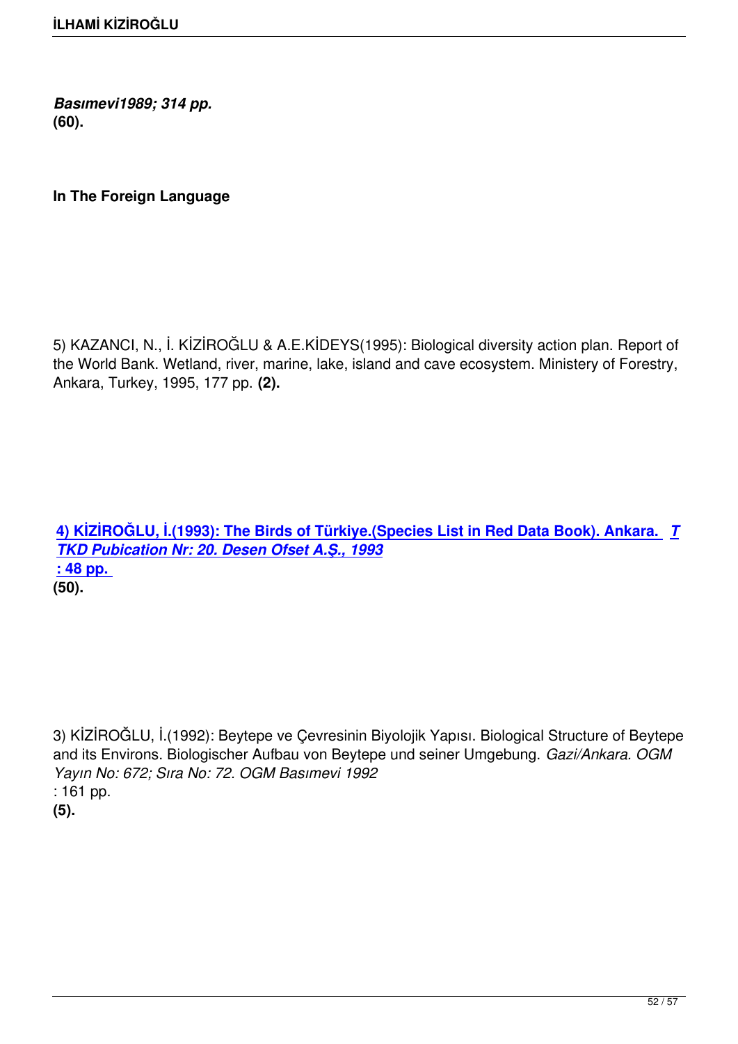*Basımevi1989; 314 pp.*
**(60).**

**In The Foreign Language**

5) KAZANCI, N., İ. KİZİROĞLU & A.E.KİDEYS(1995): Biological diversity action plan. Report of the World Bank. Wetland, river, marine, lake, island and cave ecosystem. Ministery of Forestry, Ankara, Turkey, 1995, 177 pp. **(2).**

**4) KİZİROĞLU, İ.(1993): The Birds of Türkiye.(Species List in Red Data Book). Ankara.** ***TTKD Pubication Nr: 20. Desen Ofset A.Ş., 1993*** **: 48 pp.**
**(50).**

3) KİZİROĞLU, İ.(1992): Beytepe ve Çevresinin Biyolojik Yapısı. Biological Structure of Beytepe and its Environs. Biologischer Aufbau von Beytepe und seiner Umgebung. *Gazi/Ankara. OGM Yayın No: 672; Sıra No: 72. OGM Basımevi 1992*
: 161 pp.
**(5).**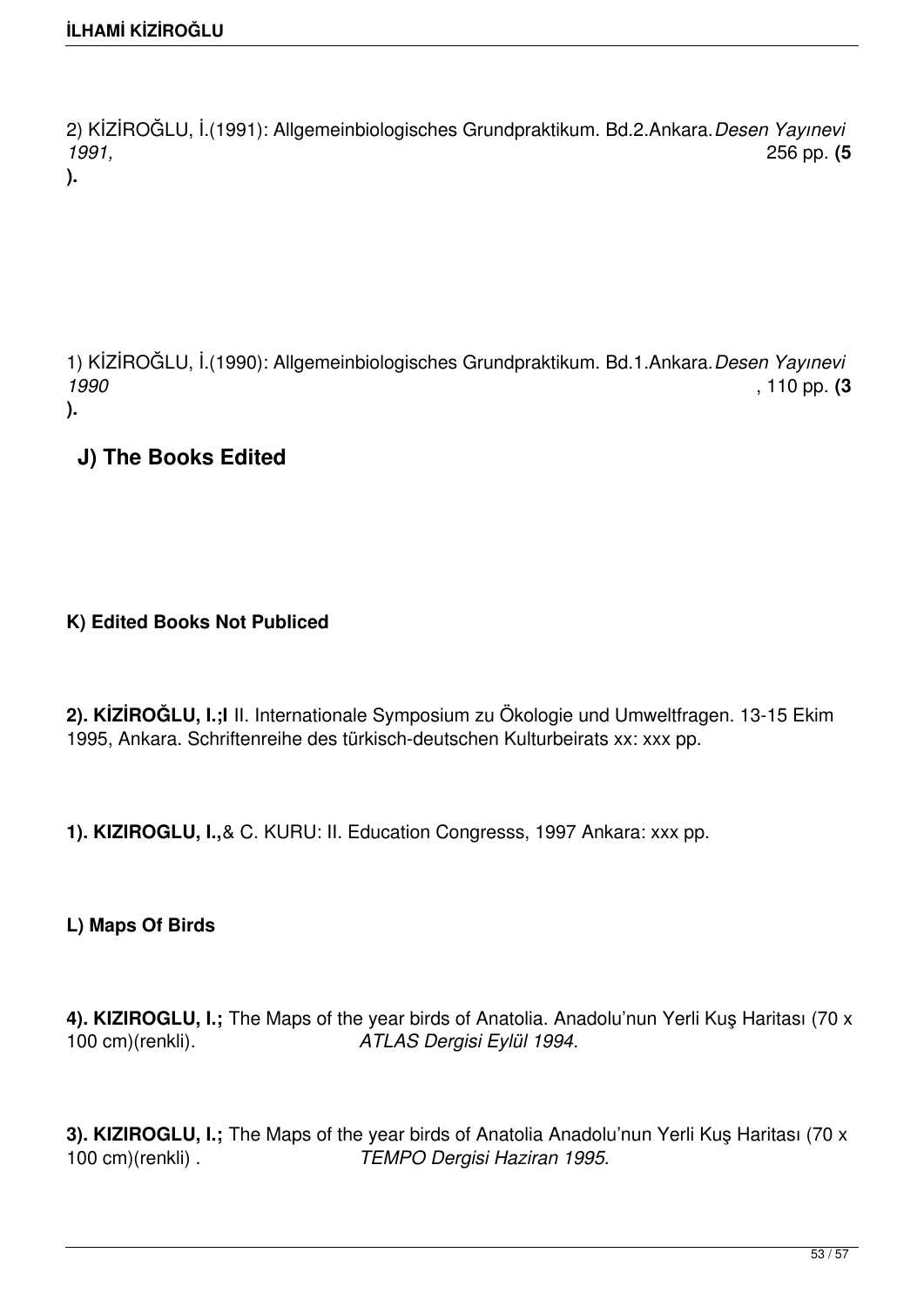2) KİZİROĞLU, İ.(1991): Allgemeinbiologisches Grundpraktikum. Bd.2.Ankara.*Desen Yayınevi 1991,* 256 pp. **(5 ).**

1) KİZİROĞLU, İ.(1990): Allgemeinbiologisches Grundpraktikum. Bd.1.Ankara.*Desen Yayınevi 1990* , 110 pp. **(3 ).**

## J) The Books Edited

### K) Edited Books Not Publiced

**2). KİZİROĞLU, I.;I** II. Internationale Symposium zu Ökologie und Umweltfragen. 13-15 Ekim 1995, Ankara. Schriftenreihe des türkisch-deutschen Kulturbeirats xx: xxx pp.

**1). KIZIROGLU, I.,**& C. KURU: II. Education Congresss, 1997 Ankara: xxx pp.

### L) Maps Of Birds

**4). KIZIROGLU, I.;** The Maps of the year birds of Anatolia. Anadolu'nun Yerli Kuş Haritası (70 x 100 cm)(renkli). *ATLAS Dergisi Eylül 1994.*

**3). KIZIROGLU, I.;** The Maps of the year birds of Anatolia Anadolu'nun Yerli Kuş Haritası (70 x 100 cm)(renkli) . *TEMPO Dergisi Haziran 1995.*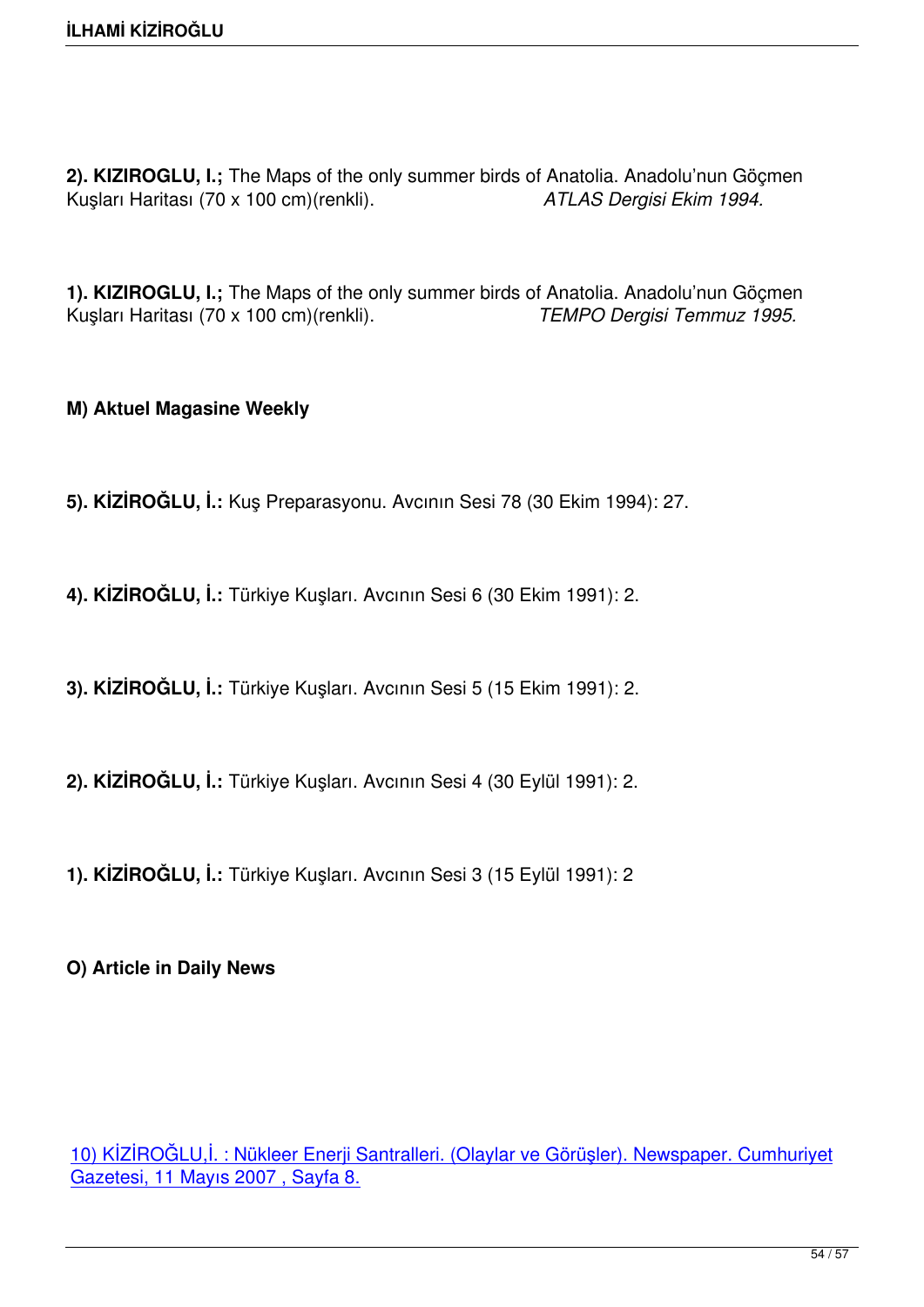**2). KIZIROGLU, I.;** The Maps of the only summer birds of Anatolia. Anadolu'nun Göçmen Kuşları Haritası (70 x 100 cm)(renkli). *ATLAS Dergisi Ekim 1994.*

**1). KIZIROGLU, I.;** The Maps of the only summer birds of Anatolia. Anadolu'nun Göçmen Kuşları Haritası (70 x 100 cm)(renkli). *TEMPO Dergisi Temmuz 1995.*

**M) Aktuel Magasine Weekly**

**5). KİZİROĞLU, İ.:** Kuş Preparasyonu. Avcının Sesi 78 (30 Ekim 1994): 27.

**4). KİZİROĞLU, İ.:** Türkiye Kuşları. Avcının Sesi 6 (30 Ekim 1991): 2.

**3). KİZİROĞLU, İ.:** Türkiye Kuşları. Avcının Sesi 5 (15 Ekim 1991): 2.

**2). KİZİROĞLU, İ.:** Türkiye Kuşları. Avcının Sesi 4 (30 Eylül 1991): 2.

**1). KİZİROĞLU, İ.:** Türkiye Kuşları. Avcının Sesi 3 (15 Eylül 1991): 2

**O) Article in Daily News**

10) KİZİROĞLU,İ. : Nükleer Enerji Santralleri. (Olaylar ve Görüşler). Newspaper. Cumhuriyet Gazetesi, 11 Mayıs 2007 , Sayfa 8.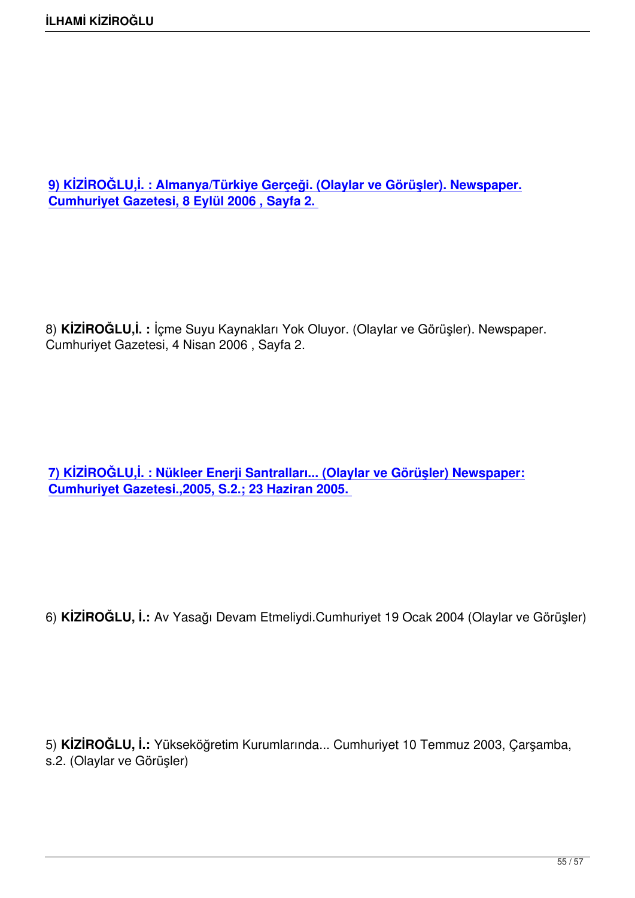**9) KİZİROĞLU,İ. : Almanya/Türkiye Gerçeği. (Olaylar ve Görüşler). Newspaper. Cumhuriyet Gazetesi, 8 Eylül 2006 , Sayfa 2.**

8) **KİZİROĞLU,İ. :** İçme Suyu Kaynakları Yok Oluyor. (Olaylar ve Görüşler). Newspaper. Cumhuriyet Gazetesi, 4 Nisan 2006 , Sayfa 2.

**7) KİZİROĞLU,İ. : Nükleer Enerji Santralları... (Olaylar ve Görüşler) Newspaper: Cumhuriyet Gazetesi.,2005, S.2.; 23 Haziran 2005.**

6) **KİZİROĞLU, İ.:** Av Yasağı Devam Etmeliydi.Cumhuriyet 19 Ocak 2004 (Olaylar ve Görüşler)

5) **KİZİROĞLU, İ.:** Yükseköğretim Kurumlarında... Cumhuriyet 10 Temmuz 2003, Çarşamba, s.2. (Olaylar ve Görüşler)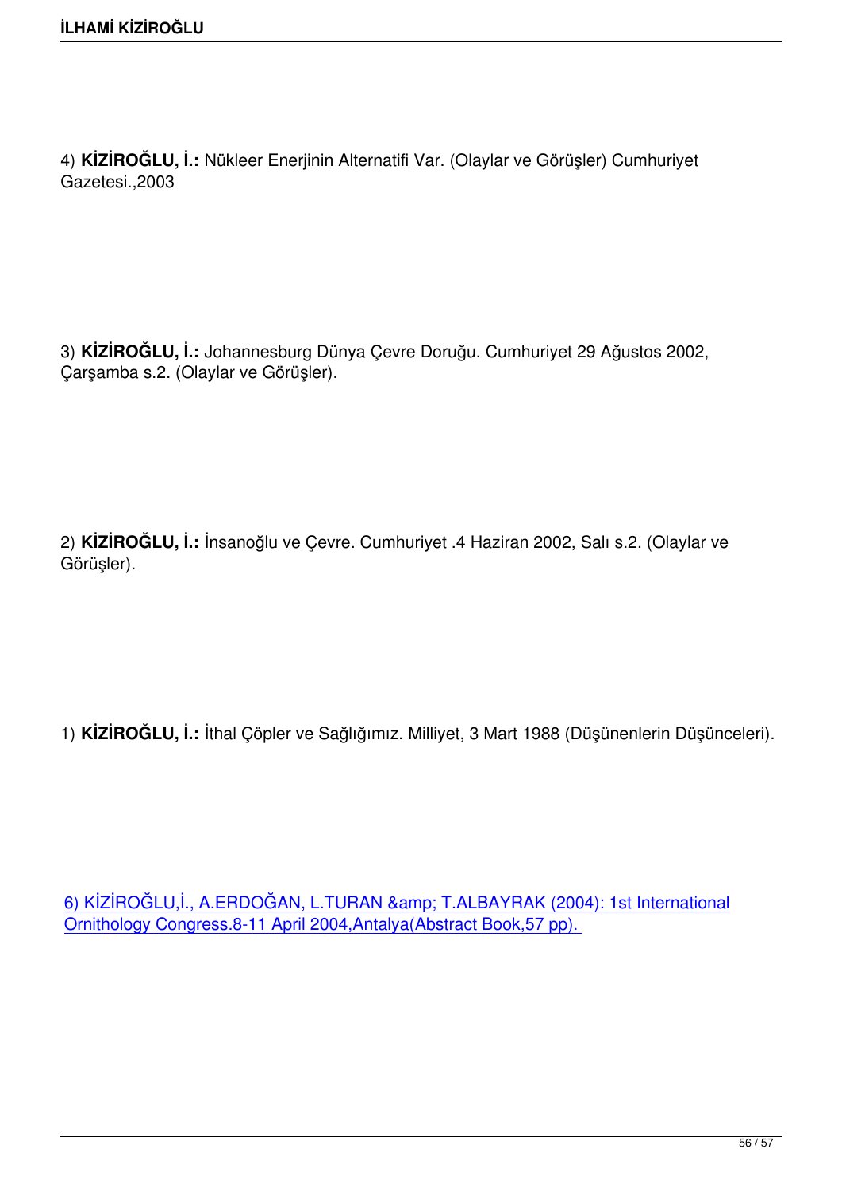4) **KİZİROĞLU, İ.:** Nükleer Enerjinin Alternatifi Var. (Olaylar ve Görüşler) Cumhuriyet Gazetesi.,2003

3) **KİZİROĞLU, İ.:** Johannesburg Dünya Çevre Doruğu. Cumhuriyet 29 Ağustos 2002, Çarşamba s.2. (Olaylar ve Görüşler).

2) **KİZİROĞLU, İ.:** İnsanoğlu ve Çevre. Cumhuriyet .4 Haziran 2002, Salı s.2. (Olaylar ve Görüşler).

1) **KİZİROĞLU, İ.:** İthal Çöpler ve Sağlığımız. Milliyet, 3 Mart 1988 (Düşünenlerin Düşünceleri).

6) KİZİROĞLU,İ., A.ERDOĞAN, L.TURAN &amp; T.ALBAYRAK (2004): 1st International Ornithology Congress.8-11 April 2004,Antalya(Abstract Book,57 pp).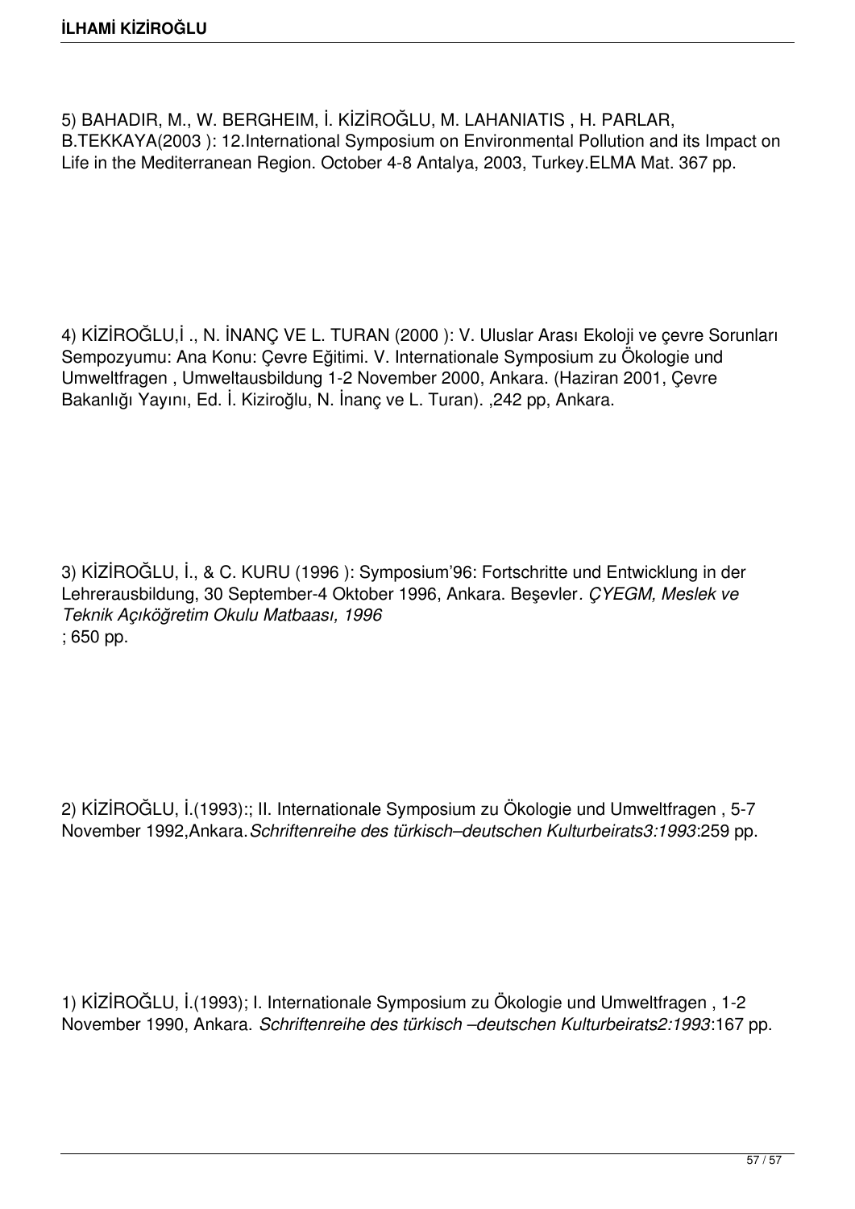5) BAHADIR, M., W. BERGHEIM, İ. KİZİROĞLU, M. LAHANIATIS , H. PARLAR, B.TEKKAYA(2003 ): 12.International Symposium on Environmental Pollution and its Impact on Life in the Mediterranean Region. October 4-8 Antalya, 2003, Turkey.ELMA Mat. 367 pp.

4) KİZİROĞLU,İ ., N. İNANÇ VE L. TURAN (2000 ): V. Uluslar Arası Ekoloji ve çevre Sorunları Sempozyumu: Ana Konu: Çevre Eğitimi. V. Internationale Symposium zu Ökologie und Umweltfragen , Umweltausbildung 1-2 November 2000, Ankara. (Haziran 2001, Çevre Bakanlığı Yayını, Ed. İ. Kiziroğlu, N. İnanç ve L. Turan). ,242 pp, Ankara.

3) KİZİROĞLU, İ., & C. KURU (1996 ): Symposium'96: Fortschritte und Entwicklung in der Lehrerausbildung, 30 September-4 Oktober 1996, Ankara. Beşevler. *ÇYEGM, Meslek ve Teknik Açıköğretim Okulu Matbaası, 1996*
; 650 pp.

2) KİZİROĞLU, İ.(1993):; II. Internationale Symposium zu Ökologie und Umweltfragen , 5-7 November 1992,Ankara.*Schriftenreihe des türkisch–deutschen Kulturbeirats3:1993*:259 pp.

1) KİZİROĞLU, İ.(1993); I. Internationale Symposium zu Ökologie und Umweltfragen , 1-2 November 1990, Ankara. *Schriftenreihe des türkisch –deutschen Kulturbeirats2:1993*:167 pp.